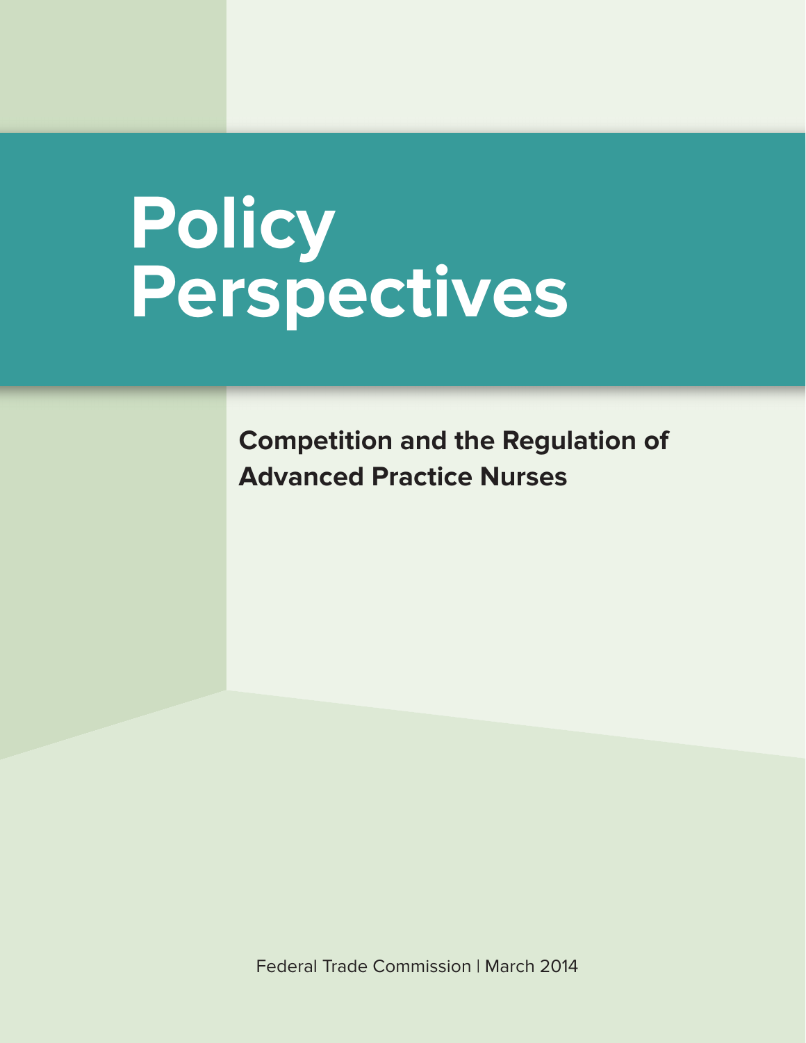# Policy Perspectives

## Competition and the Regulation of Advanced Practice Nurses

Federal Trade Commission | March 2014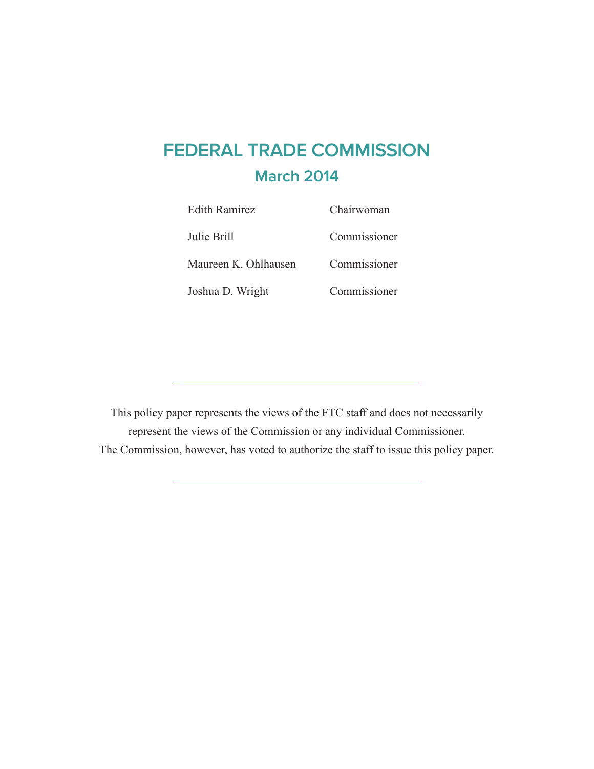# FEDERAL TRADE COMMISSION

## March 2014

| | |
|---|---|
| Edith Ramirez | Chairwoman |
| Julie Brill | Commissioner |
| Maureen K. Ohlhausen | Commissioner |
| Joshua D. Wright | Commissioner |

---

This policy paper represents the views of the FTC staff and does not necessarily represent the views of the Commission or any individual Commissioner. The Commission, however, has voted to authorize the staff to issue this policy paper.

---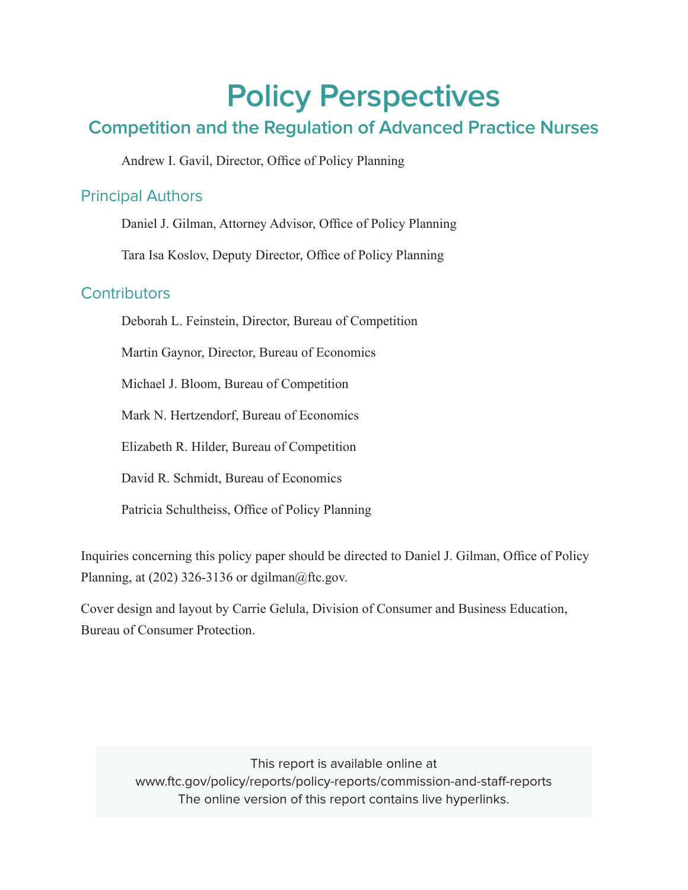# Policy Perspectives

## Competition and the Regulation of Advanced Practice Nurses

Andrew I. Gavil, Director, Office of Policy Planning

### Principal Authors

Daniel J. Gilman, Attorney Advisor, Office of Policy Planning

Tara Isa Koslov, Deputy Director, Office of Policy Planning

### Contributors

Deborah L. Feinstein, Director, Bureau of Competition

Martin Gaynor, Director, Bureau of Economics

Michael J. Bloom, Bureau of Competition

Mark N. Hertzendorf, Bureau of Economics

Elizabeth R. Hilder, Bureau of Competition

David R. Schmidt, Bureau of Economics

Patricia Schultheiss, Office of Policy Planning

Inquiries concerning this policy paper should be directed to Daniel J. Gilman, Office of Policy Planning, at (202) 326-3136 or dgilman@ftc.gov.

Cover design and layout by Carrie Gelula, Division of Consumer and Business Education, Bureau of Consumer Protection.

This report is available online at
www.ftc.gov/policy/reports/policy-reports/commission-and-staff-reports
The online version of this report contains live hyperlinks.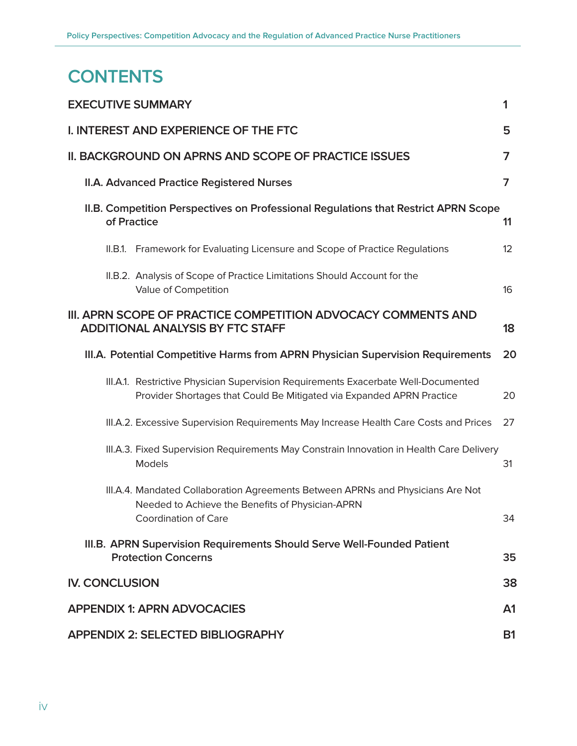# CONTENTS

| | |
|---|---|
| **EXECUTIVE SUMMARY** | **1** |
| **I. INTEREST AND EXPERIENCE OF THE FTC** | **5** |
| **II. BACKGROUND ON APRNS AND SCOPE OF PRACTICE ISSUES** | **7** |
| **II.A. Advanced Practice Registered Nurses** | **7** |
| **II.B. Competition Perspectives on Professional Regulations that Restrict APRN Scope of Practice** | **11** |
| II.B.1. Framework for Evaluating Licensure and Scope of Practice Regulations | 12 |
| II.B.2. Analysis of Scope of Practice Limitations Should Account for the Value of Competition | 16 |
| **III. APRN SCOPE OF PRACTICE COMPETITION ADVOCACY COMMENTS AND ADDITIONAL ANALYSIS BY FTC STAFF** | **18** |
| **III.A. Potential Competitive Harms from APRN Physician Supervision Requirements** | **20** |
| III.A.1. Restrictive Physician Supervision Requirements Exacerbate Well-Documented Provider Shortages that Could Be Mitigated via Expanded APRN Practice | 20 |
| III.A.2. Excessive Supervision Requirements May Increase Health Care Costs and Prices | 27 |
| III.A.3. Fixed Supervision Requirements May Constrain Innovation in Health Care Delivery Models | 31 |
| III.A.4. Mandated Collaboration Agreements Between APRNs and Physicians Are Not Needed to Achieve the Benefits of Physician-APRN Coordination of Care | 34 |
| **III.B. APRN Supervision Requirements Should Serve Well-Founded Patient Protection Concerns** | **35** |
| **IV. CONCLUSION** | **38** |
| **APPENDIX 1: APRN ADVOCACIES** | **A1** |
| **APPENDIX 2: SELECTED BIBLIOGRAPHY** | **B1** |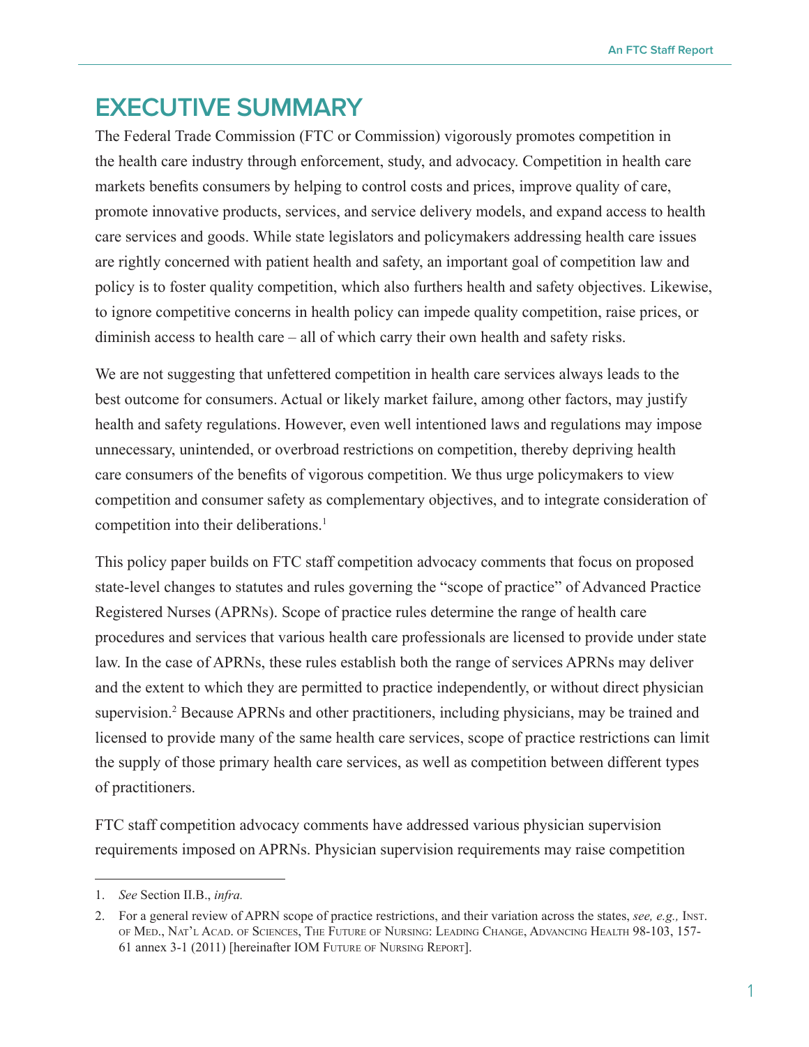# EXECUTIVE SUMMARY

The Federal Trade Commission (FTC or Commission) vigorously promotes competition in the health care industry through enforcement, study, and advocacy. Competition in health care markets benefits consumers by helping to control costs and prices, improve quality of care, promote innovative products, services, and service delivery models, and expand access to health care services and goods. While state legislators and policymakers addressing health care issues are rightly concerned with patient health and safety, an important goal of competition law and policy is to foster quality competition, which also furthers health and safety objectives. Likewise, to ignore competitive concerns in health policy can impede quality competition, raise prices, or diminish access to health care – all of which carry their own health and safety risks.

We are not suggesting that unfettered competition in health care services always leads to the best outcome for consumers. Actual or likely market failure, among other factors, may justify health and safety regulations. However, even well intentioned laws and regulations may impose unnecessary, unintended, or overbroad restrictions on competition, thereby depriving health care consumers of the benefits of vigorous competition. We thus urge policymakers to view competition and consumer safety as complementary objectives, and to integrate consideration of competition into their deliberations.[1]

This policy paper builds on FTC staff competition advocacy comments that focus on proposed state-level changes to statutes and rules governing the "scope of practice" of Advanced Practice Registered Nurses (APRNs). Scope of practice rules determine the range of health care procedures and services that various health care professionals are licensed to provide under state law. In the case of APRNs, these rules establish both the range of services APRNs may deliver and the extent to which they are permitted to practice independently, or without direct physician supervision.[2] Because APRNs and other practitioners, including physicians, may be trained and licensed to provide many of the same health care services, scope of practice restrictions can limit the supply of those primary health care services, as well as competition between different types of practitioners.

FTC staff competition advocacy comments have addressed various physician supervision requirements imposed on APRNs. Physician supervision requirements may raise competition

---

1. *See* Section II.B., *infra.*

2. For a general review of APRN scope of practice restrictions, and their variation across the states, *see, e.g.,* Inst. of Med., Nat'l Acad. of Sciences, The Future of Nursing: Leading Change, Advancing Health 98-103, 157-61 annex 3-1 (2011) [hereinafter IOM Future of Nursing Report].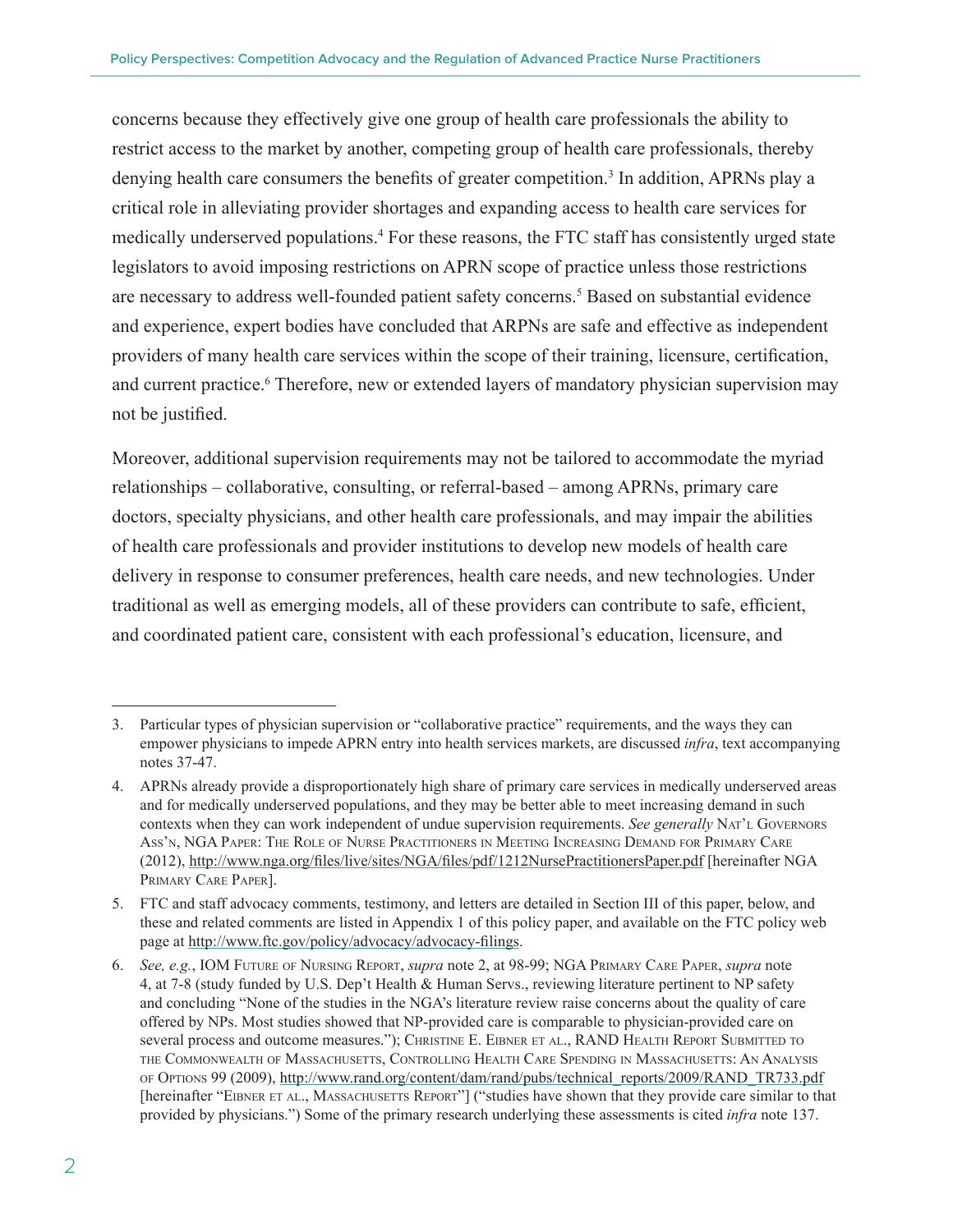concerns because they effectively give one group of health care professionals the ability to restrict access to the market by another, competing group of health care professionals, thereby denying health care consumers the benefits of greater competition.[3] In addition, APRNs play a critical role in alleviating provider shortages and expanding access to health care services for medically underserved populations.[4] For these reasons, the FTC staff has consistently urged state legislators to avoid imposing restrictions on APRN scope of practice unless those restrictions are necessary to address well-founded patient safety concerns.[5] Based on substantial evidence and experience, expert bodies have concluded that ARPNs are safe and effective as independent providers of many health care services within the scope of their training, licensure, certification, and current practice.[6] Therefore, new or extended layers of mandatory physician supervision may not be justified.

Moreover, additional supervision requirements may not be tailored to accommodate the myriad relationships – collaborative, consulting, or referral-based – among APRNs, primary care doctors, specialty physicians, and other health care professionals, and may impair the abilities of health care professionals and provider institutions to develop new models of health care delivery in response to consumer preferences, health care needs, and new technologies. Under traditional as well as emerging models, all of these providers can contribute to safe, efficient, and coordinated patient care, consistent with each professional's education, licensure, and

---

3. Particular types of physician supervision or "collaborative practice" requirements, and the ways they can empower physicians to impede APRN entry into health services markets, are discussed *infra*, text accompanying notes 37-47.

4. APRNs already provide a disproportionately high share of primary care services in medically underserved areas and for medically underserved populations, and they may be better able to meet increasing demand in such contexts when they can work independent of undue supervision requirements. *See generally* NAT'L GOVERNORS ASS'N, NGA PAPER: THE ROLE OF NURSE PRACTITIONERS IN MEETING INCREASING DEMAND FOR PRIMARY CARE (2012), http://www.nga.org/files/live/sites/NGA/files/pdf/1212NursePractitionersPaper.pdf [hereinafter NGA PRIMARY CARE PAPER].

5. FTC and staff advocacy comments, testimony, and letters are detailed in Section III of this paper, below, and these and related comments are listed in Appendix 1 of this policy paper, and available on the FTC policy web page at http://www.ftc.gov/policy/advocacy/advocacy-filings.

6. *See, e.g.*, IOM FUTURE OF NURSING REPORT, *supra* note 2, at 98-99; NGA PRIMARY CARE PAPER, *supra* note 4, at 7-8 (study funded by U.S. Dep't Health & Human Servs., reviewing literature pertinent to NP safety and concluding "None of the studies in the NGA's literature review raise concerns about the quality of care offered by NPs. Most studies showed that NP-provided care is comparable to physician-provided care on several process and outcome measures."); CHRISTINE E. EIBNER ET AL., RAND HEALTH REPORT SUBMITTED TO THE COMMONWEALTH OF MASSACHUSETTS, CONTROLLING HEALTH CARE SPENDING IN MASSACHUSETTS: AN ANALYSIS OF OPTIONS 99 (2009), http://www.rand.org/content/dam/rand/pubs/technical_reports/2009/RAND_TR733.pdf [hereinafter "EIBNER ET AL., MASSACHUSETTS REPORT"] ("studies have shown that they provide care similar to that provided by physicians.") Some of the primary research underlying these assessments is cited *infra* note 137.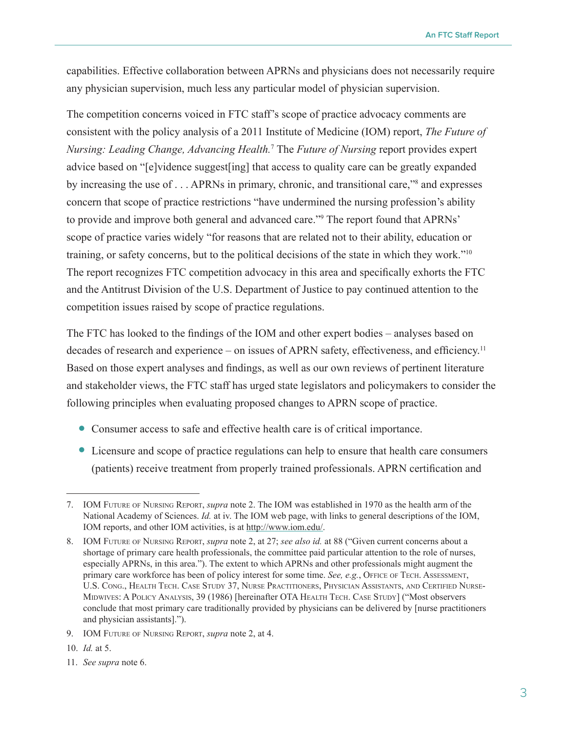capabilities. Effective collaboration between APRNs and physicians does not necessarily require any physician supervision, much less any particular model of physician supervision.

The competition concerns voiced in FTC staff's scope of practice advocacy comments are consistent with the policy analysis of a 2011 Institute of Medicine (IOM) report, *The Future of Nursing: Leading Change, Advancing Health.*[7] The *Future of Nursing* report provides expert advice based on "[e]vidence suggest[ing] that access to quality care can be greatly expanded by increasing the use of . . . APRNs in primary, chronic, and transitional care,"[8] and expresses concern that scope of practice restrictions "have undermined the nursing profession's ability to provide and improve both general and advanced care."[9] The report found that APRNs' scope of practice varies widely "for reasons that are related not to their ability, education or training, or safety concerns, but to the political decisions of the state in which they work."[10] The report recognizes FTC competition advocacy in this area and specifically exhorts the FTC and the Antitrust Division of the U.S. Department of Justice to pay continued attention to the competition issues raised by scope of practice regulations.

The FTC has looked to the findings of the IOM and other expert bodies – analyses based on decades of research and experience – on issues of APRN safety, effectiveness, and efficiency.[11] Based on those expert analyses and findings, as well as our own reviews of pertinent literature and stakeholder views, the FTC staff has urged state legislators and policymakers to consider the following principles when evaluating proposed changes to APRN scope of practice.

- Consumer access to safe and effective health care is of critical importance.
- Licensure and scope of practice regulations can help to ensure that health care consumers (patients) receive treatment from properly trained professionals. APRN certification and

---

7. IOM Future of Nursing Report, *supra* note 2. The IOM was established in 1970 as the health arm of the National Academy of Sciences. *Id.* at iv. The IOM web page, with links to general descriptions of the IOM, IOM reports, and other IOM activities, is at http://www.iom.edu/.

8. IOM Future of Nursing Report, *supra* note 2, at 27; *see also id.* at 88 ("Given current concerns about a shortage of primary care health professionals, the committee paid particular attention to the role of nurses, especially APRNs, in this area."). The extent to which APRNs and other professionals might augment the primary care workforce has been of policy interest for some time. *See, e.g.*, Office of Tech. Assessment, U.S. Cong., Health Tech. Case Study 37, Nurse Practitioners, Physician Assistants, and Certified Nurse-Midwives: A Policy Analysis, 39 (1986) [hereinafter OTA Health Tech. Case Study] ("Most observers conclude that most primary care traditionally provided by physicians can be delivered by [nurse practitioners and physician assistants].").

9. IOM Future of Nursing Report, *supra* note 2, at 4.

10. *Id.* at 5.

11. *See supra* note 6.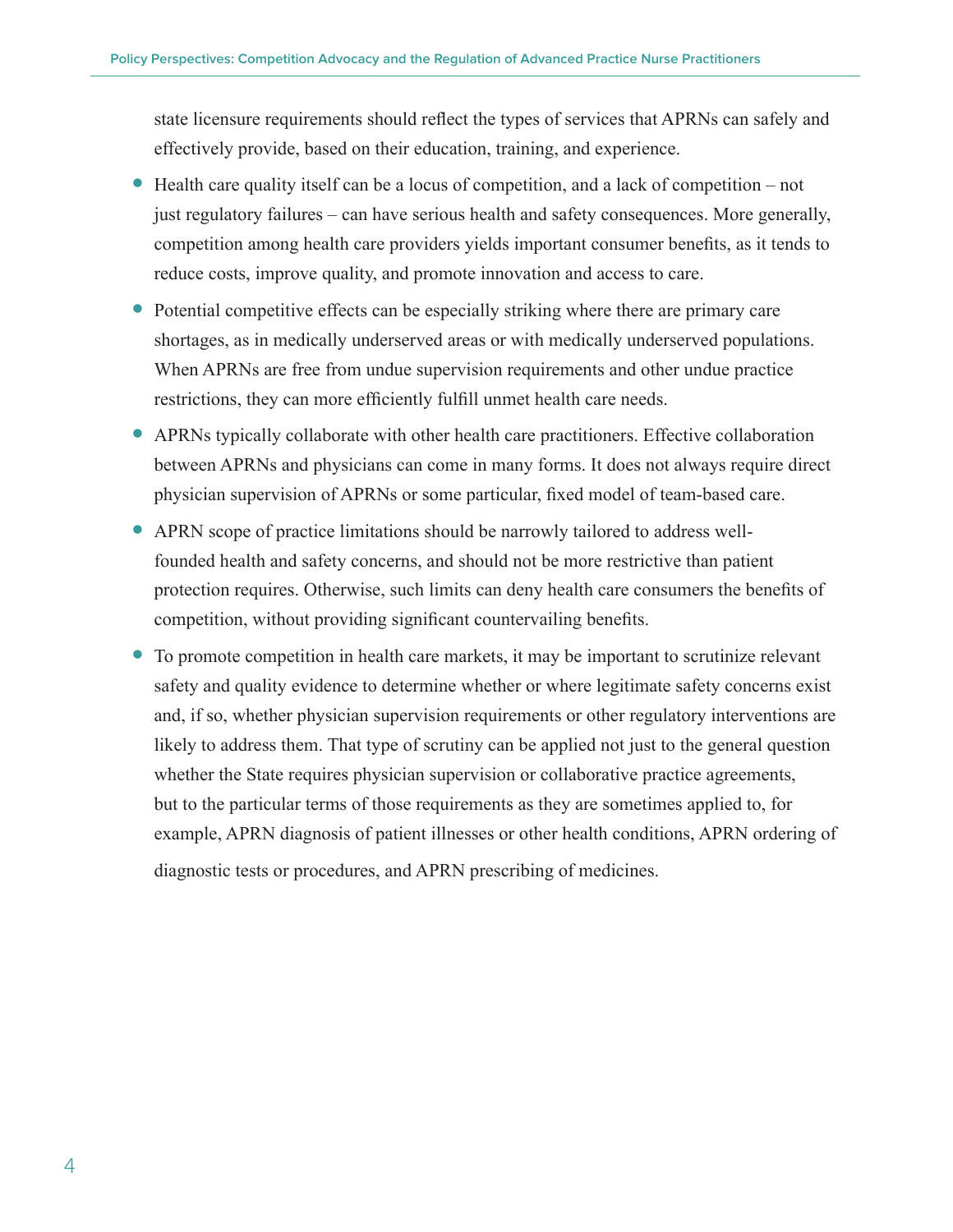state licensure requirements should reflect the types of services that APRNs can safely and effectively provide, based on their education, training, and experience.

- Health care quality itself can be a locus of competition, and a lack of competition – not just regulatory failures – can have serious health and safety consequences. More generally, competition among health care providers yields important consumer benefits, as it tends to reduce costs, improve quality, and promote innovation and access to care.
- Potential competitive effects can be especially striking where there are primary care shortages, as in medically underserved areas or with medically underserved populations. When APRNs are free from undue supervision requirements and other undue practice restrictions, they can more efficiently fulfill unmet health care needs.
- APRNs typically collaborate with other health care practitioners. Effective collaboration between APRNs and physicians can come in many forms. It does not always require direct physician supervision of APRNs or some particular, fixed model of team-based care.
- APRN scope of practice limitations should be narrowly tailored to address well-founded health and safety concerns, and should not be more restrictive than patient protection requires. Otherwise, such limits can deny health care consumers the benefits of competition, without providing significant countervailing benefits.
- To promote competition in health care markets, it may be important to scrutinize relevant safety and quality evidence to determine whether or where legitimate safety concerns exist and, if so, whether physician supervision requirements or other regulatory interventions are likely to address them. That type of scrutiny can be applied not just to the general question whether the State requires physician supervision or collaborative practice agreements, but to the particular terms of those requirements as they are sometimes applied to, for example, APRN diagnosis of patient illnesses or other health conditions, APRN ordering of diagnostic tests or procedures, and APRN prescribing of medicines.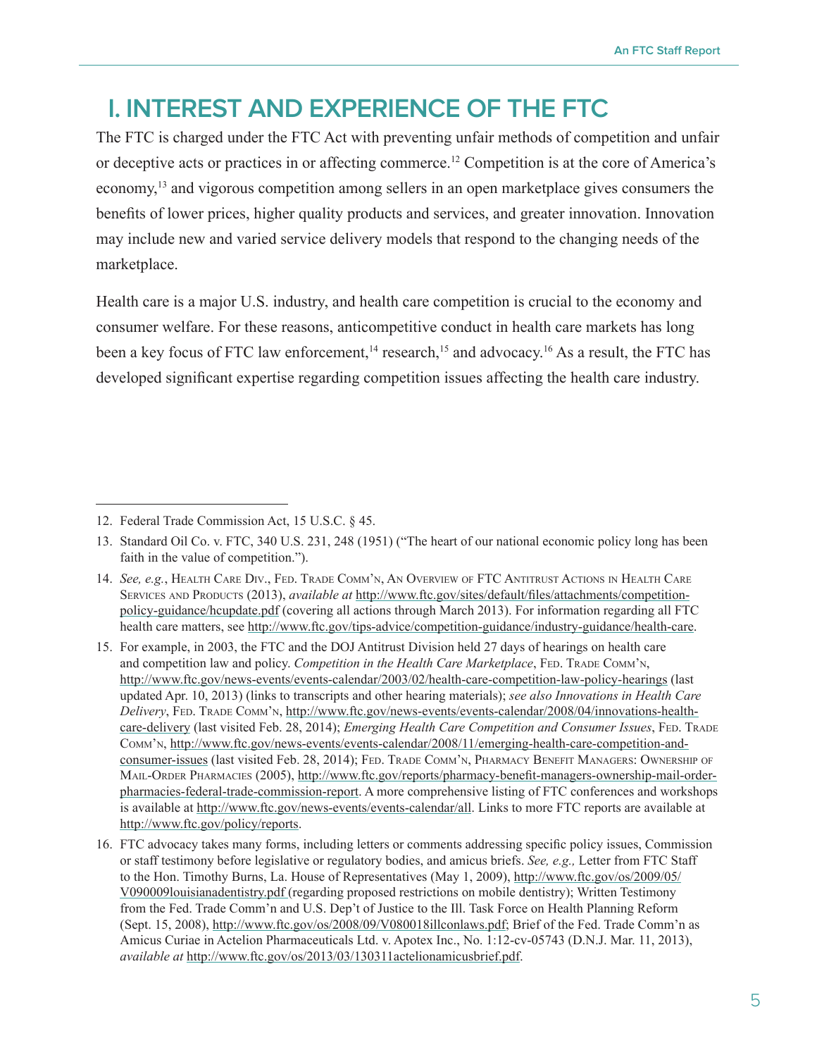# I. INTEREST AND EXPERIENCE OF THE FTC

The FTC is charged under the FTC Act with preventing unfair methods of competition and unfair or deceptive acts or practices in or affecting commerce.[12] Competition is at the core of America's economy,[13] and vigorous competition among sellers in an open marketplace gives consumers the benefits of lower prices, higher quality products and services, and greater innovation. Innovation may include new and varied service delivery models that respond to the changing needs of the marketplace.

Health care is a major U.S. industry, and health care competition is crucial to the economy and consumer welfare. For these reasons, anticompetitive conduct in health care markets has long been a key focus of FTC law enforcement,[14] research,[15] and advocacy.[16] As a result, the FTC has developed significant expertise regarding competition issues affecting the health care industry.

---

12. Federal Trade Commission Act, 15 U.S.C. § 45.

13. Standard Oil Co. v. FTC, 340 U.S. 231, 248 (1951) ("The heart of our national economic policy long has been faith in the value of competition.").

14. *See, e.g.*, Health Care Div., Fed. Trade Comm'n, An Overview of FTC Antitrust Actions in Health Care Services and Products (2013), *available at* http://www.ftc.gov/sites/default/files/attachments/competition-policy-guidance/hcupdate.pdf (covering all actions through March 2013). For information regarding all FTC health care matters, see http://www.ftc.gov/tips-advice/competition-guidance/industry-guidance/health-care.

15. For example, in 2003, the FTC and the DOJ Antitrust Division held 27 days of hearings on health care and competition law and policy. *Competition in the Health Care Marketplace*, Fed. Trade Comm'n, http://www.ftc.gov/news-events/events-calendar/2003/02/health-care-competition-law-policy-hearings (last updated Apr. 10, 2013) (links to transcripts and other hearing materials); *see also Innovations in Health Care Delivery*, Fed. Trade Comm'n, http://www.ftc.gov/news-events/events-calendar/2008/04/innovations-health-care-delivery (last visited Feb. 28, 2014); *Emerging Health Care Competition and Consumer Issues*, Fed. Trade Comm'n, http://www.ftc.gov/news-events/events-calendar/2008/11/emerging-health-care-competition-and-consumer-issues (last visited Feb. 28, 2014); Fed. Trade Comm'n, Pharmacy Benefit Managers: Ownership of Mail-Order Pharmacies (2005), http://www.ftc.gov/reports/pharmacy-benefit-managers-ownership-mail-order-pharmacies-federal-trade-commission-report. A more comprehensive listing of FTC conferences and workshops is available at http://www.ftc.gov/news-events/events-calendar/all. Links to more FTC reports are available at http://www.ftc.gov/policy/reports.

16. FTC advocacy takes many forms, including letters or comments addressing specific policy issues, Commission or staff testimony before legislative or regulatory bodies, and amicus briefs. *See, e.g.,* Letter from FTC Staff to the Hon. Timothy Burns, La. House of Representatives (May 1, 2009), http://www.ftc.gov/os/2009/05/V090009louisianadentistry.pdf (regarding proposed restrictions on mobile dentistry); Written Testimony from the Fed. Trade Comm'n and U.S. Dep't of Justice to the Ill. Task Force on Health Planning Reform (Sept. 15, 2008), http://www.ftc.gov/os/2008/09/V080018illconlaws.pdf; Brief of the Fed. Trade Comm'n as Amicus Curiae in Actelion Pharmaceuticals Ltd. v. Apotex Inc., No. 1:12-cv-05743 (D.N.J. Mar. 11, 2013), *available at* http://www.ftc.gov/os/2013/03/130311actelionamicusbrief.pdf.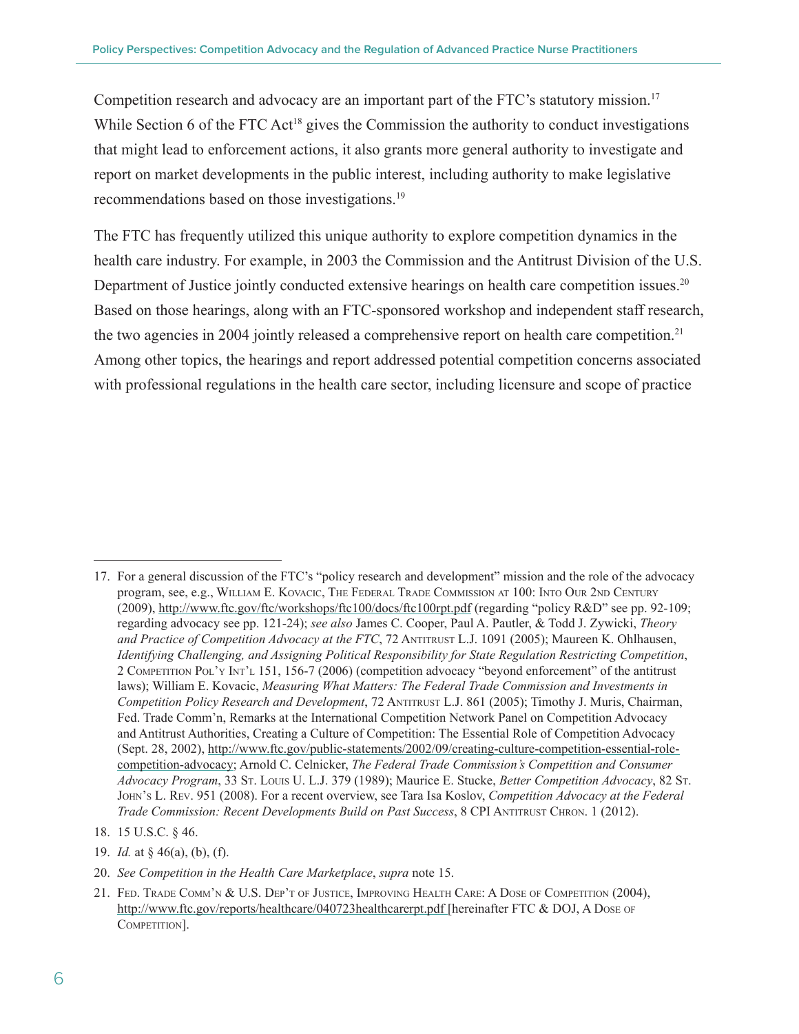Competition research and advocacy are an important part of the FTC's statutory mission.[17] While Section 6 of the FTC Act[18] gives the Commission the authority to conduct investigations that might lead to enforcement actions, it also grants more general authority to investigate and report on market developments in the public interest, including authority to make legislative recommendations based on those investigations.[19]

The FTC has frequently utilized this unique authority to explore competition dynamics in the health care industry. For example, in 2003 the Commission and the Antitrust Division of the U.S. Department of Justice jointly conducted extensive hearings on health care competition issues.[20] Based on those hearings, along with an FTC-sponsored workshop and independent staff research, the two agencies in 2004 jointly released a comprehensive report on health care competition.[21] Among other topics, the hearings and report addressed potential competition concerns associated with professional regulations in the health care sector, including licensure and scope of practice

---

17. For a general discussion of the FTC's "policy research and development" mission and the role of the advocacy program, see, e.g., William E. Kovacic, The Federal Trade Commission at 100: Into Our 2nd Century (2009), http://www.ftc.gov/ftc/workshops/ftc100/docs/ftc100rpt.pdf (regarding "policy R&D" see pp. 92-109; regarding advocacy see pp. 121-24); *see also* James C. Cooper, Paul A. Pautler, & Todd J. Zywicki, *Theory and Practice of Competition Advocacy at the FTC*, 72 Antitrust L.J. 1091 (2005); Maureen K. Ohlhausen, *Identifying Challenging, and Assigning Political Responsibility for State Regulation Restricting Competition*, 2 Competition Pol'y Int'l 151, 156-7 (2006) (competition advocacy "beyond enforcement" of the antitrust laws); William E. Kovacic, *Measuring What Matters: The Federal Trade Commission and Investments in Competition Policy Research and Development*, 72 Antitrust L.J. 861 (2005); Timothy J. Muris, Chairman, Fed. Trade Comm'n, Remarks at the International Competition Network Panel on Competition Advocacy and Antitrust Authorities, Creating a Culture of Competition: The Essential Role of Competition Advocacy (Sept. 28, 2002), http://www.ftc.gov/public-statements/2002/09/creating-culture-competition-essential-role-competition-advocacy; Arnold C. Celnicker, *The Federal Trade Commission's Competition and Consumer Advocacy Program*, 33 St. Louis U. L.J. 379 (1989); Maurice E. Stucke, *Better Competition Advocacy*, 82 St. John's L. Rev. 951 (2008). For a recent overview, see Tara Isa Koslov, *Competition Advocacy at the Federal Trade Commission: Recent Developments Build on Past Success*, 8 CPI Antitrust Chron. 1 (2012).

18. 15 U.S.C. § 46.

19. *Id.* at § 46(a), (b), (f).

20. *See Competition in the Health Care Marketplace*, *supra* note 15.

21. Fed. Trade Comm'n & U.S. Dep't of Justice, Improving Health Care: A Dose of Competition (2004), http://www.ftc.gov/reports/healthcare/040723healthcarerpt.pdf [hereinafter FTC & DOJ, A Dose of Competition].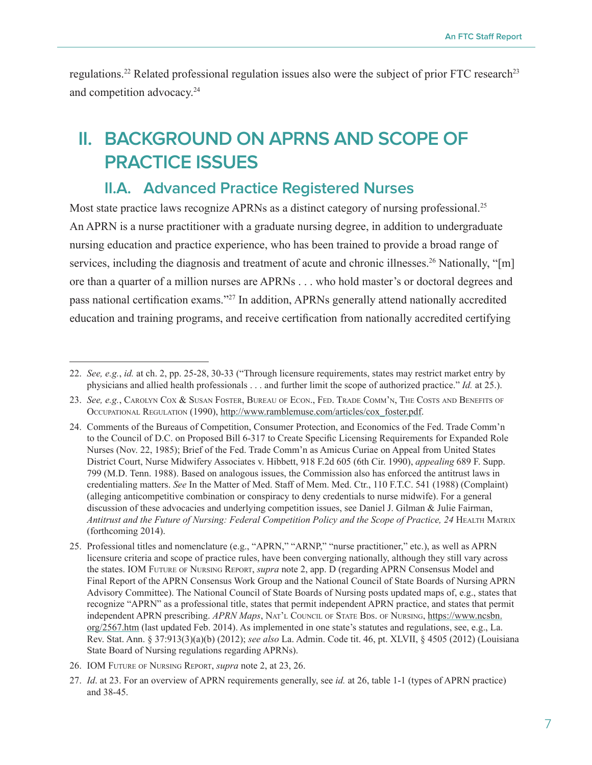regulations.[22] Related professional regulation issues also were the subject of prior FTC research[23] and competition advocacy.[24]

# II. BACKGROUND ON APRNS AND SCOPE OF PRACTICE ISSUES

## II.A. Advanced Practice Registered Nurses

Most state practice laws recognize APRNs as a distinct category of nursing professional.[25] An APRN is a nurse practitioner with a graduate nursing degree, in addition to undergraduate nursing education and practice experience, who has been trained to provide a broad range of services, including the diagnosis and treatment of acute and chronic illnesses.[26] Nationally, "[m]ore than a quarter of a million nurses are APRNs . . . who hold master's or doctoral degrees and pass national certification exams."[27] In addition, APRNs generally attend nationally accredited education and training programs, and receive certification from nationally accredited certifying

---

22. *See, e.g.*, *id.* at ch. 2, pp. 25-28, 30-33 ("Through licensure requirements, states may restrict market entry by physicians and allied health professionals . . . and further limit the scope of authorized practice." *Id.* at 25.).

23. *See, e.g.*, Carolyn Cox & Susan Foster, Bureau of Econ., Fed. Trade Comm'n, The Costs and Benefits of Occupational Regulation (1990), http://www.ramblemuse.com/articles/cox_foster.pdf.

24. Comments of the Bureaus of Competition, Consumer Protection, and Economics of the Fed. Trade Comm'n to the Council of D.C. on Proposed Bill 6-317 to Create Specific Licensing Requirements for Expanded Role Nurses (Nov. 22, 1985); Brief of the Fed. Trade Comm'n as Amicus Curiae on Appeal from United States District Court, Nurse Midwifery Associates v. Hibbett, 918 F.2d 605 (6th Cir. 1990), *appealing* 689 F. Supp. 799 (M.D. Tenn. 1988). Based on analogous issues, the Commission also has enforced the antitrust laws in credentialing matters. *See* In the Matter of Med. Staff of Mem. Med. Ctr., 110 F.T.C. 541 (1988) (Complaint) (alleging anticompetitive combination or conspiracy to deny credentials to nurse midwife). For a general discussion of these advocacies and underlying competition issues, see Daniel J. Gilman & Julie Fairman, *Antitrust and the Future of Nursing: Federal Competition Policy and the Scope of Practice, 24* Health Matrix (forthcoming 2014).

25. Professional titles and nomenclature (e.g., "APRN," "ARNP," "nurse practitioner," etc.), as well as APRN licensure criteria and scope of practice rules, have been converging nationally, although they still vary across the states. IOM Future of Nursing Report, *supra* note 2, app. D (regarding APRN Consensus Model and Final Report of the APRN Consensus Work Group and the National Council of State Boards of Nursing APRN Advisory Committee). The National Council of State Boards of Nursing posts updated maps of, e.g., states that recognize "APRN" as a professional title, states that permit independent APRN practice, and states that permit independent APRN prescribing. *APRN Maps*, Nat'l Council of State Bds. of Nursing, https://www.ncsbn.org/2567.htm (last updated Feb. 2014). As implemented in one state's statutes and regulations, see, e.g., La. Rev. Stat. Ann. § 37:913(3)(a)(b) (2012); *see also* La. Admin. Code tit. 46, pt. XLVII, § 4505 (2012) (Louisiana State Board of Nursing regulations regarding APRNs).

26. IOM Future of Nursing Report, *supra* note 2, at 23, 26.

27. *Id*. at 23. For an overview of APRN requirements generally, see *id.* at 26, table 1-1 (types of APRN practice) and 38-45.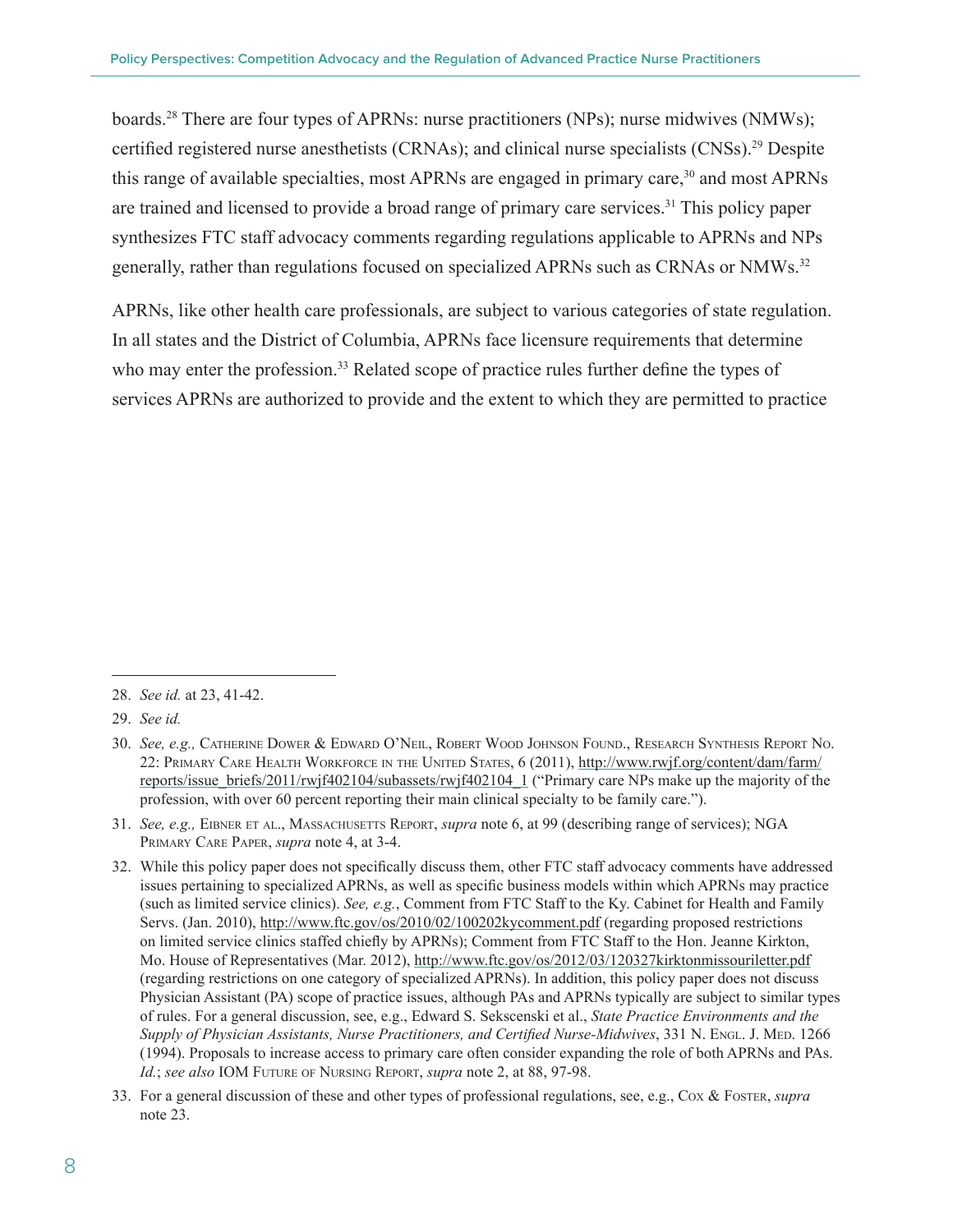boards.[28] There are four types of APRNs: nurse practitioners (NPs); nurse midwives (NMWs); certified registered nurse anesthetists (CRNAs); and clinical nurse specialists (CNSs).[29] Despite this range of available specialties, most APRNs are engaged in primary care,[30] and most APRNs are trained and licensed to provide a broad range of primary care services.[31] This policy paper synthesizes FTC staff advocacy comments regarding regulations applicable to APRNs and NPs generally, rather than regulations focused on specialized APRNs such as CRNAs or NMWs.[32]

APRNs, like other health care professionals, are subject to various categories of state regulation. In all states and the District of Columbia, APRNs face licensure requirements that determine who may enter the profession.[33] Related scope of practice rules further define the types of services APRNs are authorized to provide and the extent to which they are permitted to practice

---

28. *See id.* at 23, 41-42.

29. *See id.*

30. *See, e.g.,* Catherine Dower & Edward O'Neil, Robert Wood Johnson Found., Research Synthesis Report No. 22: Primary Care Health Workforce in the United States, 6 (2011), http://www.rwjf.org/content/dam/farm/reports/issue_briefs/2011/rwjf402104/subassets/rwjf402104_1 ("Primary care NPs make up the majority of the profession, with over 60 percent reporting their main clinical specialty to be family care.").

31. *See, e.g.,* Eibner et al., Massachusetts Report, *supra* note 6, at 99 (describing range of services); NGA Primary Care Paper, *supra* note 4, at 3-4.

32. While this policy paper does not specifically discuss them, other FTC staff advocacy comments have addressed issues pertaining to specialized APRNs, as well as specific business models within which APRNs may practice (such as limited service clinics). *See, e.g.*, Comment from FTC Staff to the Ky. Cabinet for Health and Family Servs. (Jan. 2010), http://www.ftc.gov/os/2010/02/100202kycomment.pdf (regarding proposed restrictions on limited service clinics staffed chiefly by APRNs); Comment from FTC Staff to the Hon. Jeanne Kirkton, Mo. House of Representatives (Mar. 2012), http://www.ftc.gov/os/2012/03/120327kirktonmissourileter.pdf (regarding restrictions on one category of specialized APRNs). In addition, this policy paper does not discuss Physician Assistant (PA) scope of practice issues, although PAs and APRNs typically are subject to similar types of rules. For a general discussion, see, e.g., Edward S. Sekscenski et al., *State Practice Environments and the Supply of Physician Assistants, Nurse Practitioners, and Certified Nurse-Midwives*, 331 N. Engl. J. Med. 1266 (1994). Proposals to increase access to primary care often consider expanding the role of both APRNs and PAs. *Id.*; *see also* IOM Future of Nursing Report, *supra* note 2, at 88, 97-98.

33. For a general discussion of these and other types of professional regulations, see, e.g., Cox & Foster, *supra* note 23.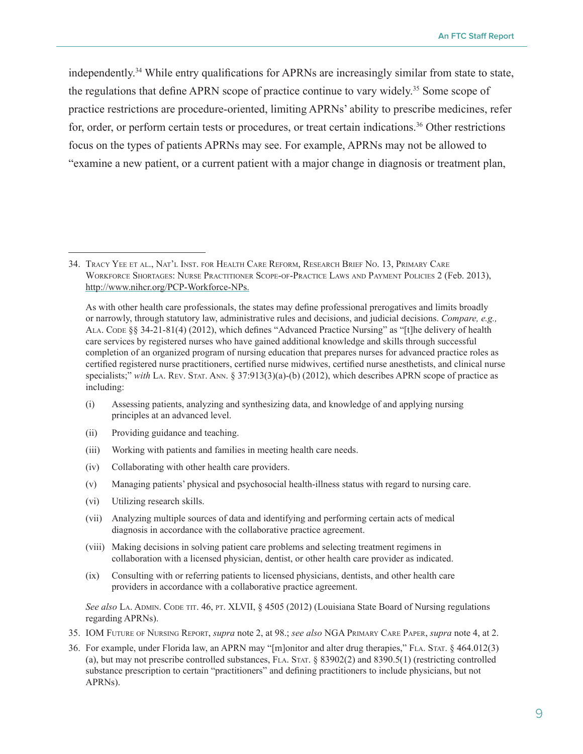independently.[34] While entry qualifications for APRNs are increasingly similar from state to state, the regulations that define APRN scope of practice continue to vary widely.[35] Some scope of practice restrictions are procedure-oriented, limiting APRNs' ability to prescribe medicines, refer for, order, or perform certain tests or procedures, or treat certain indications.[36] Other restrictions focus on the types of patients APRNs may see. For example, APRNs may not be allowed to "examine a new patient, or a current patient with a major change in diagnosis or treatment plan,

---

34. Tracy Yee et al., Nat'l Inst. for Health Care Reform, Research Brief No. 13, Primary Care Workforce Shortages: Nurse Practitioner Scope-of-Practice Laws and Payment Policies 2 (Feb. 2013), http://www.nihcr.org/PCP-Workforce-NPs.

    As with other health care professionals, the states may define professional prerogatives and limits broadly or narrowly, through statutory law, administrative rules and decisions, and judicial decisions. *Compare, e.g.,* Ala. Code §§ 34-21-81(4) (2012), which defines "Advanced Practice Nursing" as "[t]he delivery of health care services by registered nurses who have gained additional knowledge and skills through successful completion of an organized program of nursing education that prepares nurses for advanced practice roles as certified registered nurse practitioners, certified nurse midwives, certified nurse anesthetists, and clinical nurse specialists;" *with* La. Rev. Stat. Ann. § 37:913(3)(a)-(b) (2012), which describes APRN scope of practice as including:

    (i) Assessing patients, analyzing and synthesizing data, and knowledge of and applying nursing principles at an advanced level.

    (ii) Providing guidance and teaching.

    (iii) Working with patients and families in meeting health care needs.

    (iv) Collaborating with other health care providers.

    (v) Managing patients' physical and psychosocial health-illness status with regard to nursing care.

    (vi) Utilizing research skills.

    (vii) Analyzing multiple sources of data and identifying and performing certain acts of medical diagnosis in accordance with the collaborative practice agreement.

    (viii) Making decisions in solving patient care problems and selecting treatment regimens in collaboration with a licensed physician, dentist, or other health care provider as indicated.

    (ix) Consulting with or referring patients to licensed physicians, dentists, and other health care providers in accordance with a collaborative practice agreement.

    *See also* La. Admin. Code tit. 46, pt. XLVII, § 4505 (2012) (Louisiana State Board of Nursing regulations regarding APRNs).

35. IOM Future of Nursing Report, *supra* note 2, at 98.; *see also* NGA Primary Care Paper, *supra* note 4, at 2.

36. For example, under Florida law, an APRN may "[m]onitor and alter drug therapies," Fla. Stat. § 464.012(3)(a), but may not prescribe controlled substances, Fla. Stat. § 83902(2) and 8390.5(1) (restricting controlled substance prescription to certain "practitioners" and defining practitioners to include physicians, but not APRNs).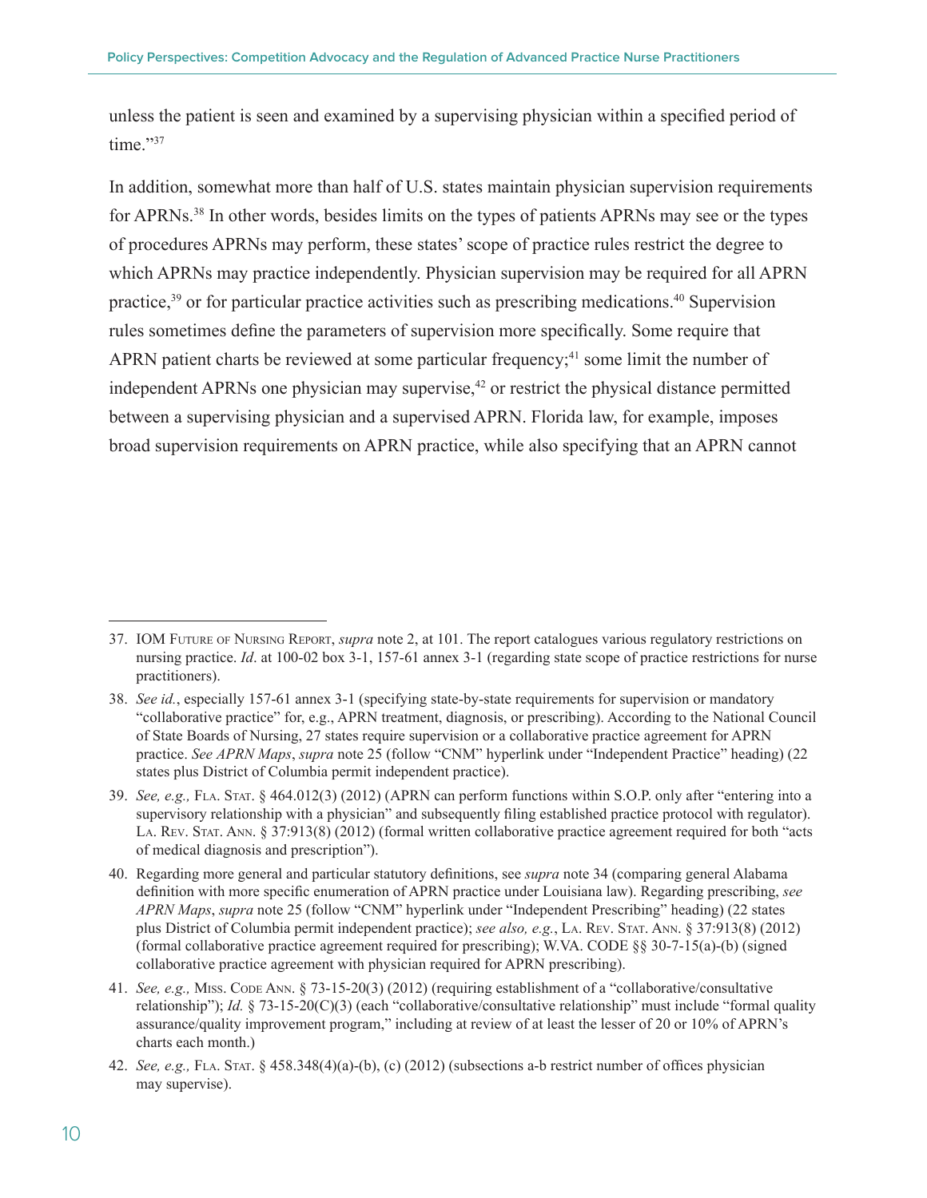unless the patient is seen and examined by a supervising physician within a specified period of time."[37]

In addition, somewhat more than half of U.S. states maintain physician supervision requirements for APRNs.[38] In other words, besides limits on the types of patients APRNs may see or the types of procedures APRNs may perform, these states' scope of practice rules restrict the degree to which APRNs may practice independently. Physician supervision may be required for all APRN practice,[39] or for particular practice activities such as prescribing medications.[40] Supervision rules sometimes define the parameters of supervision more specifically. Some require that APRN patient charts be reviewed at some particular frequency;[41] some limit the number of independent APRNs one physician may supervise,[42] or restrict the physical distance permitted between a supervising physician and a supervised APRN. Florida law, for example, imposes broad supervision requirements on APRN practice, while also specifying that an APRN cannot

---

37. IOM Future of Nursing Report, *supra* note 2, at 101. The report catalogues various regulatory restrictions on nursing practice. *Id*. at 100-02 box 3-1, 157-61 annex 3-1 (regarding state scope of practice restrictions for nurse practitioners).

38. *See id.*, especially 157-61 annex 3-1 (specifying state-by-state requirements for supervision or mandatory "collaborative practice" for, e.g., APRN treatment, diagnosis, or prescribing). According to the National Council of State Boards of Nursing, 27 states require supervision or a collaborative practice agreement for APRN practice. *See APRN Maps*, *supra* note 25 (follow "CNM" hyperlink under "Independent Practice" heading) (22 states plus District of Columbia permit independent practice).

39. *See, e.g.,* Fla. Stat. § 464.012(3) (2012) (APRN can perform functions within S.O.P. only after "entering into a supervisory relationship with a physician" and subsequently filing established practice protocol with regulator). La. Rev. Stat. Ann. § 37:913(8) (2012) (formal written collaborative practice agreement required for both "acts of medical diagnosis and prescription").

40. Regarding more general and particular statutory definitions, see *supra* note 34 (comparing general Alabama definition with more specific enumeration of APRN practice under Louisiana law). Regarding prescribing, *see APRN Maps*, *supra* note 25 (follow "CNM" hyperlink under "Independent Prescribing" heading) (22 states plus District of Columbia permit independent practice); *see also, e.g.*, La. Rev. Stat. Ann. § 37:913(8) (2012) (formal collaborative practice agreement required for prescribing); W.VA. CODE §§ 30-7-15(a)-(b) (signed collaborative practice agreement with physician required for APRN prescribing).

41. *See, e.g.,* Miss. Code Ann. § 73-15-20(3) (2012) (requiring establishment of a "collaborative/consultative relationship"); *Id.* § 73-15-20(C)(3) (each "collaborative/consultative relationship" must include "formal quality assurance/quality improvement program," including at review of at least the lesser of 20 or 10% of APRN's charts each month.)

42. *See, e.g.,* Fla. Stat. § 458.348(4)(a)-(b), (c) (2012) (subsections a-b restrict number of offices physician may supervise).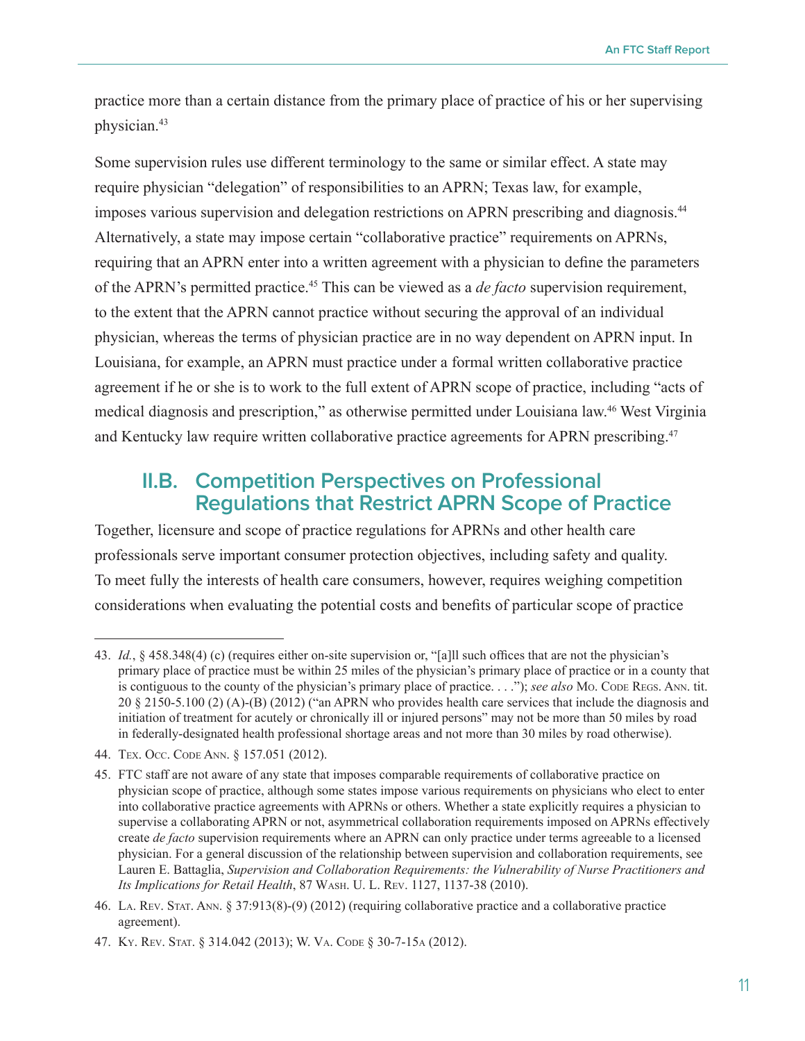practice more than a certain distance from the primary place of practice of his or her supervising physician.[43]

Some supervision rules use different terminology to the same or similar effect. A state may require physician "delegation" of responsibilities to an APRN; Texas law, for example, imposes various supervision and delegation restrictions on APRN prescribing and diagnosis.[44] Alternatively, a state may impose certain "collaborative practice" requirements on APRNs, requiring that an APRN enter into a written agreement with a physician to define the parameters of the APRN's permitted practice.[45] This can be viewed as a *de facto* supervision requirement, to the extent that the APRN cannot practice without securing the approval of an individual physician, whereas the terms of physician practice are in no way dependent on APRN input. In Louisiana, for example, an APRN must practice under a formal written collaborative practice agreement if he or she is to work to the full extent of APRN scope of practice, including "acts of medical diagnosis and prescription," as otherwise permitted under Louisiana law.[46] West Virginia and Kentucky law require written collaborative practice agreements for APRN prescribing.[47]

## II.B. Competition Perspectives on Professional Regulations that Restrict APRN Scope of Practice

Together, licensure and scope of practice regulations for APRNs and other health care professionals serve important consumer protection objectives, including safety and quality. To meet fully the interests of health care consumers, however, requires weighing competition considerations when evaluating the potential costs and benefits of particular scope of practice

---

43. *Id.*, § 458.348(4) (c) (requires either on-site supervision or, "[a]ll such offices that are not the physician's primary place of practice must be within 25 miles of the physician's primary place of practice or in a county that is contiguous to the county of the physician's primary place of practice. . . ."); *see also* Mo. Code Regs. Ann. tit. 20 § 2150-5.100 (2) (A)-(B) (2012) ("an APRN who provides health care services that include the diagnosis and initiation of treatment for acutely or chronically ill or injured persons" may not be more than 50 miles by road in federally-designated health professional shortage areas and not more than 30 miles by road otherwise).

44. Tex. Occ. Code Ann. § 157.051 (2012).

45. FTC staff are not aware of any state that imposes comparable requirements of collaborative practice on physician scope of practice, although some states impose various requirements on physicians who elect to enter into collaborative practice agreements with APRNs or others. Whether a state explicitly requires a physician to supervise a collaborating APRN or not, asymmetrical collaboration requirements imposed on APRNs effectively create *de facto* supervision requirements where an APRN can only practice under terms agreeable to a licensed physician. For a general discussion of the relationship between supervision and collaboration requirements, see Lauren E. Battaglia, *Supervision and Collaboration Requirements: the Vulnerability of Nurse Practitioners and Its Implications for Retail Health*, 87 Wash. U. L. Rev. 1127, 1137-38 (2010).

46. La. Rev. Stat. Ann. § 37:913(8)-(9) (2012) (requiring collaborative practice and a collaborative practice agreement).

47. Ky. Rev. Stat. § 314.042 (2013); W. Va. Code § 30-7-15a (2012).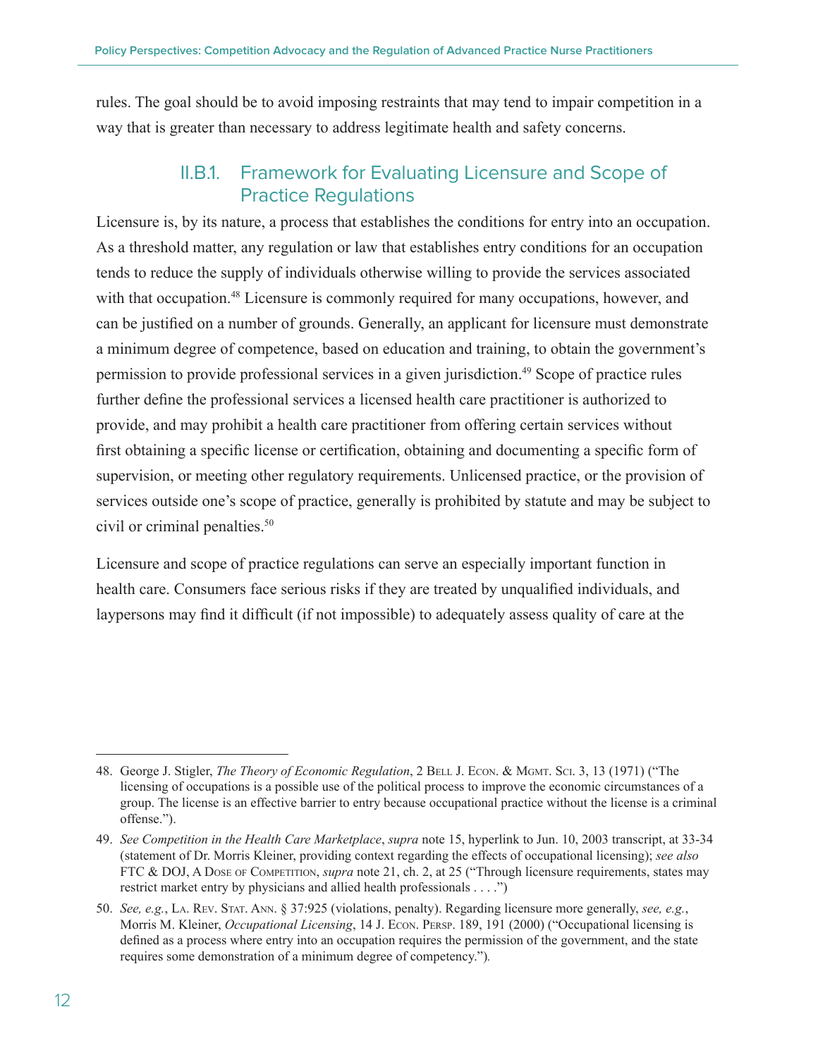rules. The goal should be to avoid imposing restraints that may tend to impair competition in a way that is greater than necessary to address legitimate health and safety concerns.

### II.B.1. Framework for Evaluating Licensure and Scope of Practice Regulations

Licensure is, by its nature, a process that establishes the conditions for entry into an occupation. As a threshold matter, any regulation or law that establishes entry conditions for an occupation tends to reduce the supply of individuals otherwise willing to provide the services associated with that occupation.[48] Licensure is commonly required for many occupations, however, and can be justified on a number of grounds. Generally, an applicant for licensure must demonstrate a minimum degree of competence, based on education and training, to obtain the government's permission to provide professional services in a given jurisdiction.[49] Scope of practice rules further define the professional services a licensed health care practitioner is authorized to provide, and may prohibit a health care practitioner from offering certain services without first obtaining a specific license or certification, obtaining and documenting a specific form of supervision, or meeting other regulatory requirements. Unlicensed practice, or the provision of services outside one's scope of practice, generally is prohibited by statute and may be subject to civil or criminal penalties.[50]

Licensure and scope of practice regulations can serve an especially important function in health care. Consumers face serious risks if they are treated by unqualified individuals, and laypersons may find it difficult (if not impossible) to adequately assess quality of care at the

---

48. George J. Stigler, *The Theory of Economic Regulation*, 2 Bell J. Econ. & Mgmt. Sci. 3, 13 (1971) ("The licensing of occupations is a possible use of the political process to improve the economic circumstances of a group. The license is an effective barrier to entry because occupational practice without the license is a criminal offense.").

49. *See Competition in the Health Care Marketplace*, *supra* note 15, hyperlink to Jun. 10, 2003 transcript, at 33-34 (statement of Dr. Morris Kleiner, providing context regarding the effects of occupational licensing); *see also* FTC & DOJ, A Dose of Competition, *supra* note 21, ch. 2, at 25 ("Through licensure requirements, states may restrict market entry by physicians and allied health professionals . . . .")

50. *See, e.g.*, La. Rev. Stat. Ann. § 37:925 (violations, penalty). Regarding licensure more generally, *see, e.g.*, Morris M. Kleiner, *Occupational Licensing*, 14 J. Econ. Persp. 189, 191 (2000) ("Occupational licensing is defined as a process where entry into an occupation requires the permission of the government, and the state requires some demonstration of a minimum degree of competency.").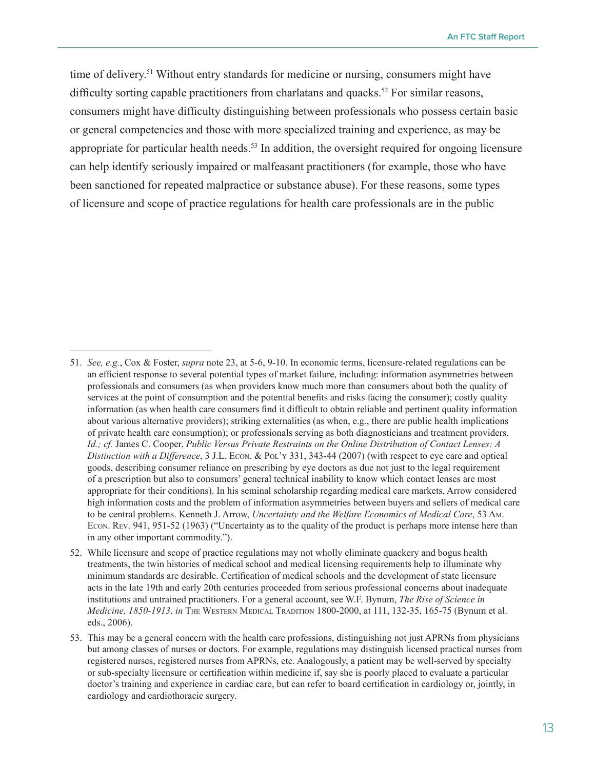time of delivery.[51] Without entry standards for medicine or nursing, consumers might have difficulty sorting capable practitioners from charlatans and quacks.[52] For similar reasons, consumers might have difficulty distinguishing between professionals who possess certain basic or general competencies and those with more specialized training and experience, as may be appropriate for particular health needs.[53] In addition, the oversight required for ongoing licensure can help identify seriously impaired or malfeasant practitioners (for example, those who have been sanctioned for repeated malpractice or substance abuse). For these reasons, some types of licensure and scope of practice regulations for health care professionals are in the public

---

51. *See, e.g.*, Cox & Foster, *supra* note 23, at 5-6, 9-10. In economic terms, licensure-related regulations can be an efficient response to several potential types of market failure, including: information asymmetries between professionals and consumers (as when providers know much more than consumers about both the quality of services at the point of consumption and the potential benefits and risks facing the consumer); costly quality information (as when health care consumers find it difficult to obtain reliable and pertinent quality information about various alternative providers); striking externalities (as when, e.g., there are public health implications of private health care consumption); or professionals serving as both diagnosticians and treatment providers. *Id.; cf.* James C. Cooper, *Public Versus Private Restraints on the Online Distribution of Contact Lenses: A Distinction with a Difference*, 3 J.L. Econ. & Pol'y 331, 343-44 (2007) (with respect to eye care and optical goods, describing consumer reliance on prescribing by eye doctors as due not just to the legal requirement of a prescription but also to consumers' general technical inability to know which contact lenses are most appropriate for their conditions). In his seminal scholarship regarding medical care markets, Arrow considered high information costs and the problem of information asymmetries between buyers and sellers of medical care to be central problems. Kenneth J. Arrow, *Uncertainty and the Welfare Economics of Medical Care*, 53 Am. Econ. Rev. 941, 951-52 (1963) ("Uncertainty as to the quality of the product is perhaps more intense here than in any other important commodity.").

52. While licensure and scope of practice regulations may not wholly eliminate quackery and bogus health treatments, the twin histories of medical school and medical licensing requirements help to illuminate why minimum standards are desirable. Certification of medical schools and the development of state licensure acts in the late 19th and early 20th centuries proceeded from serious professional concerns about inadequate institutions and untrained practitioners. For a general account, see W.F. Bynum, *The Rise of Science in Medicine, 1850-1913*, *in* The Western Medical Tradition 1800-2000, at 111, 132-35, 165-75 (Bynum et al. eds., 2006).

53. This may be a general concern with the health care professions, distinguishing not just APRNs from physicians but among classes of nurses or doctors. For example, regulations may distinguish licensed practical nurses from registered nurses, registered nurses from APRNs, etc. Analogously, a patient may be well-served by specialty or sub-specialty licensure or certification within medicine if, say she is poorly placed to evaluate a particular doctor's training and experience in cardiac care, but can refer to board certification in cardiology or, jointly, in cardiology and cardiothoracic surgery.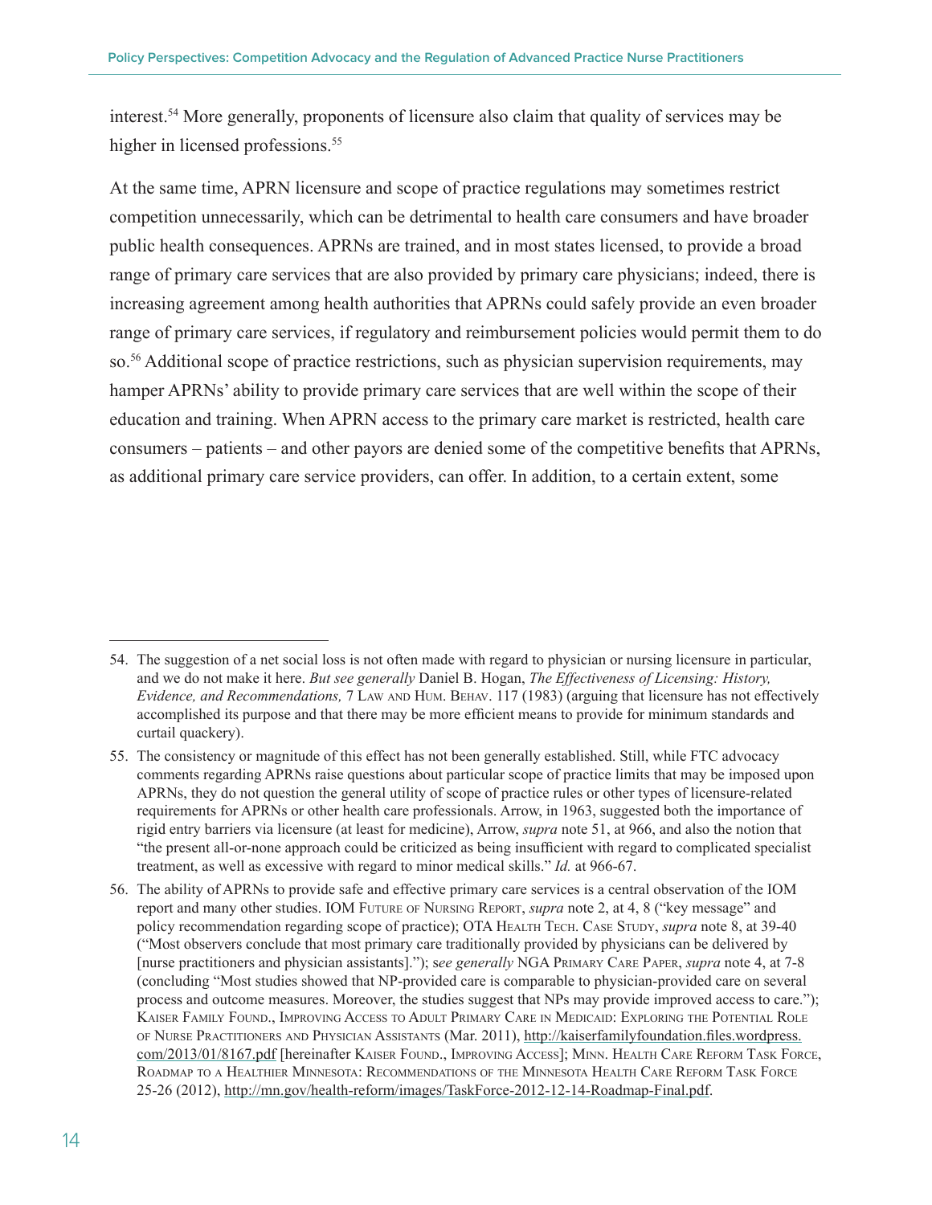interest.[54] More generally, proponents of licensure also claim that quality of services may be higher in licensed professions.[55]

At the same time, APRN licensure and scope of practice regulations may sometimes restrict competition unnecessarily, which can be detrimental to health care consumers and have broader public health consequences. APRNs are trained, and in most states licensed, to provide a broad range of primary care services that are also provided by primary care physicians; indeed, there is increasing agreement among health authorities that APRNs could safely provide an even broader range of primary care services, if regulatory and reimbursement policies would permit them to do so.[56] Additional scope of practice restrictions, such as physician supervision requirements, may hamper APRNs' ability to provide primary care services that are well within the scope of their education and training. When APRN access to the primary care market is restricted, health care consumers – patients – and other payors are denied some of the competitive benefits that APRNs, as additional primary care service providers, can offer. In addition, to a certain extent, some

---

54. The suggestion of a net social loss is not often made with regard to physician or nursing licensure in particular, and we do not make it here. *But see generally* Daniel B. Hogan, *The Effectiveness of Licensing: History, Evidence, and Recommendations,* 7 Law and Hum. Behav. 117 (1983) (arguing that licensure has not effectively accomplished its purpose and that there may be more efficient means to provide for minimum standards and curtail quackery).

55. The consistency or magnitude of this effect has not been generally established. Still, while FTC advocacy comments regarding APRNs raise questions about particular scope of practice limits that may be imposed upon APRNs, they do not question the general utility of scope of practice rules or other types of licensure-related requirements for APRNs or other health care professionals. Arrow, in 1963, suggested both the importance of rigid entry barriers via licensure (at least for medicine), Arrow, *supra* note 51, at 966, and also the notion that "the present all-or-none approach could be criticized as being insufficient with regard to complicated specialist treatment, as well as excessive with regard to minor medical skills." *Id.* at 966-67.

56. The ability of APRNs to provide safe and effective primary care services is a central observation of the IOM report and many other studies. IOM Future of Nursing Report, *supra* note 2, at 4, 8 ("key message" and policy recommendation regarding scope of practice); OTA Health Tech. Case Study, *supra* note 8, at 39-40 ("Most observers conclude that most primary care traditionally provided by physicians can be delivered by [nurse practitioners and physician assistants]."); s*ee generally* NGA Primary Care Paper, *supra* note 4, at 7-8 (concluding "Most studies showed that NP-provided care is comparable to physician-provided care on several process and outcome measures. Moreover, the studies suggest that NPs may provide improved access to care."); Kaiser Family Found., Improving Access to Adult Primary Care in Medicaid: Exploring the Potential Role of Nurse Practitioners and Physician Assistants (Mar. 2011), http://kaiserfamilyfoundation.files.wordpress.com/2013/01/8167.pdf [hereinafter Kaiser Found., Improving Access]; Minn. Health Care Reform Task Force, Roadmap to a Healthier Minnesota: Recommendations of the Minnesota Health Care Reform Task Force 25-26 (2012), http://mn.gov/health-reform/images/TaskForce-2012-12-14-Roadmap-Final.pdf.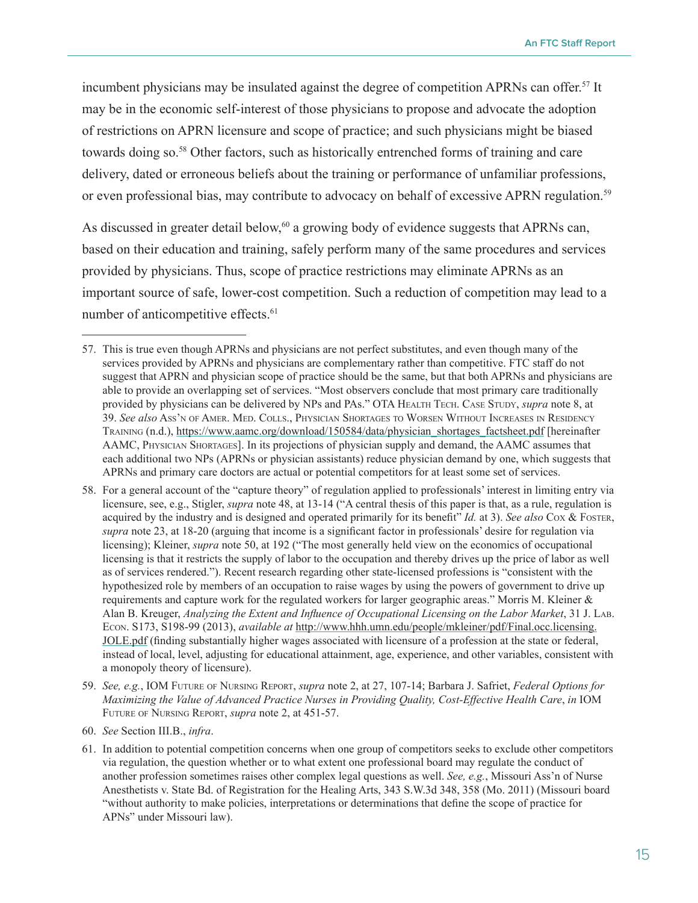incumbent physicians may be insulated against the degree of competition APRNs can offer.[57] It may be in the economic self-interest of those physicians to propose and advocate the adoption of restrictions on APRN licensure and scope of practice; and such physicians might be biased towards doing so.[58] Other factors, such as historically entrenched forms of training and care delivery, dated or erroneous beliefs about the training or performance of unfamiliar professions, or even professional bias, may contribute to advocacy on behalf of excessive APRN regulation.[59]

As discussed in greater detail below,[60] a growing body of evidence suggests that APRNs can, based on their education and training, safely perform many of the same procedures and services provided by physicians. Thus, scope of practice restrictions may eliminate APRNs as an important source of safe, lower-cost competition. Such a reduction of competition may lead to a number of anticompetitive effects.[61]

---

57. This is true even though APRNs and physicians are not perfect substitutes, and even though many of the services provided by APRNs and physicians are complementary rather than competitive. FTC staff do not suggest that APRN and physician scope of practice should be the same, but that both APRNs and physicians are able to provide an overlapping set of services. "Most observers conclude that most primary care traditionally provided by physicians can be delivered by NPs and PAs." OTA Health Tech. Case Study, *supra* note 8, at 39. *See also* Ass'n of Amer. Med. Colls., Physician Shortages to Worsen Without Increases in Residency Training (n.d.), https://www.aamc.org/download/150584/data/physician_shortages_factsheet.pdf [hereinafter AAMC, Physician Shortages]. In its projections of physician supply and demand, the AAMC assumes that each additional two NPs (APRNs or physician assistants) reduce physician demand by one, which suggests that APRNs and primary care doctors are actual or potential competitors for at least some set of services.

58. For a general account of the "capture theory" of regulation applied to professionals' interest in limiting entry via licensure, see, e.g., Stigler, *supra* note 48, at 13-14 ("A central thesis of this paper is that, as a rule, regulation is acquired by the industry and is designed and operated primarily for its benefit" *Id.* at 3). *See also* Cox & Foster, *supra* note 23, at 18-20 (arguing that income is a significant factor in professionals' desire for regulation via licensing); Kleiner, *supra* note 50, at 192 ("The most generally held view on the economics of occupational licensing is that it restricts the supply of labor to the occupation and thereby drives up the price of labor as well as of services rendered."). Recent research regarding other state-licensed professions is "consistent with the hypothesized role by members of an occupation to raise wages by using the powers of government to drive up requirements and capture work for the regulated workers for larger geographic areas." Morris M. Kleiner & Alan B. Kreuger, *Analyzing the Extent and Influence of Occupational Licensing on the Labor Market*, 31 J. Lab. Econ. S173, S198-99 (2013), *available at* http://www.hhh.umn.edu/people/mkleiner/pdf/Final.occ.licensing.JOLE.pdf (finding substantially higher wages associated with licensure of a profession at the state or federal, instead of local, level, adjusting for educational attainment, age, experience, and other variables, consistent with a monopoly theory of licensure).

59. *See, e.g.*, IOM Future of Nursing Report, *supra* note 2, at 27, 107-14; Barbara J. Safriet, *Federal Options for Maximizing the Value of Advanced Practice Nurses in Providing Quality, Cost-Effective Health Care*, *in* IOM Future of Nursing Report, *supra* note 2, at 451-57.

60. *See* Section III.B., *infra*.

61. In addition to potential competition concerns when one group of competitors seeks to exclude other competitors via regulation, the question whether or to what extent one professional board may regulate the conduct of another profession sometimes raises other complex legal questions as well. *See, e.g.*, Missouri Ass'n of Nurse Anesthetists v. State Bd. of Registration for the Healing Arts, 343 S.W.3d 348, 358 (Mo. 2011) (Missouri board "without authority to make policies, interpretations or determinations that define the scope of practice for APNs" under Missouri law).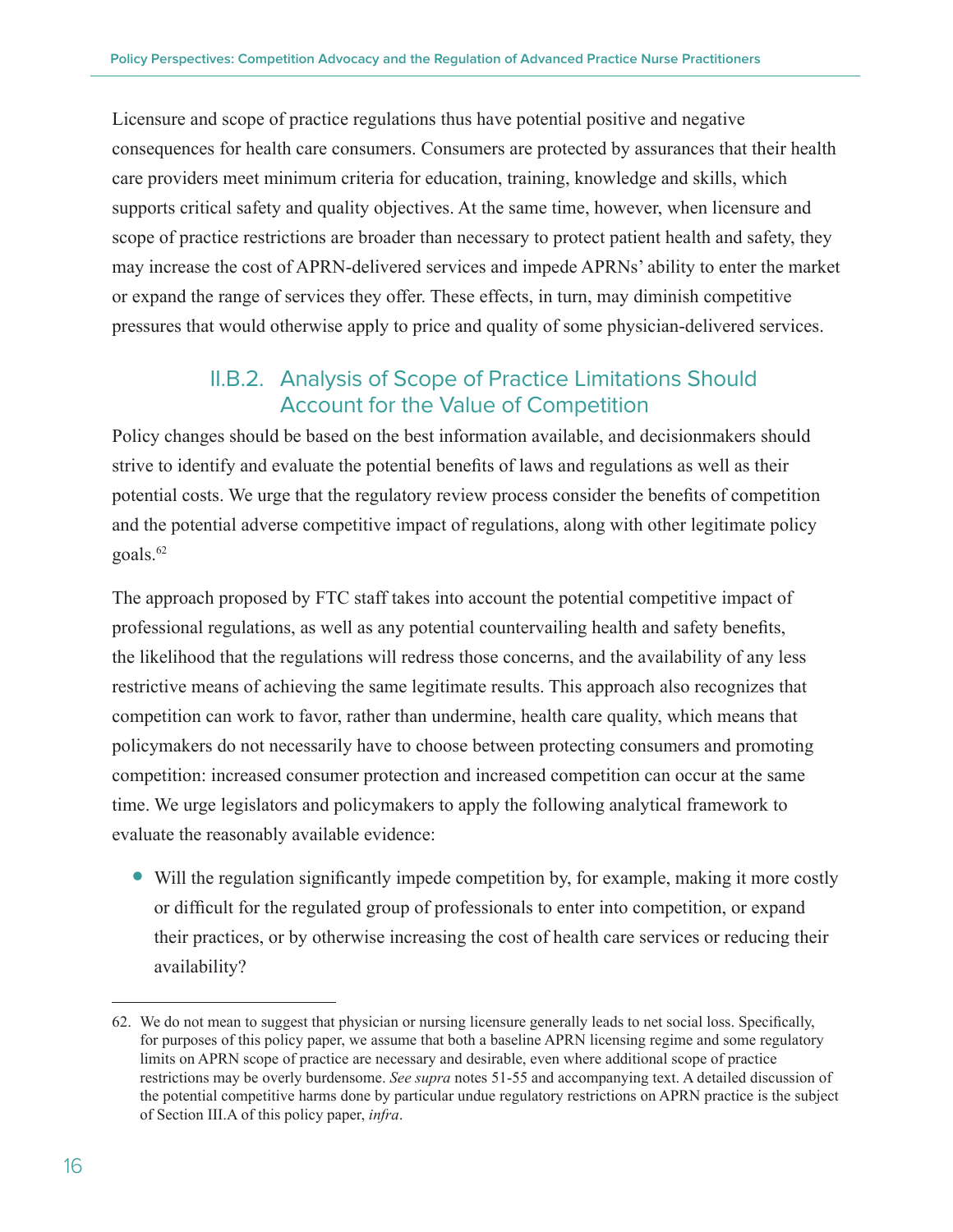Licensure and scope of practice regulations thus have potential positive and negative consequences for health care consumers. Consumers are protected by assurances that their health care providers meet minimum criteria for education, training, knowledge and skills, which supports critical safety and quality objectives. At the same time, however, when licensure and scope of practice restrictions are broader than necessary to protect patient health and safety, they may increase the cost of APRN-delivered services and impede APRNs' ability to enter the market or expand the range of services they offer. These effects, in turn, may diminish competitive pressures that would otherwise apply to price and quality of some physician-delivered services.

### II.B.2. Analysis of Scope of Practice Limitations Should Account for the Value of Competition

Policy changes should be based on the best information available, and decisionmakers should strive to identify and evaluate the potential benefits of laws and regulations as well as their potential costs. We urge that the regulatory review process consider the benefits of competition and the potential adverse competitive impact of regulations, along with other legitimate policy goals.[62]

The approach proposed by FTC staff takes into account the potential competitive impact of professional regulations, as well as any potential countervailing health and safety benefits, the likelihood that the regulations will redress those concerns, and the availability of any less restrictive means of achieving the same legitimate results. This approach also recognizes that competition can work to favor, rather than undermine, health care quality, which means that policymakers do not necessarily have to choose between protecting consumers and promoting competition: increased consumer protection and increased competition can occur at the same time. We urge legislators and policymakers to apply the following analytical framework to evaluate the reasonably available evidence:

- Will the regulation significantly impede competition by, for example, making it more costly or difficult for the regulated group of professionals to enter into competition, or expand their practices, or by otherwise increasing the cost of health care services or reducing their availability?

---

62. We do not mean to suggest that physician or nursing licensure generally leads to net social loss. Specifically, for purposes of this policy paper, we assume that both a baseline APRN licensing regime and some regulatory limits on APRN scope of practice are necessary and desirable, even where additional scope of practice restrictions may be overly burdensome. *See supra* notes 51-55 and accompanying text. A detailed discussion of the potential competitive harms done by particular undue regulatory restrictions on APRN practice is the subject of Section III.A of this policy paper, *infra*.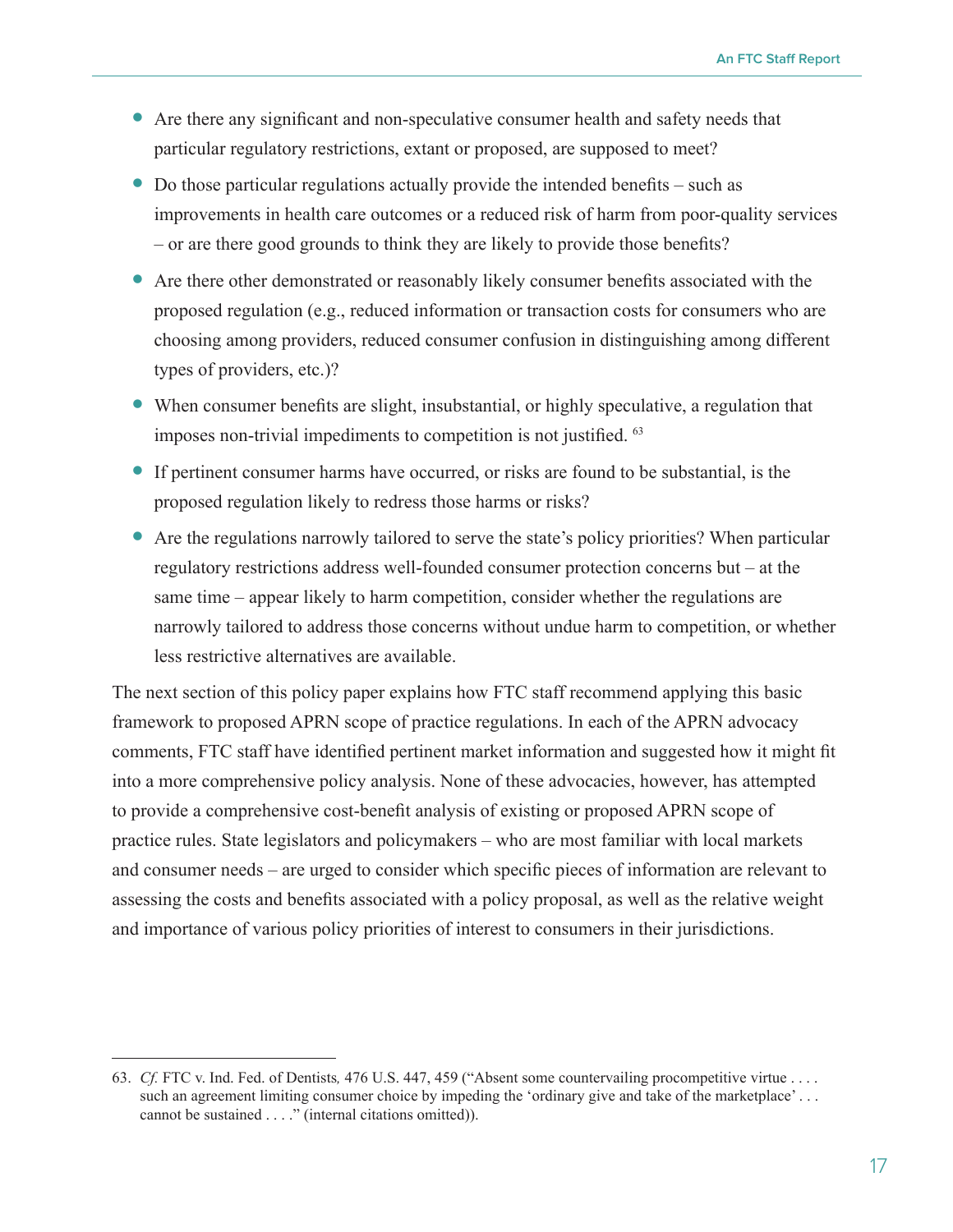- Are there any significant and non-speculative consumer health and safety needs that particular regulatory restrictions, extant or proposed, are supposed to meet?
- Do those particular regulations actually provide the intended benefits – such as improvements in health care outcomes or a reduced risk of harm from poor-quality services – or are there good grounds to think they are likely to provide those benefits?
- Are there other demonstrated or reasonably likely consumer benefits associated with the proposed regulation (e.g., reduced information or transaction costs for consumers who are choosing among providers, reduced consumer confusion in distinguishing among different types of providers, etc.)?
- When consumer benefits are slight, insubstantial, or highly speculative, a regulation that imposes non-trivial impediments to competition is not justified. [63]
- If pertinent consumer harms have occurred, or risks are found to be substantial, is the proposed regulation likely to redress those harms or risks?
- Are the regulations narrowly tailored to serve the state's policy priorities? When particular regulatory restrictions address well-founded consumer protection concerns but – at the same time – appear likely to harm competition, consider whether the regulations are narrowly tailored to address those concerns without undue harm to competition, or whether less restrictive alternatives are available.

The next section of this policy paper explains how FTC staff recommend applying this basic framework to proposed APRN scope of practice regulations. In each of the APRN advocacy comments, FTC staff have identified pertinent market information and suggested how it might fit into a more comprehensive policy analysis. None of these advocacies, however, has attempted to provide a comprehensive cost-benefit analysis of existing or proposed APRN scope of practice rules. State legislators and policymakers – who are most familiar with local markets and consumer needs – are urged to consider which specific pieces of information are relevant to assessing the costs and benefits associated with a policy proposal, as well as the relative weight and importance of various policy priorities of interest to consumers in their jurisdictions.

---

63. *Cf.* FTC v. Ind. Fed. of Dentists*,* 476 U.S. 447, 459 ("Absent some countervailing procompetitive virtue . . . . such an agreement limiting consumer choice by impeding the 'ordinary give and take of the marketplace' . . . cannot be sustained . . . ." (internal citations omitted)).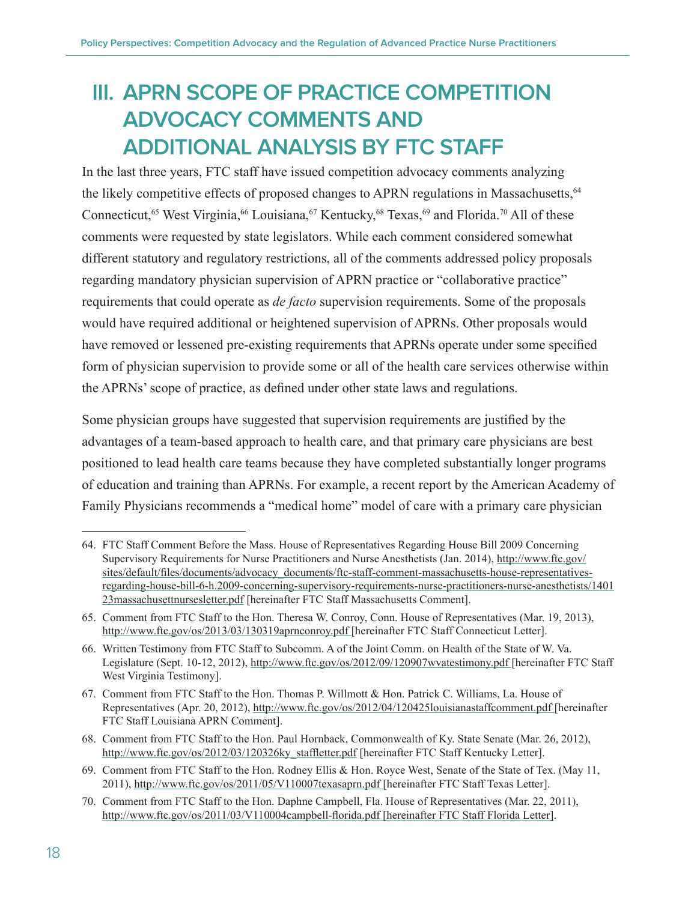# III. APRN SCOPE OF PRACTICE COMPETITION ADVOCACY COMMENTS AND ADDITIONAL ANALYSIS BY FTC STAFF

In the last three years, FTC staff have issued competition advocacy comments analyzing the likely competitive effects of proposed changes to APRN regulations in Massachusetts,[64] Connecticut,[65] West Virginia,[66] Louisiana,[67] Kentucky,[68] Texas,[69] and Florida.[70] All of these comments were requested by state legislators. While each comment considered somewhat different statutory and regulatory restrictions, all of the comments addressed policy proposals regarding mandatory physician supervision of APRN practice or "collaborative practice" requirements that could operate as *de facto* supervision requirements. Some of the proposals would have required additional or heightened supervision of APRNs. Other proposals would have removed or lessened pre-existing requirements that APRNs operate under some specified form of physician supervision to provide some or all of the health care services otherwise within the APRNs' scope of practice, as defined under other state laws and regulations.

Some physician groups have suggested that supervision requirements are justified by the advantages of a team-based approach to health care, and that primary care physicians are best positioned to lead health care teams because they have completed substantially longer programs of education and training than APRNs. For example, a recent report by the American Academy of Family Physicians recommends a "medical home" model of care with a primary care physician

---

64. FTC Staff Comment Before the Mass. House of Representatives Regarding House Bill 2009 Concerning Supervisory Requirements for Nurse Practitioners and Nurse Anesthetists (Jan. 2014), http://www.ftc.gov/sites/default/files/documents/advocacy_documents/ftc-staff-comment-massachusetts-house-representatives-regarding-house-bill-6-h.2009-concerning-supervisory-requirements-nurse-practitioners-nurse-anesthetists/140123massachusettnursesletter.pdf [hereinafter FTC Staff Massachusetts Comment].

65. Comment from FTC Staff to the Hon. Theresa W. Conroy, Conn. House of Representatives (Mar. 19, 2013), http://www.ftc.gov/os/2013/03/130319aprnconroy.pdf [hereinafter FTC Staff Connecticut Letter].

66. Written Testimony from FTC Staff to Subcomm. A of the Joint Comm. on Health of the State of W. Va. Legislature (Sept. 10-12, 2012), http://www.ftc.gov/os/2012/09/120907wvatestimony.pdf [hereinafter FTC Staff West Virginia Testimony].

67. Comment from FTC Staff to the Hon. Thomas P. Willmott & Hon. Patrick C. Williams, La. House of Representatives (Apr. 20, 2012), http://www.ftc.gov/os/2012/04/120425louisianastaffcomment.pdf [hereinafter FTC Staff Louisiana APRN Comment].

68. Comment from FTC Staff to the Hon. Paul Hornback, Commonwealth of Ky. State Senate (Mar. 26, 2012), http://www.ftc.gov/os/2012/03/120326ky_staffletter.pdf [hereinafter FTC Staff Kentucky Letter].

69. Comment from FTC Staff to the Hon. Rodney Ellis & Hon. Royce West, Senate of the State of Tex. (May 11, 2011), http://www.ftc.gov/os/2011/05/V110007texasaprn.pdf [hereinafter FTC Staff Texas Letter].

70. Comment from FTC Staff to the Hon. Daphne Campbell, Fla. House of Representatives (Mar. 22, 2011), http://www.ftc.gov/os/2011/03/V110004campbell-florida.pdf [hereinafter FTC Staff Florida Letter].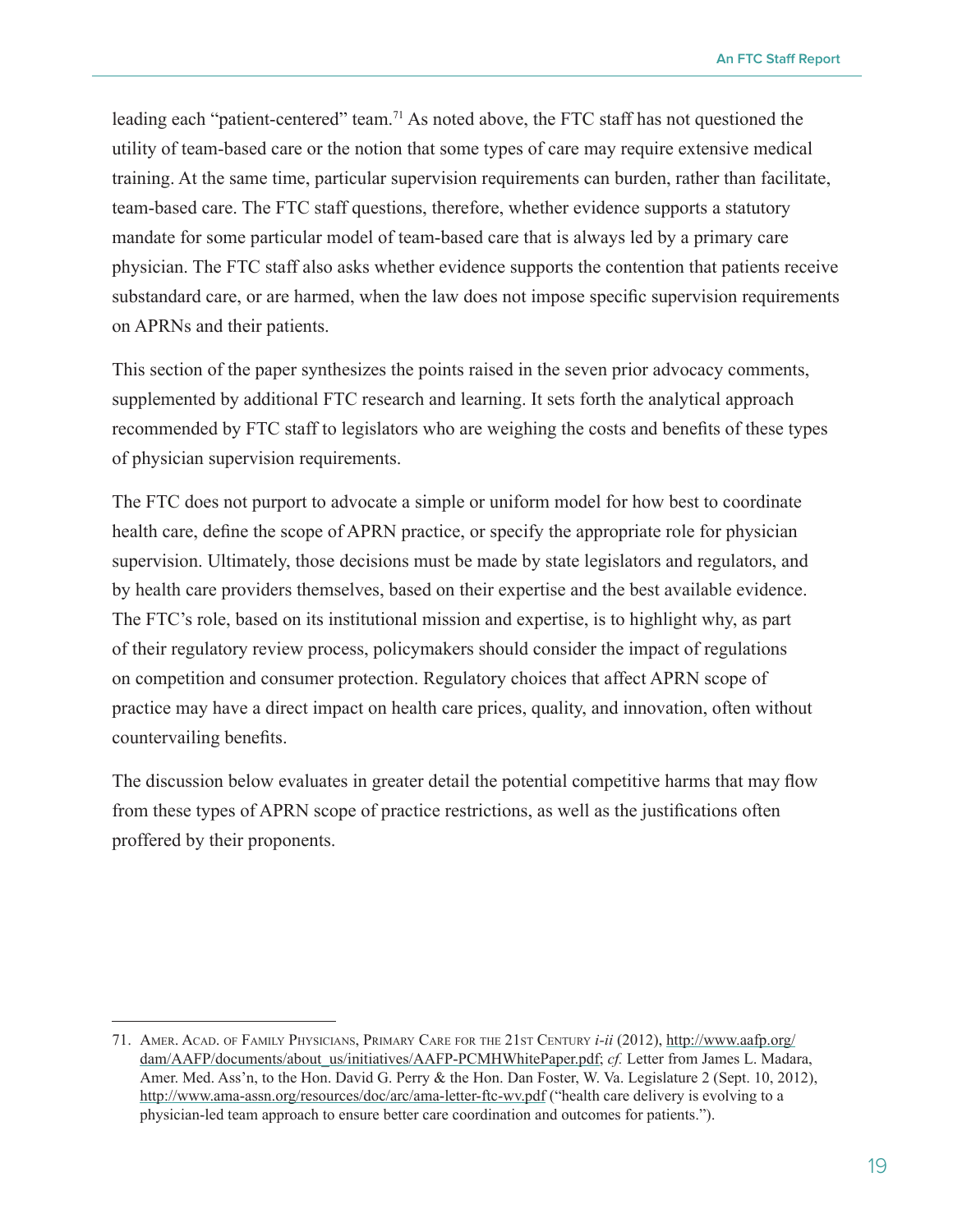leading each "patient-centered" team.[71] As noted above, the FTC staff has not questioned the utility of team-based care or the notion that some types of care may require extensive medical training. At the same time, particular supervision requirements can burden, rather than facilitate, team-based care. The FTC staff questions, therefore, whether evidence supports a statutory mandate for some particular model of team-based care that is always led by a primary care physician. The FTC staff also asks whether evidence supports the contention that patients receive substandard care, or are harmed, when the law does not impose specific supervision requirements on APRNs and their patients.

This section of the paper synthesizes the points raised in the seven prior advocacy comments, supplemented by additional FTC research and learning. It sets forth the analytical approach recommended by FTC staff to legislators who are weighing the costs and benefits of these types of physician supervision requirements.

The FTC does not purport to advocate a simple or uniform model for how best to coordinate health care, define the scope of APRN practice, or specify the appropriate role for physician supervision. Ultimately, those decisions must be made by state legislators and regulators, and by health care providers themselves, based on their expertise and the best available evidence. The FTC's role, based on its institutional mission and expertise, is to highlight why, as part of their regulatory review process, policymakers should consider the impact of regulations on competition and consumer protection. Regulatory choices that affect APRN scope of practice may have a direct impact on health care prices, quality, and innovation, often without countervailing benefits.

The discussion below evaluates in greater detail the potential competitive harms that may flow from these types of APRN scope of practice restrictions, as well as the justifications often proffered by their proponents.

---

71. Amer. Acad. of Family Physicians, Primary Care for the 21st Century *i-ii* (2012), http://www.aafp.org/dam/AAFP/documents/about_us/initiatives/AAFP-PCMHWhitePaper.pdf; *cf.* Letter from James L. Madara, Amer. Med. Ass'n, to the Hon. David G. Perry & the Hon. Dan Foster, W. Va. Legislature 2 (Sept. 10, 2012), http://www.ama-assn.org/resources/doc/arc/ama-letter-ftc-wv.pdf ("health care delivery is evolving to a physician-led team approach to ensure better care coordination and outcomes for patients.").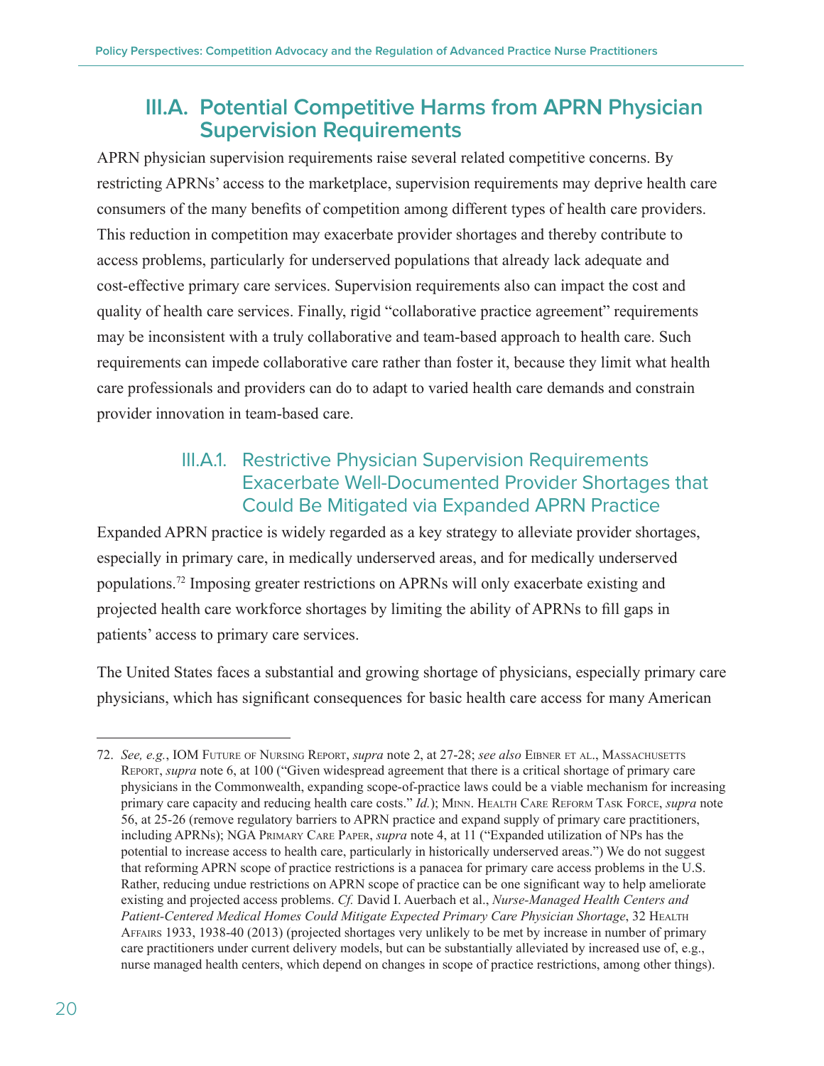## III.A. Potential Competitive Harms from APRN Physician Supervision Requirements

APRN physician supervision requirements raise several related competitive concerns. By restricting APRNs' access to the marketplace, supervision requirements may deprive health care consumers of the many benefits of competition among different types of health care providers. This reduction in competition may exacerbate provider shortages and thereby contribute to access problems, particularly for underserved populations that already lack adequate and cost-effective primary care services. Supervision requirements also can impact the cost and quality of health care services. Finally, rigid "collaborative practice agreement" requirements may be inconsistent with a truly collaborative and team-based approach to health care. Such requirements can impede collaborative care rather than foster it, because they limit what health care professionals and providers can do to adapt to varied health care demands and constrain provider innovation in team-based care.

### III.A.1. Restrictive Physician Supervision Requirements Exacerbate Well-Documented Provider Shortages that Could Be Mitigated via Expanded APRN Practice

Expanded APRN practice is widely regarded as a key strategy to alleviate provider shortages, especially in primary care, in medically underserved areas, and for medically underserved populations.[72] Imposing greater restrictions on APRNs will only exacerbate existing and projected health care workforce shortages by limiting the ability of APRNs to fill gaps in patients' access to primary care services.

The United States faces a substantial and growing shortage of physicians, especially primary care physicians, which has significant consequences for basic health care access for many American

---

72. *See, e.g.*, IOM Future of Nursing Report, *supra* note 2, at 27-28; *see also* Eibner et al., Massachusetts Report, *supra* note 6, at 100 ("Given widespread agreement that there is a critical shortage of primary care physicians in the Commonwealth, expanding scope-of-practice laws could be a viable mechanism for increasing primary care capacity and reducing health care costs." *Id.*); Minn. Health Care Reform Task Force, *supra* note 56, at 25-26 (remove regulatory barriers to APRN practice and expand supply of primary care practitioners, including APRNs); NGA Primary Care Paper, *supra* note 4, at 11 ("Expanded utilization of NPs has the potential to increase access to health care, particularly in historically underserved areas.") We do not suggest that reforming APRN scope of practice restrictions is a panacea for primary care access problems in the U.S. Rather, reducing undue restrictions on APRN scope of practice can be one significant way to help ameliorate existing and projected access problems. *Cf.* David I. Auerbach et al., *Nurse-Managed Health Centers and Patient-Centered Medical Homes Could Mitigate Expected Primary Care Physician Shortage*, 32 Health Affairs 1933, 1938-40 (2013) (projected shortages very unlikely to be met by increase in number of primary care practitioners under current delivery models, but can be substantially alleviated by increased use of, e.g., nurse managed health centers, which depend on changes in scope of practice restrictions, among other things).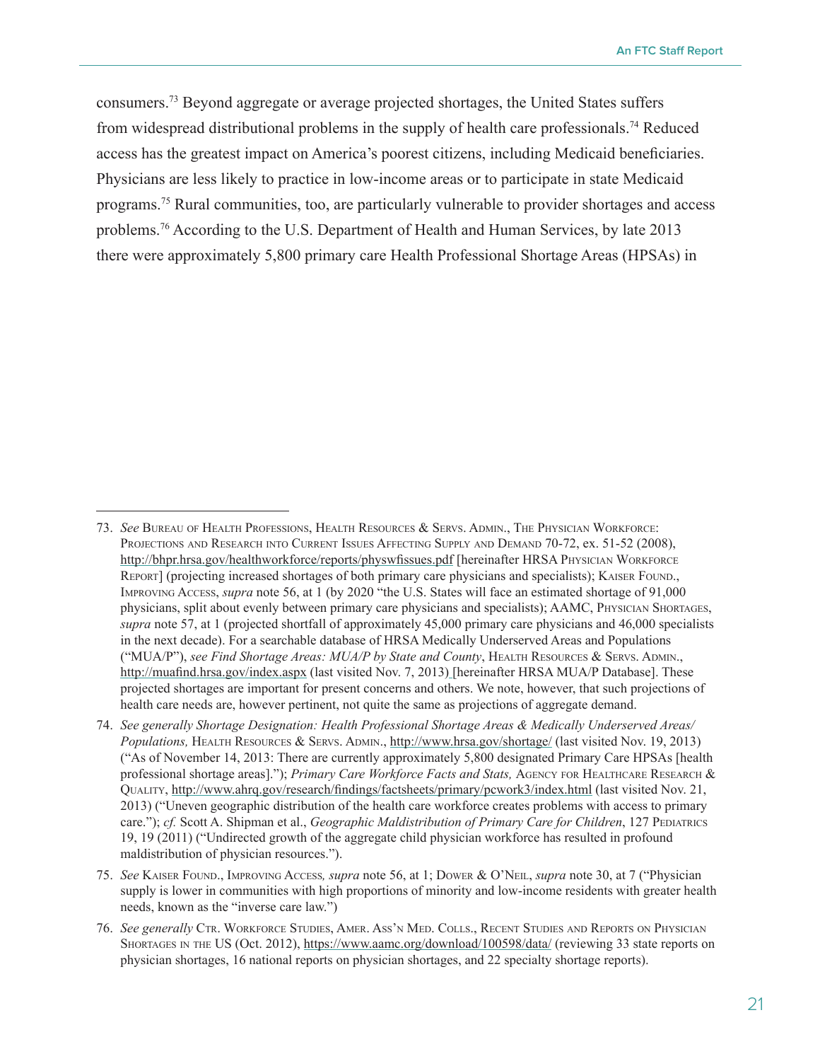consumers.[73] Beyond aggregate or average projected shortages, the United States suffers from widespread distributional problems in the supply of health care professionals.[74] Reduced access has the greatest impact on America's poorest citizens, including Medicaid beneficiaries. Physicians are less likely to practice in low-income areas or to participate in state Medicaid programs.[75] Rural communities, too, are particularly vulnerable to provider shortages and access problems.[76] According to the U.S. Department of Health and Human Services, by late 2013 there were approximately 5,800 primary care Health Professional Shortage Areas (HPSAs) in

---

73. *See* Bureau of Health Professions, Health Resources & Servs. Admin., The Physician Workforce: Projections and Research into Current Issues Affecting Supply and Demand 70-72, ex. 51-52 (2008), http://bhpr.hrsa.gov/healthworkforce/reports/physwfissues.pdf [hereinafter HRSA Physician Workforce Report] (projecting increased shortages of both primary care physicians and specialists); Kaiser Found., Improving Access, *supra* note 56, at 1 (by 2020 "the U.S. States will face an estimated shortage of 91,000 physicians, split about evenly between primary care physicians and specialists); AAMC, Physician Shortages, *supra* note 57, at 1 (projected shortfall of approximately 45,000 primary care physicians and 46,000 specialists in the next decade). For a searchable database of HRSA Medically Underserved Areas and Populations ("MUA/P"), *see Find Shortage Areas: MUA/P by State and County*, Health Resources & Servs. Admin., http://muafind.hrsa.gov/index.aspx (last visited Nov. 7, 2013) [hereinafter HRSA MUA/P Database]. These projected shortages are important for present concerns and others. We note, however, that such projections of health care needs are, however pertinent, not quite the same as projections of aggregate demand.

74. *See generally Shortage Designation: Health Professional Shortage Areas & Medically Underserved Areas/Populations,* Health Resources & Servs. Admin., http://www.hrsa.gov/shortage/ (last visited Nov. 19, 2013) ("As of November 14, 2013: There are currently approximately 5,800 designated Primary Care HPSAs [health professional shortage areas]."); *Primary Care Workforce Facts and Stats,* Agency for Healthcare Research & Quality, http://www.ahrq.gov/research/findings/factsheets/primary/pcwork3/index.html (last visited Nov. 21, 2013) ("Uneven geographic distribution of the health care workforce creates problems with access to primary care."); *cf.* Scott A. Shipman et al., *Geographic Maldistribution of Primary Care for Children*, 127 Pediatrics 19, 19 (2011) ("Undirected growth of the aggregate child physician workforce has resulted in profound maldistribution of physician resources.").

75. *See* Kaiser Found., Improving Access*, supra* note 56, at 1; Dower & O'Neil, *supra* note 30, at 7 ("Physician supply is lower in communities with high proportions of minority and low-income residents with greater health needs, known as the "inverse care law.")

76. *See generally* Ctr. Workforce Studies, Amer. Ass'n Med. Colls., Recent Studies and Reports on Physician Shortages in the US (Oct. 2012), https://www.aamc.org/download/100598/data/ (reviewing 33 state reports on physician shortages, 16 national reports on physician shortages, and 22 specialty shortage reports).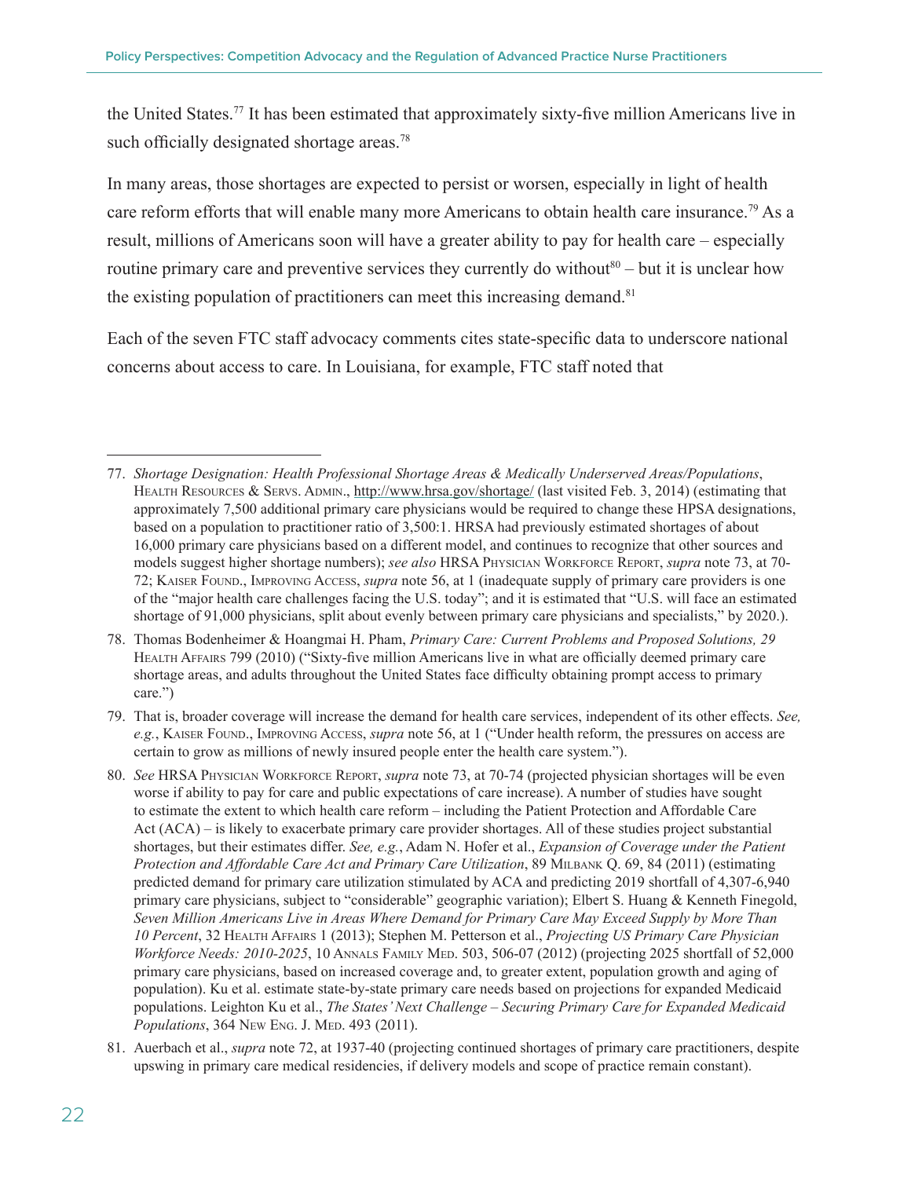the United States.[77] It has been estimated that approximately sixty-five million Americans live in such officially designated shortage areas.[78]

In many areas, those shortages are expected to persist or worsen, especially in light of health care reform efforts that will enable many more Americans to obtain health care insurance.[79] As a result, millions of Americans soon will have a greater ability to pay for health care – especially routine primary care and preventive services they currently do without[80] – but it is unclear how the existing population of practitioners can meet this increasing demand.[81]

Each of the seven FTC staff advocacy comments cites state-specific data to underscore national concerns about access to care. In Louisiana, for example, FTC staff noted that

---

77. *Shortage Designation: Health Professional Shortage Areas & Medically Underserved Areas/Populations*, Health Resources & Servs. Admin., http://www.hrsa.gov/shortage/ (last visited Feb. 3, 2014) (estimating that approximately 7,500 additional primary care physicians would be required to change these HPSA designations, based on a population to practitioner ratio of 3,500:1. HRSA had previously estimated shortages of about 16,000 primary care physicians based on a different model, and continues to recognize that other sources and models suggest higher shortage numbers); *see also* HRSA Physician Workforce Report, *supra* note 73, at 70-72; Kaiser Found., Improving Access, *supra* note 56, at 1 (inadequate supply of primary care providers is one of the "major health care challenges facing the U.S. today"; and it is estimated that "U.S. will face an estimated shortage of 91,000 physicians, split about evenly between primary care physicians and specialists," by 2020.).

78. Thomas Bodenheimer & Hoangmai H. Pham, *Primary Care: Current Problems and Proposed Solutions, 29* Health Affairs 799 (2010) ("Sixty-five million Americans live in what are officially deemed primary care shortage areas, and adults throughout the United States face difficulty obtaining prompt access to primary care.")

79. That is, broader coverage will increase the demand for health care services, independent of its other effects. *See, e.g.*, Kaiser Found., Improving Access, *supra* note 56, at 1 ("Under health reform, the pressures on access are certain to grow as millions of newly insured people enter the health care system.").

80. *See* HRSA Physician Workforce Report, *supra* note 73, at 70-74 (projected physician shortages will be even worse if ability to pay for care and public expectations of care increase). A number of studies have sought to estimate the extent to which health care reform – including the Patient Protection and Affordable Care Act (ACA) – is likely to exacerbate primary care provider shortages. All of these studies project substantial shortages, but their estimates differ. *See, e.g.*, Adam N. Hofer et al., *Expansion of Coverage under the Patient Protection and Affordable Care Act and Primary Care Utilization*, 89 Milbank Q. 69, 84 (2011) (estimating predicted demand for primary care utilization stimulated by ACA and predicting 2019 shortfall of 4,307-6,940 primary care physicians, subject to "considerable" geographic variation); Elbert S. Huang & Kenneth Finegold, *Seven Million Americans Live in Areas Where Demand for Primary Care May Exceed Supply by More Than 10 Percent*, 32 Health Affairs 1 (2013); Stephen M. Petterson et al., *Projecting US Primary Care Physician Workforce Needs: 2010-2025*, 10 Annals Family Med. 503, 506-07 (2012) (projecting 2025 shortfall of 52,000 primary care physicians, based on increased coverage and, to greater extent, population growth and aging of population). Ku et al. estimate state-by-state primary care needs based on projections for expanded Medicaid populations. Leighton Ku et al., *The States' Next Challenge – Securing Primary Care for Expanded Medicaid Populations*, 364 New Eng. J. Med. 493 (2011).

81. Auerbach et al., *supra* note 72, at 1937-40 (projecting continued shortages of primary care practitioners, despite upswing in primary care medical residencies, if delivery models and scope of practice remain constant).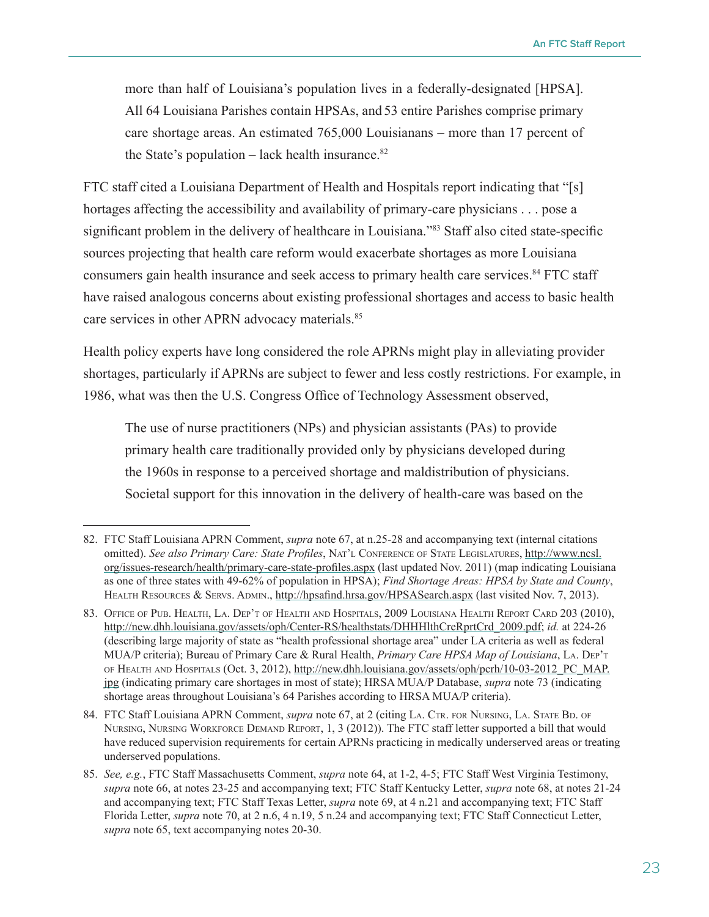> more than half of Louisiana's population lives in a federally-designated [HPSA]. All 64 Louisiana Parishes contain HPSAs, and 53 entire Parishes comprise primary care shortage areas. An estimated 765,000 Louisianans – more than 17 percent of the State's population – lack health insurance.[82]

FTC staff cited a Louisiana Department of Health and Hospitals report indicating that "[s]hortages affecting the accessibility and availability of primary-care physicians . . . pose a significant problem in the delivery of healthcare in Louisiana."[83] Staff also cited state-specific sources projecting that health care reform would exacerbate shortages as more Louisiana consumers gain health insurance and seek access to primary health care services.[84] FTC staff have raised analogous concerns about existing professional shortages and access to basic health care services in other APRN advocacy materials.[85]

Health policy experts have long considered the role APRNs might play in alleviating provider shortages, particularly if APRNs are subject to fewer and less costly restrictions. For example, in 1986, what was then the U.S. Congress Office of Technology Assessment observed,

> The use of nurse practitioners (NPs) and physician assistants (PAs) to provide primary health care traditionally provided only by physicians developed during the 1960s in response to a perceived shortage and maldistribution of physicians. Societal support for this innovation in the delivery of health-care was based on the

---

82. FTC Staff Louisiana APRN Comment, *supra* note 67, at n.25-28 and accompanying text (internal citations omitted). *See also Primary Care: State Profiles*, Nat'l Conference of State Legislatures, http://www.ncsl.org/issues-research/health/primary-care-state-profiles.aspx (last updated Nov. 2011) (map indicating Louisiana as one of three states with 49-62% of population in HPSA); *Find Shortage Areas: HPSA by State and County*, Health Resources & Servs. Admin., http://hpsafind.hrsa.gov/HPSASearch.aspx (last visited Nov. 7, 2013).

83. Office of Pub. Health, La. Dep't of Health and Hospitals, 2009 Louisiana Health Report Card 203 (2010), http://new.dhh.louisiana.gov/assets/oph/Center-RS/healthstats/DHHHlthCreRprtCrd_2009.pdf; *id.* at 224-26 (describing large majority of state as "health professional shortage area" under LA criteria as well as federal MUA/P criteria); Bureau of Primary Care & Rural Health, *Primary Care HPSA Map of Louisiana*, La. Dep't of Health and Hospitals (Oct. 3, 2012), http://new.dhh.louisiana.gov/assets/oph/pcrh/10-03-2012_PC_MAP.jpg (indicating primary care shortages in most of state); HRSA MUA/P Database, *supra* note 73 (indicating shortage areas throughout Louisiana's 64 Parishes according to HRSA MUA/P criteria).

84. FTC Staff Louisiana APRN Comment, *supra* note 67, at 2 (citing La. Ctr. for Nursing, La. State Bd. of Nursing, Nursing Workforce Demand Report, 1, 3 (2012)). The FTC staff letter supported a bill that would have reduced supervision requirements for certain APRNs practicing in medically underserved areas or treating underserved populations.

85. *See, e.g.*, FTC Staff Massachusetts Comment, *supra* note 64, at 1-2, 4-5; FTC Staff West Virginia Testimony, *supra* note 66, at notes 23-25 and accompanying text; FTC Staff Kentucky Letter, *supra* note 68, at notes 21-24 and accompanying text; FTC Staff Texas Letter, *supra* note 69, at 4 n.21 and accompanying text; FTC Staff Florida Letter, *supra* note 70, at 2 n.6, 4 n.19, 5 n.24 and accompanying text; FTC Staff Connecticut Letter, *supra* note 65, text accompanying notes 20-30.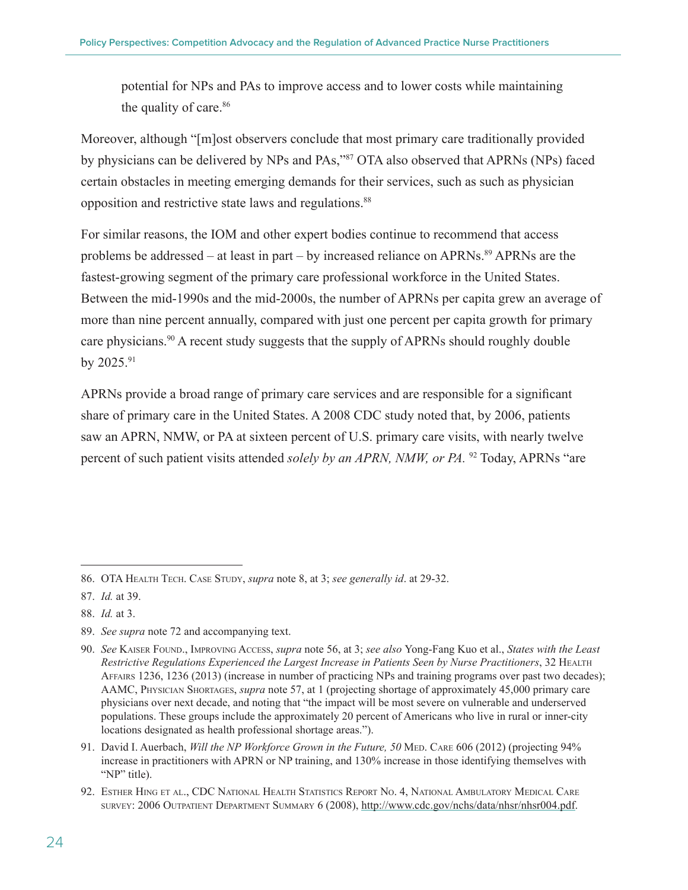potential for NPs and PAs to improve access and to lower costs while maintaining the quality of care.[86]

Moreover, although "[m]ost observers conclude that most primary care traditionally provided by physicians can be delivered by NPs and PAs,"[87] OTA also observed that APRNs (NPs) faced certain obstacles in meeting emerging demands for their services, such as such as physician opposition and restrictive state laws and regulations.[88]

For similar reasons, the IOM and other expert bodies continue to recommend that access problems be addressed – at least in part – by increased reliance on APRNs.[89] APRNs are the fastest-growing segment of the primary care professional workforce in the United States. Between the mid-1990s and the mid-2000s, the number of APRNs per capita grew an average of more than nine percent annually, compared with just one percent per capita growth for primary care physicians.[90] A recent study suggests that the supply of APRNs should roughly double by 2025.[91]

APRNs provide a broad range of primary care services and are responsible for a significant share of primary care in the United States. A 2008 CDC study noted that, by 2006, patients saw an APRN, NMW, or PA at sixteen percent of U.S. primary care visits, with nearly twelve percent of such patient visits attended *solely by an APRN, NMW, or PA.* [92] Today, APRNs "are

---

86. OTA Health Tech. Case Study, *supra* note 8, at 3; *see generally id*. at 29-32.

87. *Id.* at 39.

88. *Id.* at 3.

89. *See supra* note 72 and accompanying text.

90. *See* Kaiser Found., Improving Access, *supra* note 56, at 3; *see also* Yong-Fang Kuo et al., *States with the Least Restrictive Regulations Experienced the Largest Increase in Patients Seen by Nurse Practitioners*, 32 Health Affairs 1236, 1236 (2013) (increase in number of practicing NPs and training programs over past two decades); AAMC, Physician Shortages, *supra* note 57, at 1 (projecting shortage of approximately 45,000 primary care physicians over next decade, and noting that "the impact will be most severe on vulnerable and underserved populations. These groups include the approximately 20 percent of Americans who live in rural or inner-city locations designated as health professional shortage areas.").

91. David I. Auerbach, *Will the NP Workforce Grown in the Future, 50* Med. Care 606 (2012) (projecting 94% increase in practitioners with APRN or NP training, and 130% increase in those identifying themselves with "NP" title).

92. Esther Hing et al., CDC National Health Statistics Report No. 4, National Ambulatory Medical Care survey: 2006 Outpatient Department Summary 6 (2008), http://www.cdc.gov/nchs/data/nhsr/nhsr004.pdf.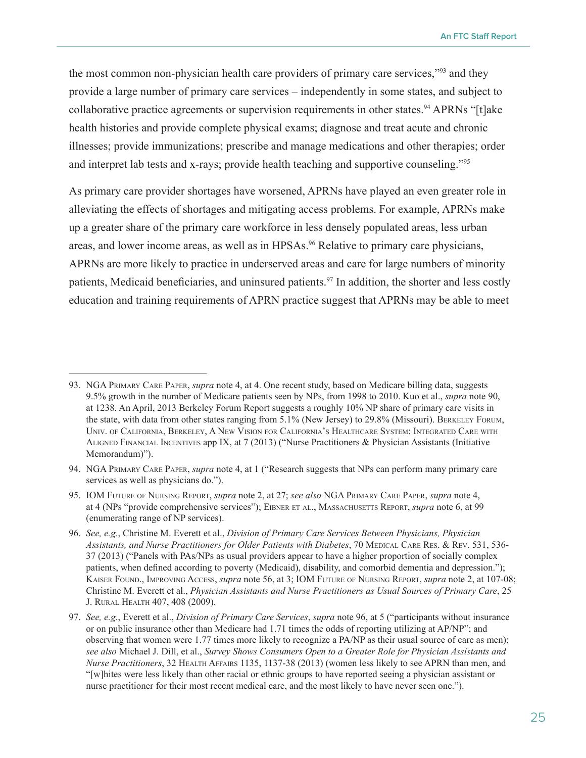the most common non-physician health care providers of primary care services,"[93] and they provide a large number of primary care services – independently in some states, and subject to collaborative practice agreements or supervision requirements in other states.[94] APRNs "[t]ake health histories and provide complete physical exams; diagnose and treat acute and chronic illnesses; provide immunizations; prescribe and manage medications and other therapies; order and interpret lab tests and x-rays; provide health teaching and supportive counseling."[95]

As primary care provider shortages have worsened, APRNs have played an even greater role in alleviating the effects of shortages and mitigating access problems. For example, APRNs make up a greater share of the primary care workforce in less densely populated areas, less urban areas, and lower income areas, as well as in HPSAs.[96] Relative to primary care physicians, APRNs are more likely to practice in underserved areas and care for large numbers of minority patients, Medicaid beneficiaries, and uninsured patients.[97] In addition, the shorter and less costly education and training requirements of APRN practice suggest that APRNs may be able to meet

---

93. NGA Primary Care Paper, *supra* note 4, at 4. One recent study, based on Medicare billing data, suggests 9.5% growth in the number of Medicare patients seen by NPs, from 1998 to 2010. Kuo et al., *supra* note 90, at 1238. An April, 2013 Berkeley Forum Report suggests a roughly 10% NP share of primary care visits in the state, with data from other states ranging from 5.1% (New Jersey) to 29.8% (Missouri). Berkeley Forum, Univ. of California, Berkeley, A New Vision for California's Healthcare System: Integrated Care with Aligned Financial Incentives app IX, at 7 (2013) ("Nurse Practitioners & Physician Assistants (Initiative Memorandum)").

94. NGA Primary Care Paper, *supra* note 4, at 1 ("Research suggests that NPs can perform many primary care services as well as physicians do.").

95. IOM Future of Nursing Report, *supra* note 2, at 27; *see also* NGA Primary Care Paper, *supra* note 4, at 4 (NPs "provide comprehensive services"); Eibner et al., Massachusetts Report, *supra* note 6, at 99 (enumerating range of NP services).

96. *See, e.g.*, Christine M. Everett et al., *Division of Primary Care Services Between Physicians, Physician Assistants, and Nurse Practitioners for Older Patients with Diabetes*, 70 Medical Care Res. & Rev. 531, 536-37 (2013) ("Panels with PAs/NPs as usual providers appear to have a higher proportion of socially complex patients, when defined according to poverty (Medicaid), disability, and comorbid dementia and depression."); Kaiser Found., Improving Access, *supra* note 56, at 3; IOM Future of Nursing Report, *supra* note 2, at 107-08; Christine M. Everett et al., *Physician Assistants and Nurse Practitioners as Usual Sources of Primary Care*, 25 J. Rural Health 407, 408 (2009).

97. *See, e.g.*, Everett et al., *Division of Primary Care Services*, *supra* note 96, at 5 ("participants without insurance or on public insurance other than Medicare had 1.71 times the odds of reporting utilizing at AP/NP"; and observing that women were 1.77 times more likely to recognize a PA/NP as their usual source of care as men); *see also* Michael J. Dill, et al., *Survey Shows Consumers Open to a Greater Role for Physician Assistants and Nurse Practitioners*, 32 Health Affairs 1135, 1137-38 (2013) (women less likely to see APRN than men, and "[w]hites were less likely than other racial or ethnic groups to have reported seeing a physician assistant or nurse practitioner for their most recent medical care, and the most likely to have never seen one.").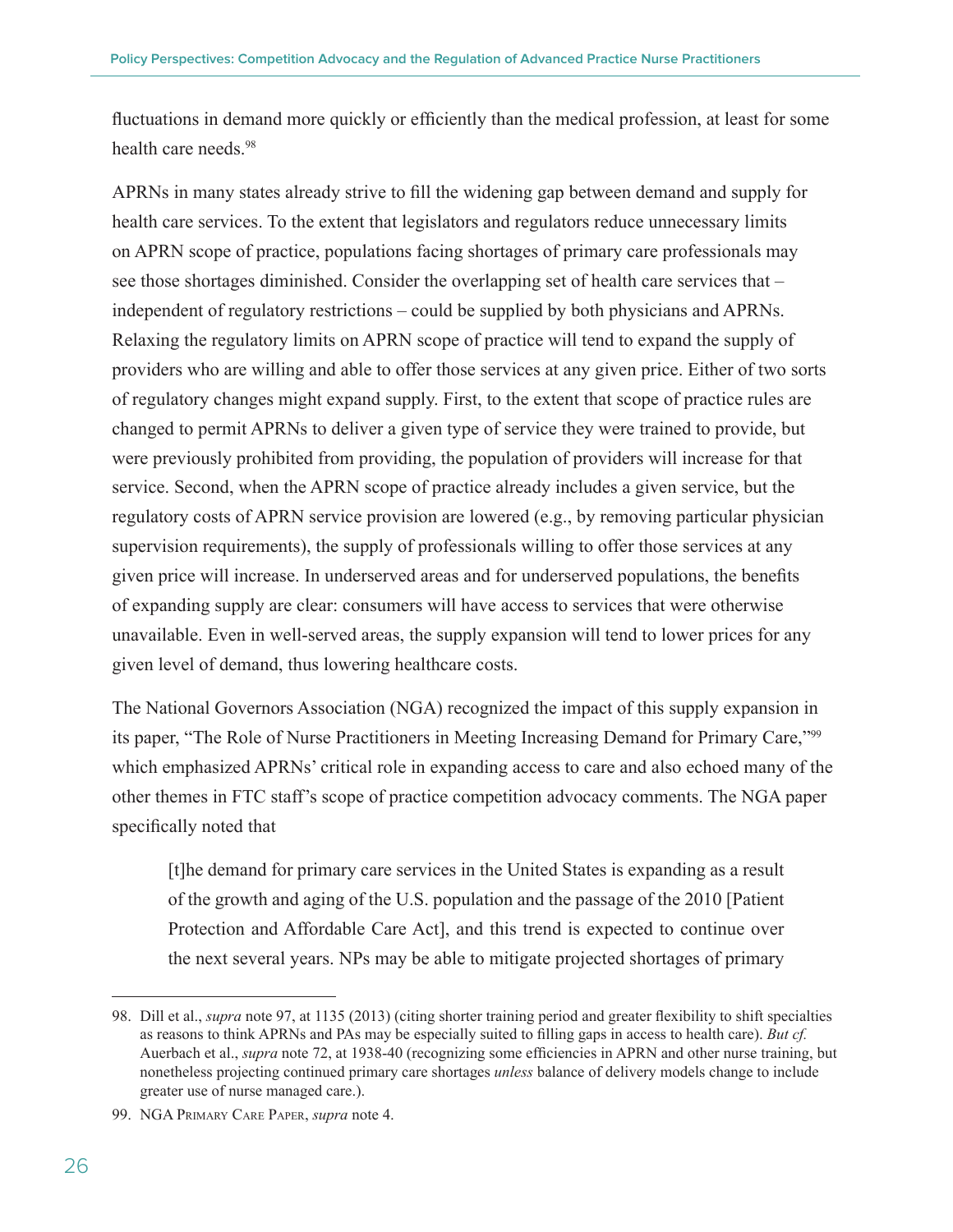fluctuations in demand more quickly or efficiently than the medical profession, at least for some health care needs.[98]

APRNs in many states already strive to fill the widening gap between demand and supply for health care services. To the extent that legislators and regulators reduce unnecessary limits on APRN scope of practice, populations facing shortages of primary care professionals may see those shortages diminished. Consider the overlapping set of health care services that – independent of regulatory restrictions – could be supplied by both physicians and APRNs. Relaxing the regulatory limits on APRN scope of practice will tend to expand the supply of providers who are willing and able to offer those services at any given price. Either of two sorts of regulatory changes might expand supply. First, to the extent that scope of practice rules are changed to permit APRNs to deliver a given type of service they were trained to provide, but were previously prohibited from providing, the population of providers will increase for that service. Second, when the APRN scope of practice already includes a given service, but the regulatory costs of APRN service provision are lowered (e.g., by removing particular physician supervision requirements), the supply of professionals willing to offer those services at any given price will increase. In underserved areas and for underserved populations, the benefits of expanding supply are clear: consumers will have access to services that were otherwise unavailable. Even in well-served areas, the supply expansion will tend to lower prices for any given level of demand, thus lowering healthcare costs.

The National Governors Association (NGA) recognized the impact of this supply expansion in its paper, "The Role of Nurse Practitioners in Meeting Increasing Demand for Primary Care,"[99] which emphasized APRNs' critical role in expanding access to care and also echoed many of the other themes in FTC staff's scope of practice competition advocacy comments. The NGA paper specifically noted that

> [t]he demand for primary care services in the United States is expanding as a result of the growth and aging of the U.S. population and the passage of the 2010 [Patient Protection and Affordable Care Act], and this trend is expected to continue over the next several years. NPs may be able to mitigate projected shortages of primary

---

98. Dill et al., *supra* note 97, at 1135 (2013) (citing shorter training period and greater flexibility to shift specialties as reasons to think APRNs and PAs may be especially suited to filling gaps in access to health care). *But cf.* Auerbach et al., *supra* note 72, at 1938-40 (recognizing some efficiencies in APRN and other nurse training, but nonetheless projecting continued primary care shortages *unless* balance of delivery models change to include greater use of nurse managed care.).

99. NGA Primary Care Paper, *supra* note 4.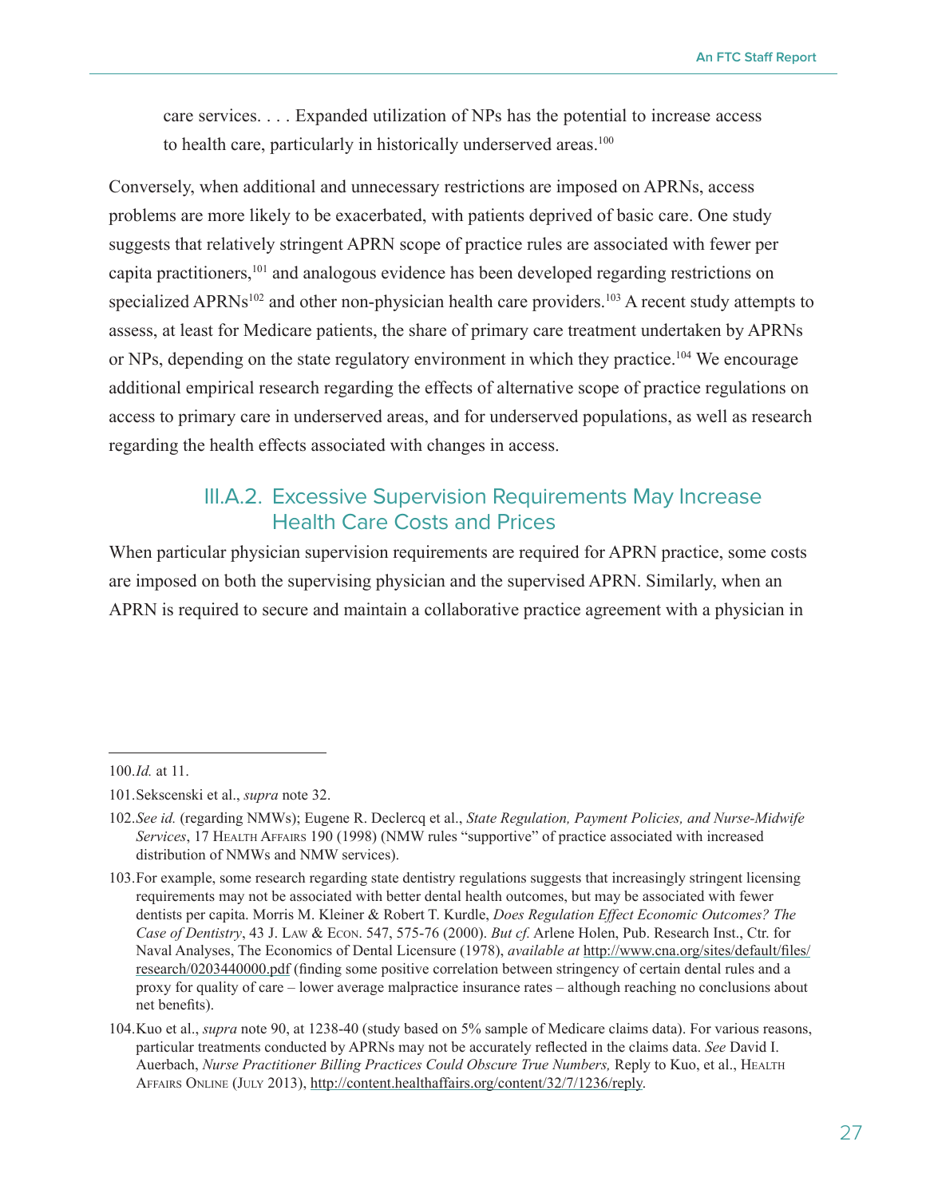> care services. . . . Expanded utilization of NPs has the potential to increase access to health care, particularly in historically underserved areas.[100]

Conversely, when additional and unnecessary restrictions are imposed on APRNs, access problems are more likely to be exacerbated, with patients deprived of basic care. One study suggests that relatively stringent APRN scope of practice rules are associated with fewer per capita practitioners,[101] and analogous evidence has been developed regarding restrictions on specialized APRNs[102] and other non-physician health care providers.[103] A recent study attempts to assess, at least for Medicare patients, the share of primary care treatment undertaken by APRNs or NPs, depending on the state regulatory environment in which they practice.[104] We encourage additional empirical research regarding the effects of alternative scope of practice regulations on access to primary care in underserved areas, and for underserved populations, as well as research regarding the health effects associated with changes in access.

### III.A.2. Excessive Supervision Requirements May Increase Health Care Costs and Prices

When particular physician supervision requirements are required for APRN practice, some costs are imposed on both the supervising physician and the supervised APRN. Similarly, when an APRN is required to secure and maintain a collaborative practice agreement with a physician in

---

100. *Id.* at 11.

101. Sekscenski et al., *supra* note 32.

102. *See id.* (regarding NMWs); Eugene R. Declercq et al., *State Regulation, Payment Policies, and Nurse-Midwife Services*, 17 Health Affairs 190 (1998) (NMW rules "supportive" of practice associated with increased distribution of NMWs and NMW services).

103. For example, some research regarding state dentistry regulations suggests that increasingly stringent licensing requirements may not be associated with better dental health outcomes, but may be associated with fewer dentists per capita. Morris M. Kleiner & Robert T. Kurdle, *Does Regulation Effect Economic Outcomes? The Case of Dentistry*, 43 J. Law & Econ. 547, 575-76 (2000). *But cf.* Arlene Holen, Pub. Research Inst., Ctr. for Naval Analyses, The Economics of Dental Licensure (1978), *available at* http://www.cna.org/sites/default/files/research/0203440000.pdf (finding some positive correlation between stringency of certain dental rules and a proxy for quality of care – lower average malpractice insurance rates – although reaching no conclusions about net benefits).

104. Kuo et al., *supra* note 90, at 1238-40 (study based on 5% sample of Medicare claims data). For various reasons, particular treatments conducted by APRNs may not be accurately reflected in the claims data. *See* David I. Auerbach, *Nurse Practitioner Billing Practices Could Obscure True Numbers,* Reply to Kuo, et al., Health Affairs Online (July 2013), http://content.healthaffairs.org/content/32/7/1236/reply.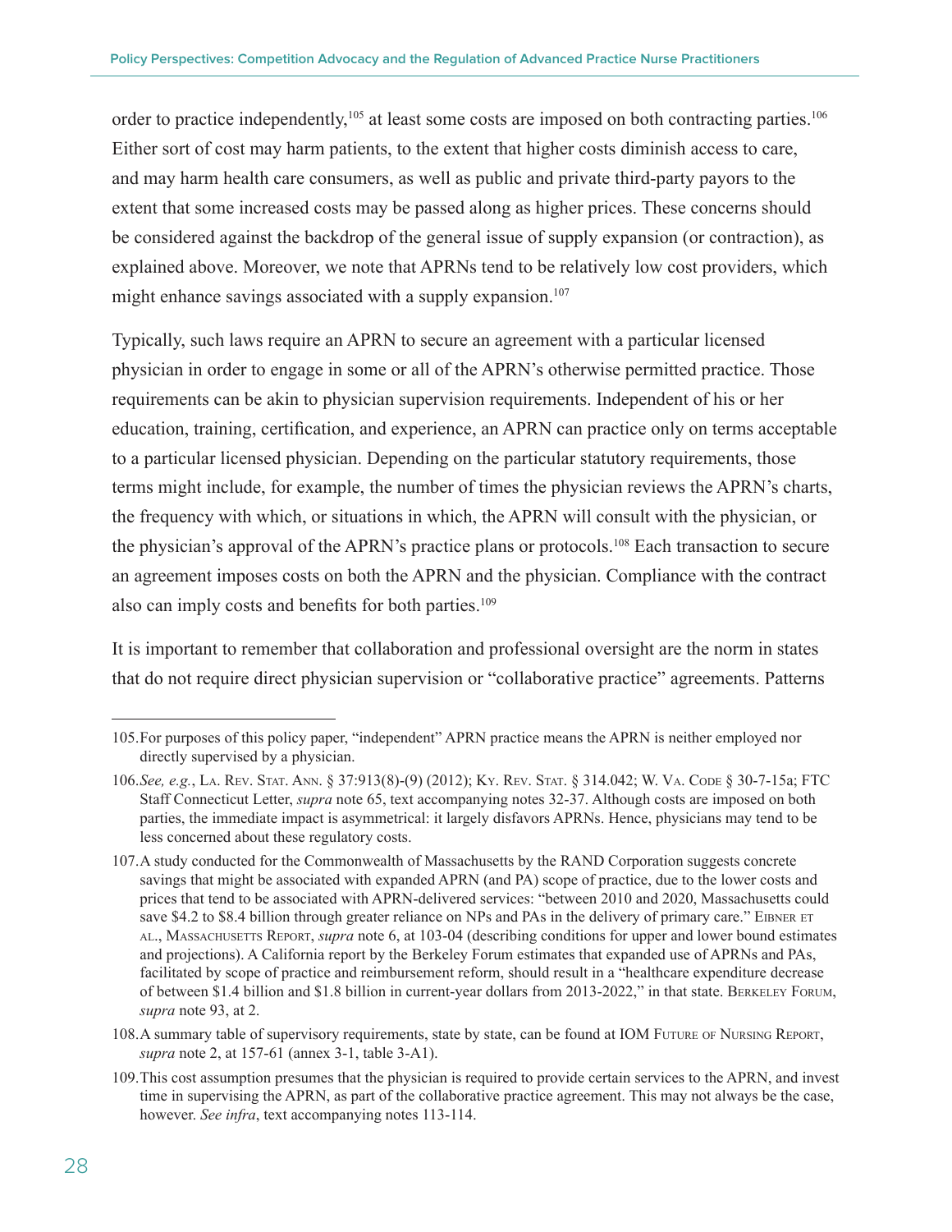order to practice independently,[105] at least some costs are imposed on both contracting parties.[106] Either sort of cost may harm patients, to the extent that higher costs diminish access to care, and may harm health care consumers, as well as public and private third-party payors to the extent that some increased costs may be passed along as higher prices. These concerns should be considered against the backdrop of the general issue of supply expansion (or contraction), as explained above. Moreover, we note that APRNs tend to be relatively low cost providers, which might enhance savings associated with a supply expansion.[107]

Typically, such laws require an APRN to secure an agreement with a particular licensed physician in order to engage in some or all of the APRN's otherwise permitted practice. Those requirements can be akin to physician supervision requirements. Independent of his or her education, training, certification, and experience, an APRN can practice only on terms acceptable to a particular licensed physician. Depending on the particular statutory requirements, those terms might include, for example, the number of times the physician reviews the APRN's charts, the frequency with which, or situations in which, the APRN will consult with the physician, or the physician's approval of the APRN's practice plans or protocols.[108] Each transaction to secure an agreement imposes costs on both the APRN and the physician. Compliance with the contract also can imply costs and benefits for both parties.[109]

It is important to remember that collaboration and professional oversight are the norm in states that do not require direct physician supervision or "collaborative practice" agreements. Patterns

---

105. For purposes of this policy paper, "independent" APRN practice means the APRN is neither employed nor directly supervised by a physician.

106. *See, e.g.*, La. Rev. Stat. Ann. § 37:913(8)-(9) (2012); Ky. Rev. Stat. § 314.042; W. Va. Code § 30-7-15a; FTC Staff Connecticut Letter, *supra* note 65, text accompanying notes 32-37. Although costs are imposed on both parties, the immediate impact is asymmetrical: it largely disfavors APRNs. Hence, physicians may tend to be less concerned about these regulatory costs.

107. A study conducted for the Commonwealth of Massachusetts by the RAND Corporation suggests concrete savings that might be associated with expanded APRN (and PA) scope of practice, due to the lower costs and prices that tend to be associated with APRN-delivered services: "between 2010 and 2020, Massachusetts could save $4.2 to $8.4 billion through greater reliance on NPs and PAs in the delivery of primary care." Eibner et al., Massachusetts Report, *supra* note 6, at 103-04 (describing conditions for upper and lower bound estimates and projections). A California report by the Berkeley Forum estimates that expanded use of APRNs and PAs, facilitated by scope of practice and reimbursement reform, should result in a "healthcare expenditure decrease of between $1.4 billion and $1.8 billion in current-year dollars from 2013-2022," in that state. Berkeley Forum, *supra* note 93, at 2.

108. A summary table of supervisory requirements, state by state, can be found at IOM Future of Nursing Report, *supra* note 2, at 157-61 (annex 3-1, table 3-A1).

109. This cost assumption presumes that the physician is required to provide certain services to the APRN, and invest time in supervising the APRN, as part of the collaborative practice agreement. This may not always be the case, however. *See infra*, text accompanying notes 113-114.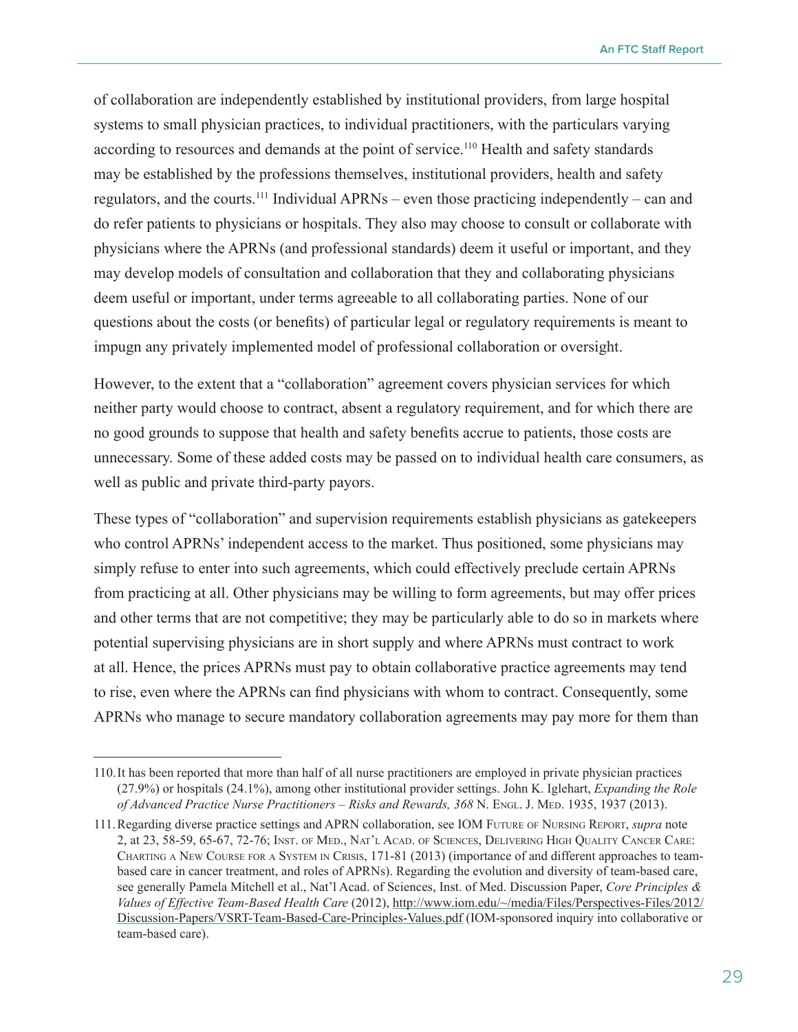of collaboration are independently established by institutional providers, from large hospital systems to small physician practices, to individual practitioners, with the particulars varying according to resources and demands at the point of service.[110] Health and safety standards may be established by the professions themselves, institutional providers, health and safety regulators, and the courts.[111] Individual APRNs – even those practicing independently – can and do refer patients to physicians or hospitals. They also may choose to consult or collaborate with physicians where the APRNs (and professional standards) deem it useful or important, and they may develop models of consultation and collaboration that they and collaborating physicians deem useful or important, under terms agreeable to all collaborating parties. None of our questions about the costs (or benefits) of particular legal or regulatory requirements is meant to impugn any privately implemented model of professional collaboration or oversight.

However, to the extent that a "collaboration" agreement covers physician services for which neither party would choose to contract, absent a regulatory requirement, and for which there are no good grounds to suppose that health and safety benefits accrue to patients, those costs are unnecessary. Some of these added costs may be passed on to individual health care consumers, as well as public and private third-party payors.

These types of "collaboration" and supervision requirements establish physicians as gatekeepers who control APRNs' independent access to the market. Thus positioned, some physicians may simply refuse to enter into such agreements, which could effectively preclude certain APRNs from practicing at all. Other physicians may be willing to form agreements, but may offer prices and other terms that are not competitive; they may be particularly able to do so in markets where potential supervising physicians are in short supply and where APRNs must contract to work at all. Hence, the prices APRNs must pay to obtain collaborative practice agreements may tend to rise, even where the APRNs can find physicians with whom to contract. Consequently, some APRNs who manage to secure mandatory collaboration agreements may pay more for them than

---

110. It has been reported that more than half of all nurse practitioners are employed in private physician practices (27.9%) or hospitals (24.1%), among other institutional provider settings. John K. Iglehart, *Expanding the Role of Advanced Practice Nurse Practitioners – Risks and Rewards, 368* N. Engl. J. Med. 1935, 1937 (2013).

111. Regarding diverse practice settings and APRN collaboration, see IOM Future of Nursing Report, *supra* note 2, at 23, 58-59, 65-67, 72-76; Inst. of Med., Nat'l Acad. of Sciences, Delivering High Quality Cancer Care: Charting a New Course for a System in Crisis, 171-81 (2013) (importance of and different approaches to team-based care in cancer treatment, and roles of APRNs). Regarding the evolution and diversity of team-based care, see generally Pamela Mitchell et al., Nat'l Acad. of Sciences, Inst. of Med. Discussion Paper, *Core Principles & Values of Effective Team-Based Health Care* (2012), http://www.iom.edu/~/media/Files/Perspectives-Files/2012/Discussion-Papers/VSRT-Team-Based-Care-Principles-Values.pdf (IOM-sponsored inquiry into collaborative or team-based care).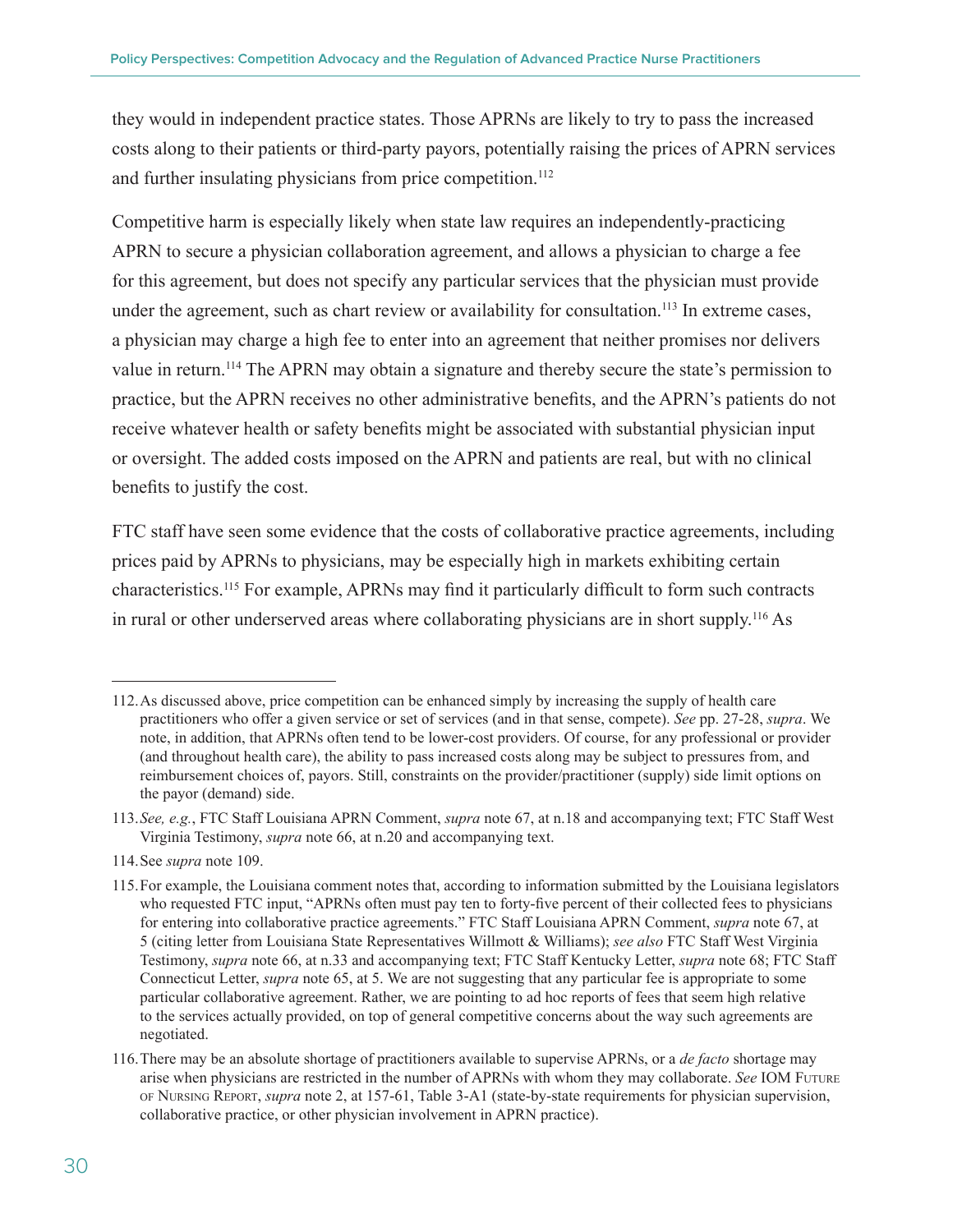they would in independent practice states. Those APRNs are likely to try to pass the increased costs along to their patients or third-party payors, potentially raising the prices of APRN services and further insulating physicians from price competition.[112]

Competitive harm is especially likely when state law requires an independently-practicing APRN to secure a physician collaboration agreement, and allows a physician to charge a fee for this agreement, but does not specify any particular services that the physician must provide under the agreement, such as chart review or availability for consultation.[113] In extreme cases, a physician may charge a high fee to enter into an agreement that neither promises nor delivers value in return.[114] The APRN may obtain a signature and thereby secure the state's permission to practice, but the APRN receives no other administrative benefits, and the APRN's patients do not receive whatever health or safety benefits might be associated with substantial physician input or oversight. The added costs imposed on the APRN and patients are real, but with no clinical benefits to justify the cost.

FTC staff have seen some evidence that the costs of collaborative practice agreements, including prices paid by APRNs to physicians, may be especially high in markets exhibiting certain characteristics.[115] For example, APRNs may find it particularly difficult to form such contracts in rural or other underserved areas where collaborating physicians are in short supply.[116] As

---

112. As discussed above, price competition can be enhanced simply by increasing the supply of health care practitioners who offer a given service or set of services (and in that sense, compete). *See* pp. 27-28, *supra*. We note, in addition, that APRNs often tend to be lower-cost providers. Of course, for any professional or provider (and throughout health care), the ability to pass increased costs along may be subject to pressures from, and reimbursement choices of, payors. Still, constraints on the provider/practitioner (supply) side limit options on the payor (demand) side.

113. *See, e.g.*, FTC Staff Louisiana APRN Comment, *supra* note 67, at n.18 and accompanying text; FTC Staff West Virginia Testimony, *supra* note 66, at n.20 and accompanying text.

114. See *supra* note 109.

115. For example, the Louisiana comment notes that, according to information submitted by the Louisiana legislators who requested FTC input, "APRNs often must pay ten to forty-five percent of their collected fees to physicians for entering into collaborative practice agreements." FTC Staff Louisiana APRN Comment, *supra* note 67, at 5 (citing letter from Louisiana State Representatives Willmott & Williams); *see also* FTC Staff West Virginia Testimony, *supra* note 66, at n.33 and accompanying text; FTC Staff Kentucky Letter, *supra* note 68; FTC Staff Connecticut Letter, *supra* note 65, at 5. We are not suggesting that any particular fee is appropriate to some particular collaborative agreement. Rather, we are pointing to ad hoc reports of fees that seem high relative to the services actually provided, on top of general competitive concerns about the way such agreements are negotiated.

116. There may be an absolute shortage of practitioners available to supervise APRNs, or a *de facto* shortage may arise when physicians are restricted in the number of APRNs with whom they may collaborate. *See* IOM Future of Nursing Report, *supra* note 2, at 157-61, Table 3-A1 (state-by-state requirements for physician supervision, collaborative practice, or other physician involvement in APRN practice).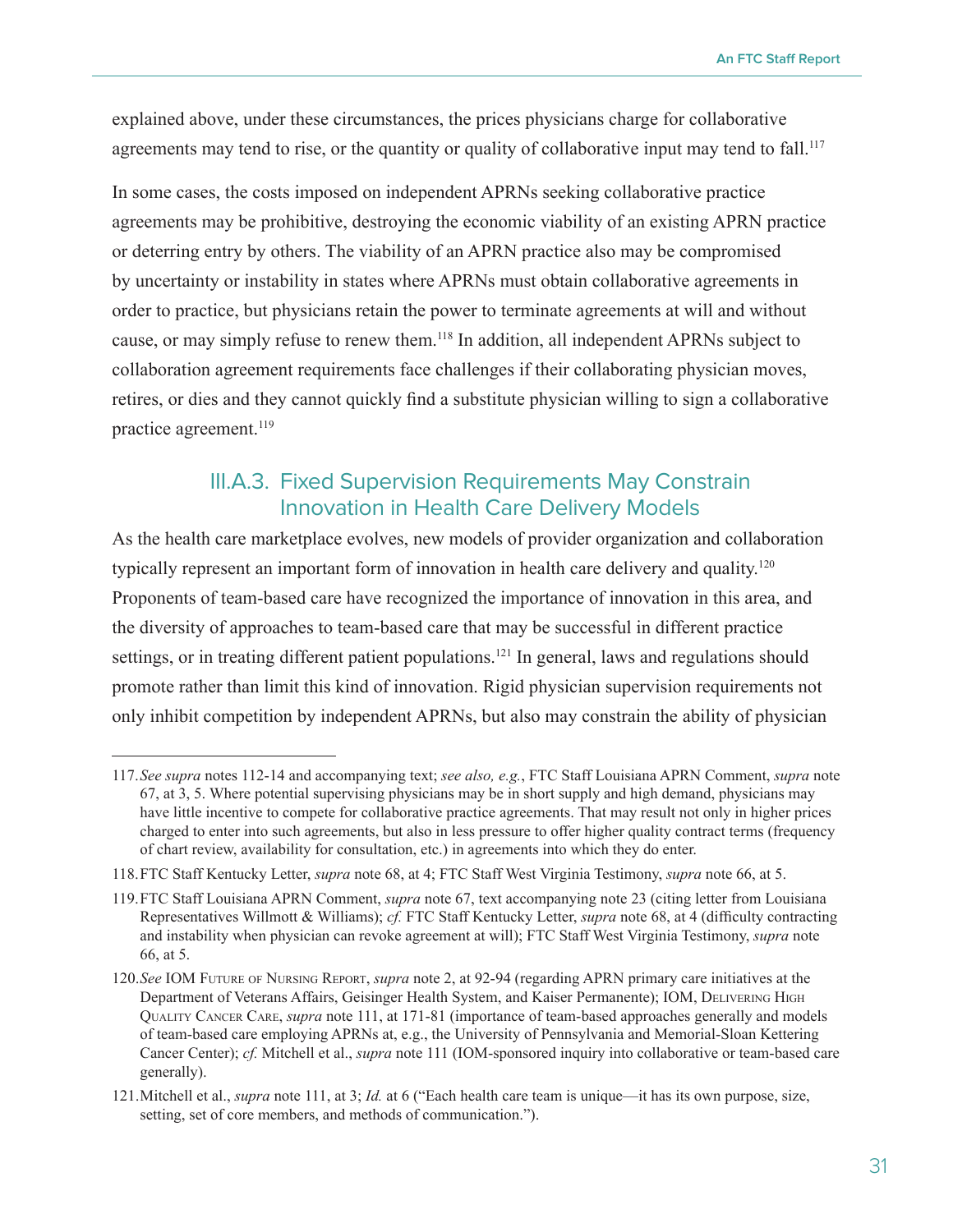explained above, under these circumstances, the prices physicians charge for collaborative agreements may tend to rise, or the quantity or quality of collaborative input may tend to fall.[117]

In some cases, the costs imposed on independent APRNs seeking collaborative practice agreements may be prohibitive, destroying the economic viability of an existing APRN practice or deterring entry by others. The viability of an APRN practice also may be compromised by uncertainty or instability in states where APRNs must obtain collaborative agreements in order to practice, but physicians retain the power to terminate agreements at will and without cause, or may simply refuse to renew them.[118] In addition, all independent APRNs subject to collaboration agreement requirements face challenges if their collaborating physician moves, retires, or dies and they cannot quickly find a substitute physician willing to sign a collaborative practice agreement.[119]

### III.A.3. Fixed Supervision Requirements May Constrain Innovation in Health Care Delivery Models

As the health care marketplace evolves, new models of provider organization and collaboration typically represent an important form of innovation in health care delivery and quality.[120] Proponents of team-based care have recognized the importance of innovation in this area, and the diversity of approaches to team-based care that may be successful in different practice settings, or in treating different patient populations.[121] In general, laws and regulations should promote rather than limit this kind of innovation. Rigid physician supervision requirements not only inhibit competition by independent APRNs, but also may constrain the ability of physician

---

117. *See supra* notes 112-14 and accompanying text; *see also, e.g.*, FTC Staff Louisiana APRN Comment, *supra* note 67, at 3, 5. Where potential supervising physicians may be in short supply and high demand, physicians may have little incentive to compete for collaborative practice agreements. That may result not only in higher prices charged to enter into such agreements, but also in less pressure to offer higher quality contract terms (frequency of chart review, availability for consultation, etc.) in agreements into which they do enter.

118. FTC Staff Kentucky Letter, *supra* note 68, at 4; FTC Staff West Virginia Testimony, *supra* note 66, at 5.

119. FTC Staff Louisiana APRN Comment, *supra* note 67, text accompanying note 23 (citing letter from Louisiana Representatives Willmott & Williams); *cf.* FTC Staff Kentucky Letter, *supra* note 68, at 4 (difficulty contracting and instability when physician can revoke agreement at will); FTC Staff West Virginia Testimony, *supra* note 66, at 5.

120. *See* IOM Future of Nursing Report, *supra* note 2, at 92-94 (regarding APRN primary care initiatives at the Department of Veterans Affairs, Geisinger Health System, and Kaiser Permanente); IOM, Delivering High Quality Cancer Care, *supra* note 111, at 171-81 (importance of team-based approaches generally and models of team-based care employing APRNs at, e.g., the University of Pennsylvania and Memorial-Sloan Kettering Cancer Center); *cf.* Mitchell et al., *supra* note 111 (IOM-sponsored inquiry into collaborative or team-based care generally).

121. Mitchell et al., *supra* note 111, at 3; *Id.* at 6 ("Each health care team is unique—it has its own purpose, size, setting, set of core members, and methods of communication.").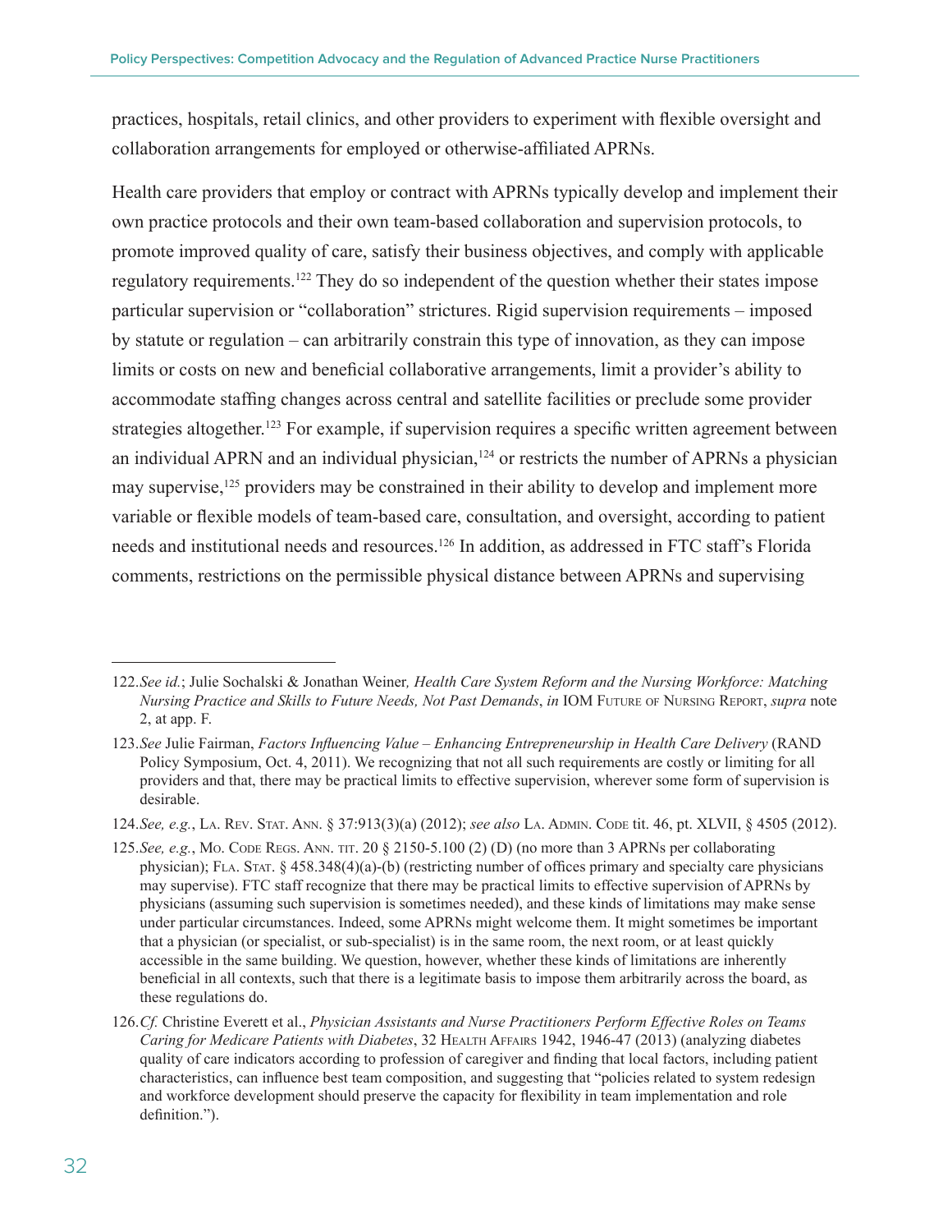practices, hospitals, retail clinics, and other providers to experiment with flexible oversight and collaboration arrangements for employed or otherwise-affiliated APRNs.

Health care providers that employ or contract with APRNs typically develop and implement their own practice protocols and their own team-based collaboration and supervision protocols, to promote improved quality of care, satisfy their business objectives, and comply with applicable regulatory requirements.[122] They do so independent of the question whether their states impose particular supervision or "collaboration" strictures. Rigid supervision requirements – imposed by statute or regulation – can arbitrarily constrain this type of innovation, as they can impose limits or costs on new and beneficial collaborative arrangements, limit a provider's ability to accommodate staffing changes across central and satellite facilities or preclude some provider strategies altogether.[123] For example, if supervision requires a specific written agreement between an individual APRN and an individual physician,[124] or restricts the number of APRNs a physician may supervise,[125] providers may be constrained in their ability to develop and implement more variable or flexible models of team-based care, consultation, and oversight, according to patient needs and institutional needs and resources.[126] In addition, as addressed in FTC staff's Florida comments, restrictions on the permissible physical distance between APRNs and supervising

---

122. *See id.*; Julie Sochalski & Jonathan Weiner*, Health Care System Reform and the Nursing Workforce: Matching Nursing Practice and Skills to Future Needs, Not Past Demands*, *in* IOM Future of Nursing Report, *supra* note 2, at app. F.

123. *See* Julie Fairman, *Factors Influencing Value – Enhancing Entrepreneurship in Health Care Delivery* (RAND Policy Symposium, Oct. 4, 2011). We recognizing that not all such requirements are costly or limiting for all providers and that, there may be practical limits to effective supervision, wherever some form of supervision is desirable.

124. *See, e.g.*, La. Rev. Stat. Ann. § 37:913(3)(a) (2012); *see also* La. Admin. Code tit. 46, pt. XLVII, § 4505 (2012).

125. *See, e.g.*, Mo. Code Regs. Ann. tit. 20 § 2150-5.100 (2) (D) (no more than 3 APRNs per collaborating physician); Fla. Stat. § 458.348(4)(a)-(b) (restricting number of offices primary and specialty care physicians may supervise). FTC staff recognize that there may be practical limits to effective supervision of APRNs by physicians (assuming such supervision is sometimes needed), and these kinds of limitations may make sense under particular circumstances. Indeed, some APRNs might welcome them. It might sometimes be important that a physician (or specialist, or sub-specialist) is in the same room, the next room, or at least quickly accessible in the same building. We question, however, whether these kinds of limitations are inherently beneficial in all contexts, such that there is a legitimate basis to impose them arbitrarily across the board, as these regulations do.

126. *Cf.* Christine Everett et al., *Physician Assistants and Nurse Practitioners Perform Effective Roles on Teams Caring for Medicare Patients with Diabetes*, 32 Health Affairs 1942, 1946-47 (2013) (analyzing diabetes quality of care indicators according to profession of caregiver and finding that local factors, including patient characteristics, can influence best team composition, and suggesting that "policies related to system redesign and workforce development should preserve the capacity for flexibility in team implementation and role definition.").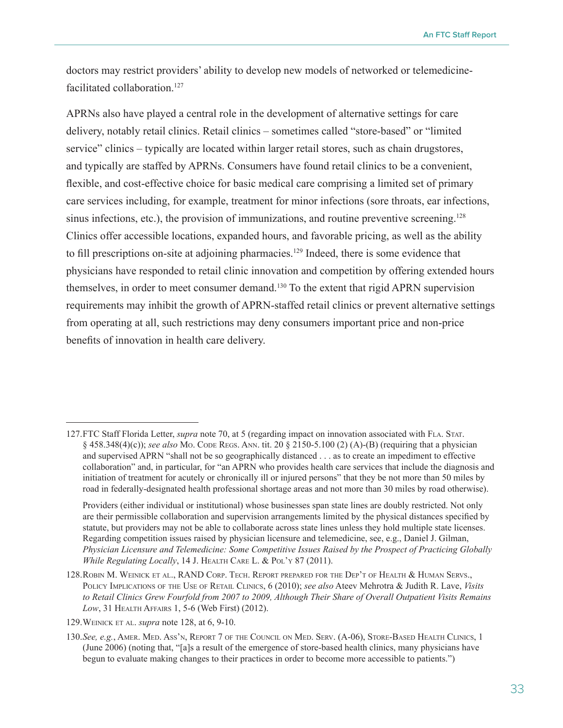doctors may restrict providers' ability to develop new models of networked or telemedicine-facilitated collaboration.[127]

APRNs also have played a central role in the development of alternative settings for care delivery, notably retail clinics. Retail clinics – sometimes called "store-based" or "limited service" clinics – typically are located within larger retail stores, such as chain drugstores, and typically are staffed by APRNs. Consumers have found retail clinics to be a convenient, flexible, and cost-effective choice for basic medical care comprising a limited set of primary care services including, for example, treatment for minor infections (sore throats, ear infections, sinus infections, etc.), the provision of immunizations, and routine preventive screening.[128] Clinics offer accessible locations, expanded hours, and favorable pricing, as well as the ability to fill prescriptions on-site at adjoining pharmacies.[129] Indeed, there is some evidence that physicians have responded to retail clinic innovation and competition by offering extended hours themselves, in order to meet consumer demand.[130] To the extent that rigid APRN supervision requirements may inhibit the growth of APRN-staffed retail clinics or prevent alternative settings from operating at all, such restrictions may deny consumers important price and non-price benefits of innovation in health care delivery.

---

127. FTC Staff Florida Letter, *supra* note 70, at 5 (regarding impact on innovation associated with Fla. Stat. § 458.348(4)(c)); *see also* Mo. Code Regs. Ann. tit. 20 § 2150-5.100 (2) (A)-(B) (requiring that a physician and supervised APRN "shall not be so geographically distanced . . . as to create an impediment to effective collaboration" and, in particular, for "an APRN who provides health care services that include the diagnosis and initiation of treatment for acutely or chronically ill or injured persons" that they be not more than 50 miles by road in federally-designated health professional shortage areas and not more than 30 miles by road otherwise).

    Providers (either individual or institutional) whose businesses span state lines are doubly restricted. Not only are their permissible collaboration and supervision arrangements limited by the physical distances specified by statute, but providers may not be able to collaborate across state lines unless they hold multiple state licenses. Regarding competition issues raised by physician licensure and telemedicine, see, e.g., Daniel J. Gilman, *Physician Licensure and Telemedicine: Some Competitive Issues Raised by the Prospect of Practicing Globally While Regulating Locally*, 14 J. Health Care L. & Pol'y 87 (2011).

128. Robin M. Weinick et al., RAND Corp. Tech. Report prepared for the Dep't of Health & Human Servs., Policy Implications of the Use of Retail Clinics, 6 (2010); *see also* Ateev Mehrotra & Judith R. Lave, *Visits to Retail Clinics Grew Fourfold from 2007 to 2009, Although Their Share of Overall Outpatient Visits Remains Low*, 31 Health Affairs 1, 5-6 (Web First) (2012).

129. Weinick et al. *supra* note 128, at 6, 9-10.

130. *See, e.g.*, Amer. Med. Ass'n, Report 7 of the Council on Med. Serv. (A-06), Store-Based Health Clinics, 1 (June 2006) (noting that, "[a]s a result of the emergence of store-based health clinics, many physicians have begun to evaluate making changes to their practices in order to become more accessible to patients.")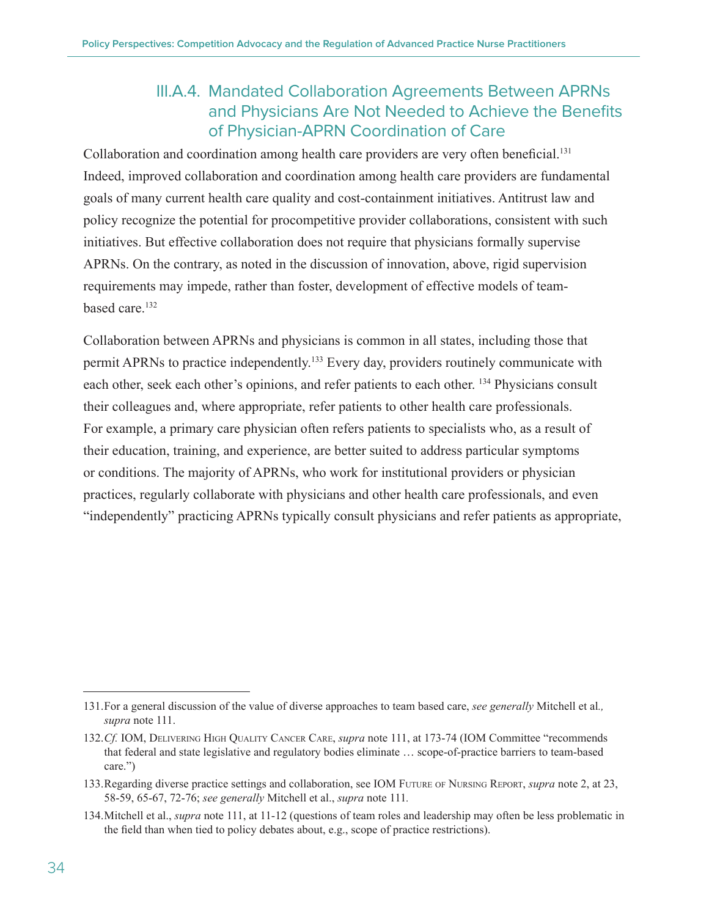### III.A.4. Mandated Collaboration Agreements Between APRNs and Physicians Are Not Needed to Achieve the Benefits of Physician-APRN Coordination of Care

Collaboration and coordination among health care providers are very often beneficial.[131] Indeed, improved collaboration and coordination among health care providers are fundamental goals of many current health care quality and cost-containment initiatives. Antitrust law and policy recognize the potential for procompetitive provider collaborations, consistent with such initiatives. But effective collaboration does not require that physicians formally supervise APRNs. On the contrary, as noted in the discussion of innovation, above, rigid supervision requirements may impede, rather than foster, development of effective models of team-based care.[132]

Collaboration between APRNs and physicians is common in all states, including those that permit APRNs to practice independently.[133] Every day, providers routinely communicate with each other, seek each other's opinions, and refer patients to each other. [134] Physicians consult their colleagues and, where appropriate, refer patients to other health care professionals. For example, a primary care physician often refers patients to specialists who, as a result of their education, training, and experience, are better suited to address particular symptoms or conditions. The majority of APRNs, who work for institutional providers or physician practices, regularly collaborate with physicians and other health care professionals, and even "independently" practicing APRNs typically consult physicians and refer patients as appropriate,

---

131. For a general discussion of the value of diverse approaches to team based care, *see generally* Mitchell et al*., supra* note 111.

132. *Cf.* IOM, Delivering High Quality Cancer Care, *supra* note 111, at 173-74 (IOM Committee "recommends that federal and state legislative and regulatory bodies eliminate … scope-of-practice barriers to team-based care.")

133. Regarding diverse practice settings and collaboration, see IOM Future of Nursing Report, *supra* note 2, at 23, 58-59, 65-67, 72-76; *see generally* Mitchell et al., *supra* note 111.

134. Mitchell et al., *supra* note 111, at 11-12 (questions of team roles and leadership may often be less problematic in the field than when tied to policy debates about, e.g., scope of practice restrictions).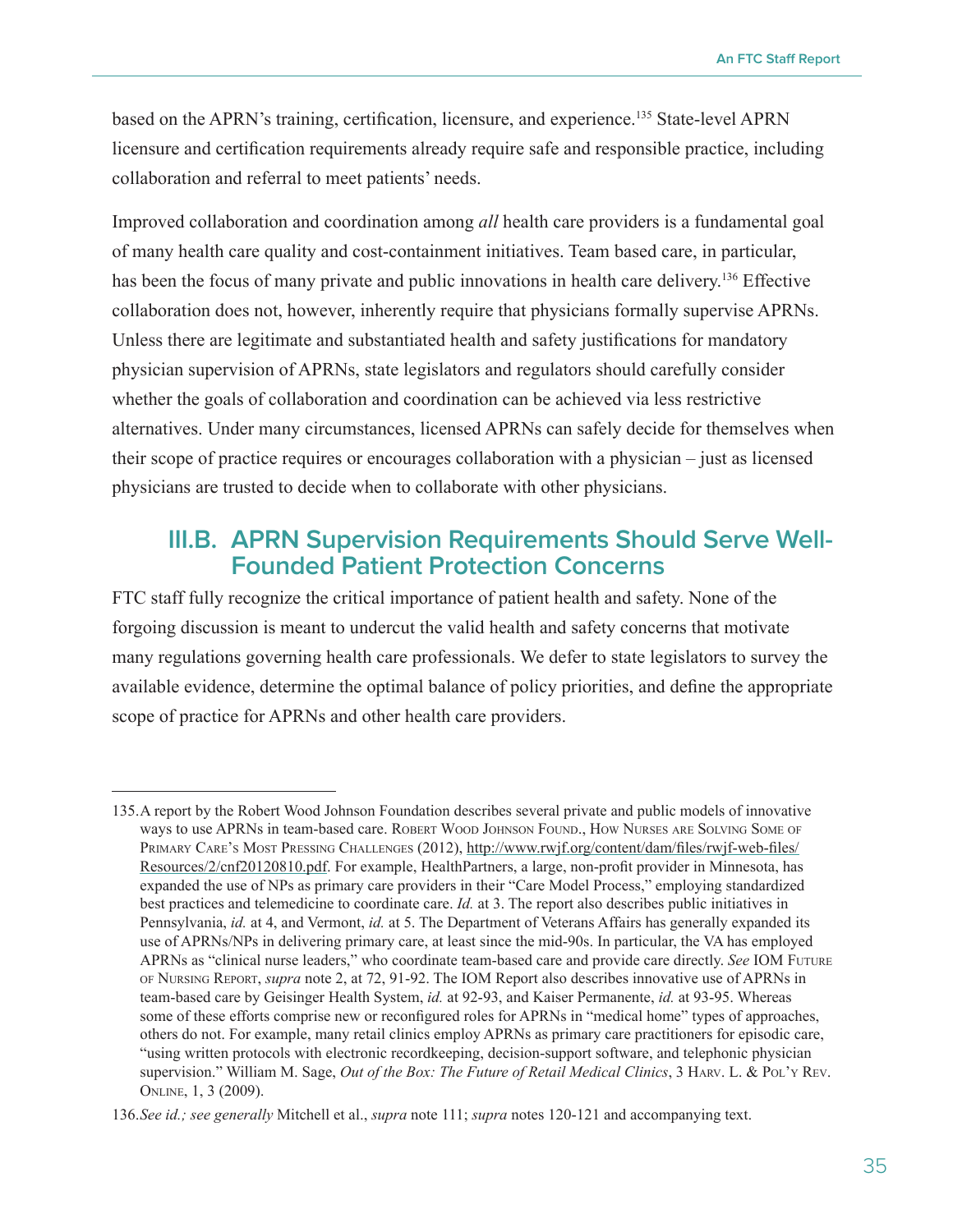based on the APRN's training, certification, licensure, and experience.[135] State-level APRN licensure and certification requirements already require safe and responsible practice, including collaboration and referral to meet patients' needs.

Improved collaboration and coordination among *all* health care providers is a fundamental goal of many health care quality and cost-containment initiatives. Team based care, in particular, has been the focus of many private and public innovations in health care delivery.[136] Effective collaboration does not, however, inherently require that physicians formally supervise APRNs. Unless there are legitimate and substantiated health and safety justifications for mandatory physician supervision of APRNs, state legislators and regulators should carefully consider whether the goals of collaboration and coordination can be achieved via less restrictive alternatives. Under many circumstances, licensed APRNs can safely decide for themselves when their scope of practice requires or encourages collaboration with a physician – just as licensed physicians are trusted to decide when to collaborate with other physicians.

## III.B. APRN Supervision Requirements Should Serve Well-Founded Patient Protection Concerns

FTC staff fully recognize the critical importance of patient health and safety. None of the forgoing discussion is meant to undercut the valid health and safety concerns that motivate many regulations governing health care professionals. We defer to state legislators to survey the available evidence, determine the optimal balance of policy priorities, and define the appropriate scope of practice for APRNs and other health care providers.

---

135. A report by the Robert Wood Johnson Foundation describes several private and public models of innovative ways to use APRNs in team-based care. Robert Wood Johnson Found., How Nurses are Solving Some of Primary Care's Most Pressing Challenges (2012), http://www.rwjf.org/content/dam/files/rwjf-web-files/Resources/2/cnf20120810.pdf. For example, HealthPartners, a large, non-profit provider in Minnesota, has expanded the use of NPs as primary care providers in their "Care Model Process," employing standardized best practices and telemedicine to coordinate care. *Id.* at 3. The report also describes public initiatives in Pennsylvania, *id.* at 4, and Vermont, *id.* at 5. The Department of Veterans Affairs has generally expanded its use of APRNs/NPs in delivering primary care, at least since the mid-90s. In particular, the VA has employed APRNs as "clinical nurse leaders," who coordinate team-based care and provide care directly. *See* IOM Future of Nursing Report, *supra* note 2, at 72, 91-92. The IOM Report also describes innovative use of APRNs in team-based care by Geisinger Health System, *id.* at 92-93, and Kaiser Permanente, *id.* at 93-95. Whereas some of these efforts comprise new or reconfigured roles for APRNs in "medical home" types of approaches, others do not. For example, many retail clinics employ APRNs as primary care practitioners for episodic care, "using written protocols with electronic recordkeeping, decision-support software, and telephonic physician supervision." William M. Sage, *Out of the Box: The Future of Retail Medical Clinics*, 3 Harv. L. & Pol'y Rev. Online, 1, 3 (2009).

136. *See id.; see generally* Mitchell et al., *supra* note 111; *supra* notes 120-121 and accompanying text.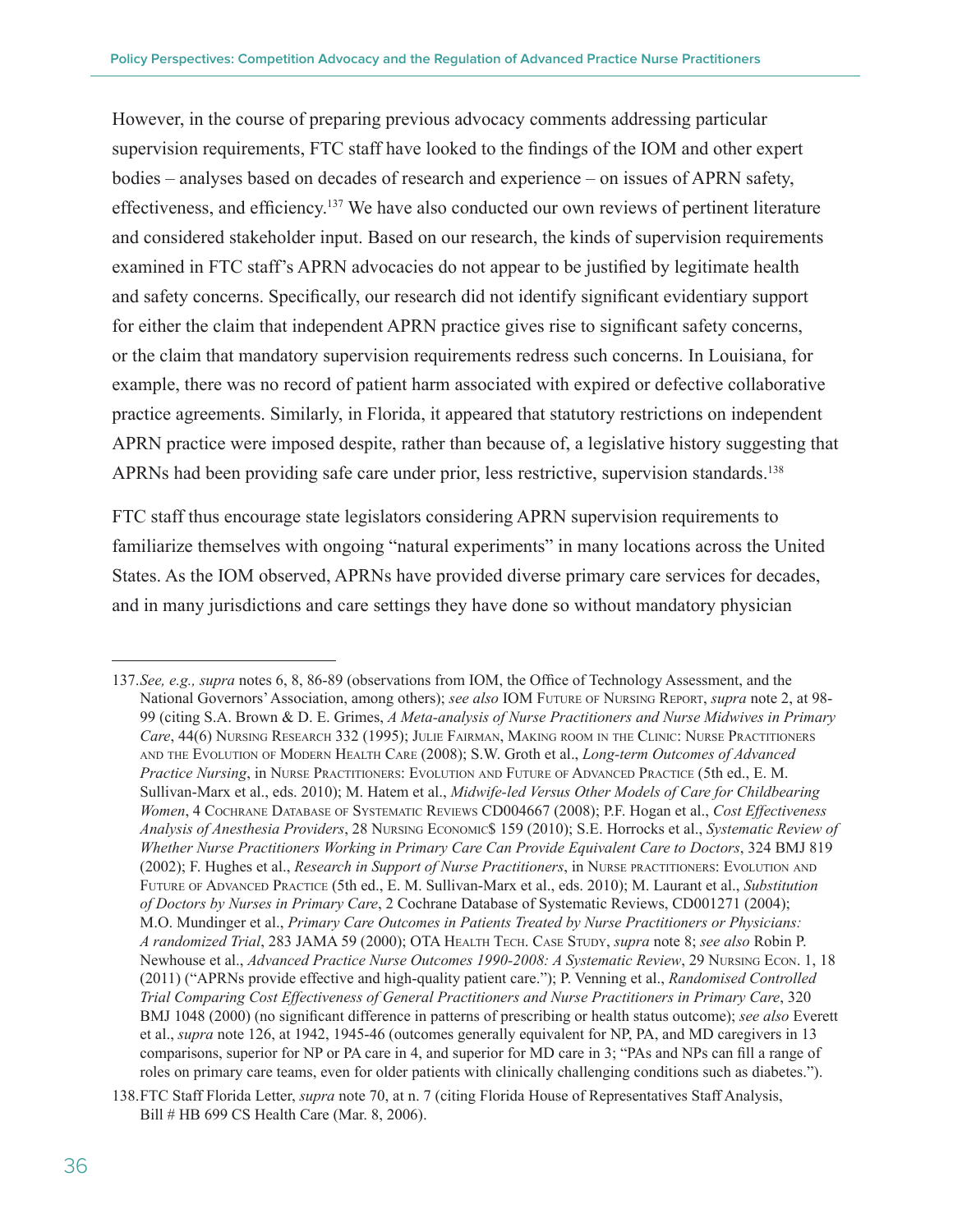However, in the course of preparing previous advocacy comments addressing particular supervision requirements, FTC staff have looked to the findings of the IOM and other expert bodies – analyses based on decades of research and experience – on issues of APRN safety, effectiveness, and efficiency.[137] We have also conducted our own reviews of pertinent literature and considered stakeholder input. Based on our research, the kinds of supervision requirements examined in FTC staff's APRN advocacies do not appear to be justified by legitimate health and safety concerns. Specifically, our research did not identify significant evidentiary support for either the claim that independent APRN practice gives rise to significant safety concerns, or the claim that mandatory supervision requirements redress such concerns. In Louisiana, for example, there was no record of patient harm associated with expired or defective collaborative practice agreements. Similarly, in Florida, it appeared that statutory restrictions on independent APRN practice were imposed despite, rather than because of, a legislative history suggesting that APRNs had been providing safe care under prior, less restrictive, supervision standards.[138]

FTC staff thus encourage state legislators considering APRN supervision requirements to familiarize themselves with ongoing "natural experiments" in many locations across the United States. As the IOM observed, APRNs have provided diverse primary care services for decades, and in many jurisdictions and care settings they have done so without mandatory physician

---

137. *See, e.g., supra* notes 6, 8, 86-89 (observations from IOM, the Office of Technology Assessment, and the National Governors' Association, among others); *see also* IOM Future of Nursing Report, *supra* note 2, at 98-99 (citing S.A. Brown & D. E. Grimes, *A Meta-analysis of Nurse Practitioners and Nurse Midwives in Primary Care*, 44(6) Nursing Research 332 (1995); Julie Fairman, Making room in the Clinic: Nurse Practitioners and the Evolution of Modern Health Care (2008); S.W. Groth et al., *Long-term Outcomes of Advanced Practice Nursing*, in Nurse Practitioners: Evolution and Future of Advanced Practice (5th ed., E. M. Sullivan-Marx et al., eds. 2010); M. Hatem et al., *Midwife-led Versus Other Models of Care for Childbearing Women*, 4 Cochrane Database of Systematic Reviews CD004667 (2008); P.F. Hogan et al., *Cost Effectiveness Analysis of Anesthesia Providers*, 28 Nursing Economic$ 159 (2010); S.E. Horrocks et al., *Systematic Review of Whether Nurse Practitioners Working in Primary Care Can Provide Equivalent Care to Doctors*, 324 BMJ 819 (2002); F. Hughes et al., *Research in Support of Nurse Practitioners*, in Nurse practitioners: Evolution and Future of Advanced Practice (5th ed., E. M. Sullivan-Marx et al., eds. 2010); M. Laurant et al., *Substitution of Doctors by Nurses in Primary Care*, 2 Cochrane Database of Systematic Reviews, CD001271 (2004); M.O. Mundinger et al., *Primary Care Outcomes in Patients Treated by Nurse Practitioners or Physicians: A randomized Trial*, 283 JAMA 59 (2000); OTA Health Tech. Case Study, *supra* note 8; *see also* Robin P. Newhouse et al., *Advanced Practice Nurse Outcomes 1990-2008: A Systematic Review*, 29 Nursing Econ. 1, 18 (2011) ("APRNs provide effective and high-quality patient care."); P. Venning et al., *Randomised Controlled Trial Comparing Cost Effectiveness of General Practitioners and Nurse Practitioners in Primary Care*, 320 BMJ 1048 (2000) (no significant difference in patterns of prescribing or health status outcome); *see also* Everett et al., *supra* note 126, at 1942, 1945-46 (outcomes generally equivalent for NP, PA, and MD caregivers in 13 comparisons, superior for NP or PA care in 4, and superior for MD care in 3; "PAs and NPs can fill a range of roles on primary care teams, even for older patients with clinically challenging conditions such as diabetes.").

138. FTC Staff Florida Letter, *supra* note 70, at n. 7 (citing Florida House of Representatives Staff Analysis, Bill # HB 699 CS Health Care (Mar. 8, 2006).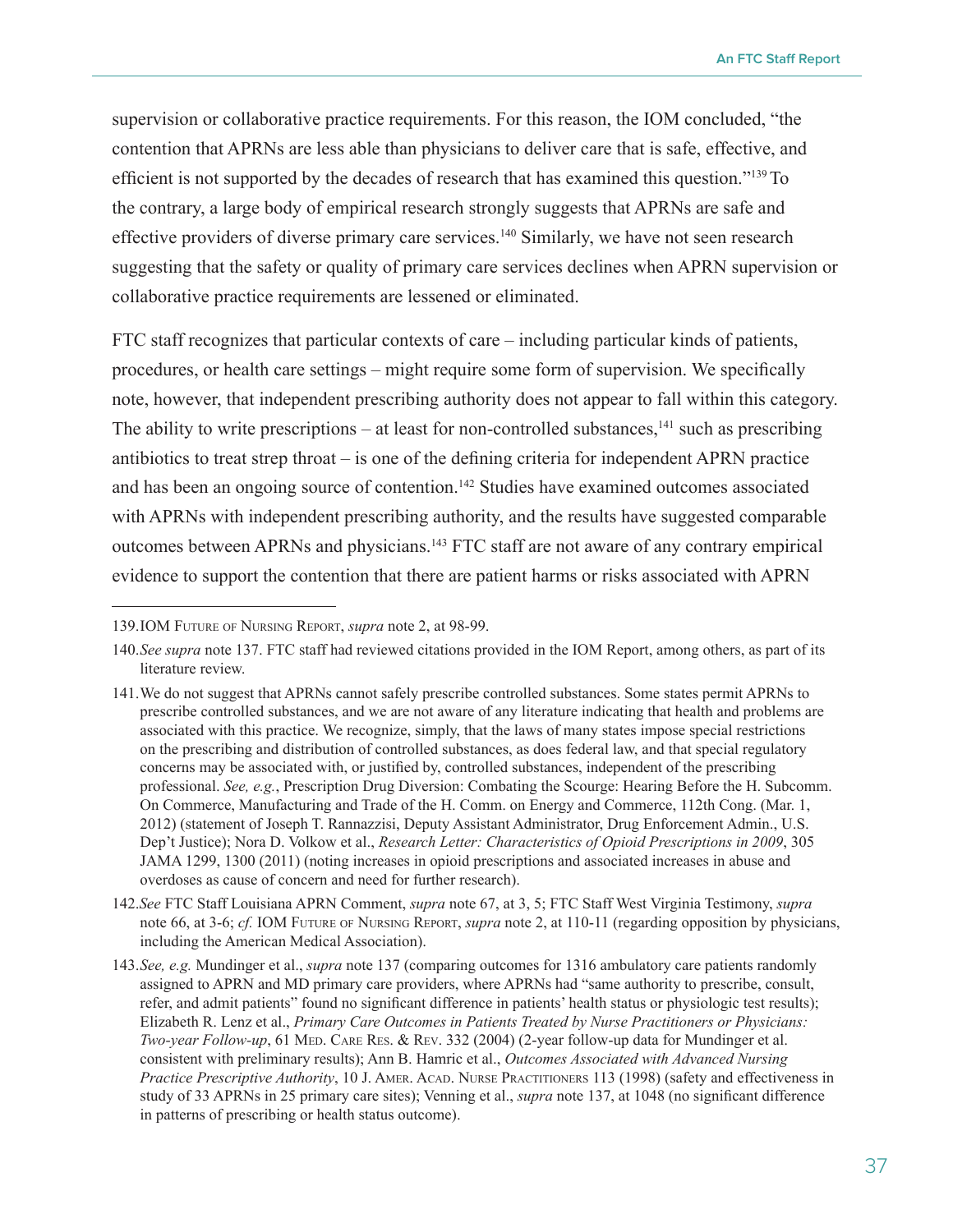supervision or collaborative practice requirements. For this reason, the IOM concluded, "the contention that APRNs are less able than physicians to deliver care that is safe, effective, and efficient is not supported by the decades of research that has examined this question."[139] To the contrary, a large body of empirical research strongly suggests that APRNs are safe and effective providers of diverse primary care services.[140] Similarly, we have not seen research suggesting that the safety or quality of primary care services declines when APRN supervision or collaborative practice requirements are lessened or eliminated.

FTC staff recognizes that particular contexts of care – including particular kinds of patients, procedures, or health care settings – might require some form of supervision. We specifically note, however, that independent prescribing authority does not appear to fall within this category. The ability to write prescriptions – at least for non-controlled substances,[141] such as prescribing antibiotics to treat strep throat – is one of the defining criteria for independent APRN practice and has been an ongoing source of contention.[142] Studies have examined outcomes associated with APRNs with independent prescribing authority, and the results have suggested comparable outcomes between APRNs and physicians.[143] FTC staff are not aware of any contrary empirical evidence to support the contention that there are patient harms or risks associated with APRN

---

139. IOM Future of Nursing Report, *supra* note 2, at 98-99.

140. *See supra* note 137. FTC staff had reviewed citations provided in the IOM Report, among others, as part of its literature review.

141. We do not suggest that APRNs cannot safely prescribe controlled substances. Some states permit APRNs to prescribe controlled substances, and we are not aware of any literature indicating that health and problems are associated with this practice. We recognize, simply, that the laws of many states impose special restrictions on the prescribing and distribution of controlled substances, as does federal law, and that special regulatory concerns may be associated with, or justified by, controlled substances, independent of the prescribing professional. *See, e.g.*, Prescription Drug Diversion: Combating the Scourge: Hearing Before the H. Subcomm. On Commerce, Manufacturing and Trade of the H. Comm. on Energy and Commerce, 112th Cong. (Mar. 1, 2012) (statement of Joseph T. Rannazzisi, Deputy Assistant Administrator, Drug Enforcement Admin., U.S. Dep't Justice); Nora D. Volkow et al., *Research Letter: Characteristics of Opioid Prescriptions in 2009*, 305 JAMA 1299, 1300 (2011) (noting increases in opioid prescriptions and associated increases in abuse and overdoses as cause of concern and need for further research).

142. *See* FTC Staff Louisiana APRN Comment, *supra* note 67, at 3, 5; FTC Staff West Virginia Testimony, *supra* note 66, at 3-6; *cf.* IOM Future of Nursing Report, *supra* note 2, at 110-11 (regarding opposition by physicians, including the American Medical Association).

143. *See, e.g.* Mundinger et al., *supra* note 137 (comparing outcomes for 1316 ambulatory care patients randomly assigned to APRN and MD primary care providers, where APRNs had "same authority to prescribe, consult, refer, and admit patients" found no significant difference in patients' health status or physiologic test results); Elizabeth R. Lenz et al., *Primary Care Outcomes in Patients Treated by Nurse Practitioners or Physicians: Two-year Follow-up*, 61 Med. Care Res. & Rev. 332 (2004) (2-year follow-up data for Mundinger et al. consistent with preliminary results); Ann B. Hamric et al., *Outcomes Associated with Advanced Nursing Practice Prescriptive Authority*, 10 J. Amer. Acad. Nurse Practitioners 113 (1998) (safety and effectiveness in study of 33 APRNs in 25 primary care sites); Venning et al., *supra* note 137, at 1048 (no significant difference in patterns of prescribing or health status outcome).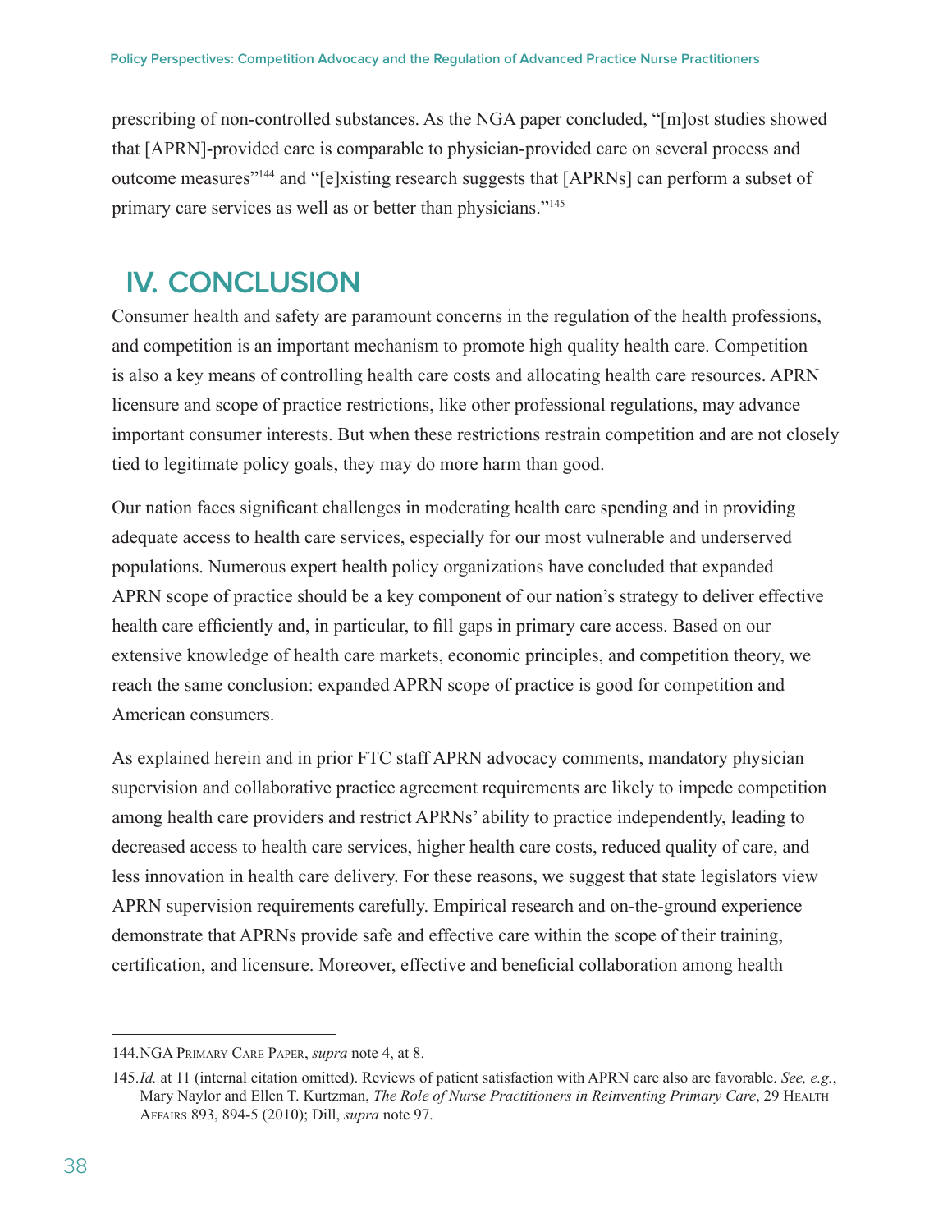prescribing of non-controlled substances. As the NGA paper concluded, "[m]ost studies showed that [APRN]-provided care is comparable to physician-provided care on several process and outcome measures"[144] and "[e]xisting research suggests that [APRNs] can perform a subset of primary care services as well as or better than physicians."[145]

## IV. CONCLUSION

Consumer health and safety are paramount concerns in the regulation of the health professions, and competition is an important mechanism to promote high quality health care. Competition is also a key means of controlling health care costs and allocating health care resources. APRN licensure and scope of practice restrictions, like other professional regulations, may advance important consumer interests. But when these restrictions restrain competition and are not closely tied to legitimate policy goals, they may do more harm than good.

Our nation faces significant challenges in moderating health care spending and in providing adequate access to health care services, especially for our most vulnerable and underserved populations. Numerous expert health policy organizations have concluded that expanded APRN scope of practice should be a key component of our nation's strategy to deliver effective health care efficiently and, in particular, to fill gaps in primary care access. Based on our extensive knowledge of health care markets, economic principles, and competition theory, we reach the same conclusion: expanded APRN scope of practice is good for competition and American consumers.

As explained herein and in prior FTC staff APRN advocacy comments, mandatory physician supervision and collaborative practice agreement requirements are likely to impede competition among health care providers and restrict APRNs' ability to practice independently, leading to decreased access to health care services, higher health care costs, reduced quality of care, and less innovation in health care delivery. For these reasons, we suggest that state legislators view APRN supervision requirements carefully. Empirical research and on-the-ground experience demonstrate that APRNs provide safe and effective care within the scope of their training, certification, and licensure. Moreover, effective and beneficial collaboration among health

---

144. NGA Primary Care Paper, *supra* note 4, at 8.

145. *Id.* at 11 (internal citation omitted). Reviews of patient satisfaction with APRN care also are favorable. *See, e.g.*, Mary Naylor and Ellen T. Kurtzman, *The Role of Nurse Practitioners in Reinventing Primary Care*, 29 Health Affairs 893, 894-5 (2010); Dill, *supra* note 97.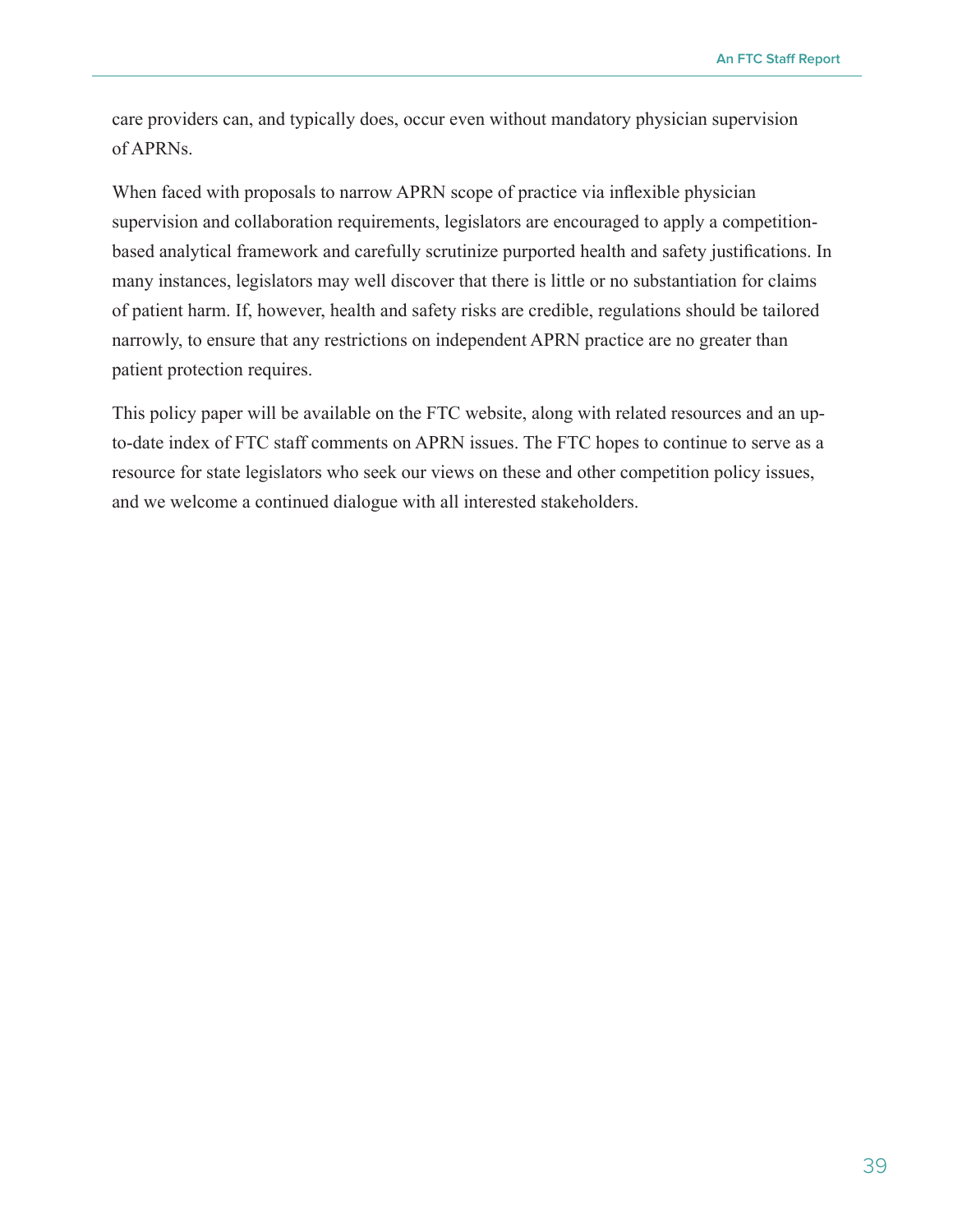care providers can, and typically does, occur even without mandatory physician supervision of APRNs.

When faced with proposals to narrow APRN scope of practice via inflexible physician supervision and collaboration requirements, legislators are encouraged to apply a competition-based analytical framework and carefully scrutinize purported health and safety justifications. In many instances, legislators may well discover that there is little or no substantiation for claims of patient harm. If, however, health and safety risks are credible, regulations should be tailored narrowly, to ensure that any restrictions on independent APRN practice are no greater than patient protection requires.

This policy paper will be available on the FTC website, along with related resources and an up-to-date index of FTC staff comments on APRN issues. The FTC hopes to continue to serve as a resource for state legislators who seek our views on these and other competition policy issues, and we welcome a continued dialogue with all interested stakeholders.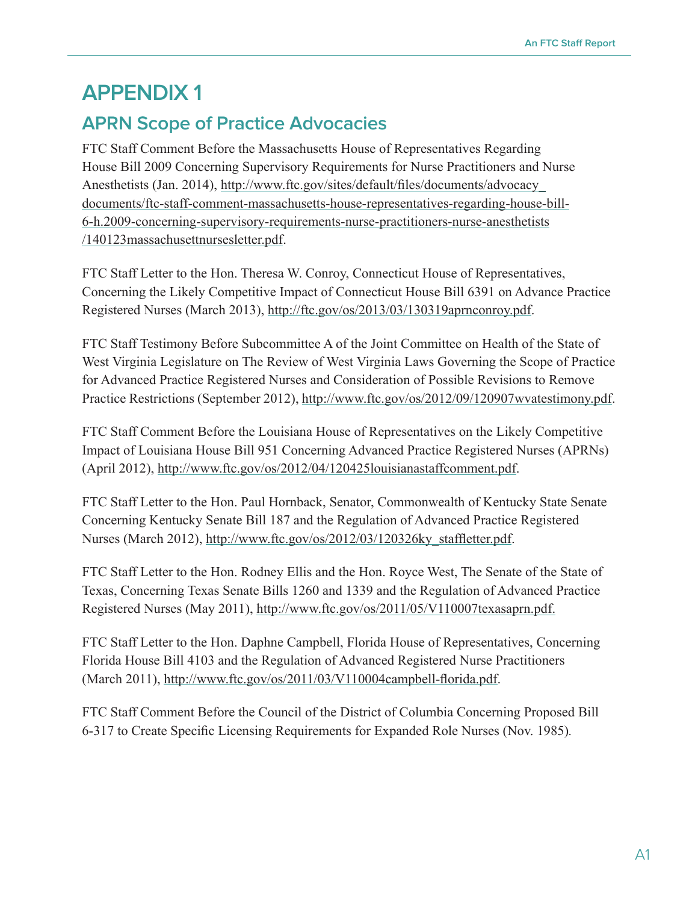# APPENDIX 1

## APRN Scope of Practice Advocacies

FTC Staff Comment Before the Massachusetts House of Representatives Regarding House Bill 2009 Concerning Supervisory Requirements for Nurse Practitioners and Nurse Anesthetists (Jan. 2014), http://www.ftc.gov/sites/default/files/documents/advocacy_documents/ftc-staff-comment-massachusetts-house-representatives-regarding-house-bill-6-h.2009-concerning-supervisory-requirements-nurse-practitioners-nurse-anesthetists/140123massachusettnursesletter.pdf.

FTC Staff Letter to the Hon. Theresa W. Conroy, Connecticut House of Representatives, Concerning the Likely Competitive Impact of Connecticut House Bill 6391 on Advance Practice Registered Nurses (March 2013), http://ftc.gov/os/2013/03/130319aprnconroy.pdf.

FTC Staff Testimony Before Subcommittee A of the Joint Committee on Health of the State of West Virginia Legislature on The Review of West Virginia Laws Governing the Scope of Practice for Advanced Practice Registered Nurses and Consideration of Possible Revisions to Remove Practice Restrictions (September 2012), http://www.ftc.gov/os/2012/09/120907wvatestimony.pdf.

FTC Staff Comment Before the Louisiana House of Representatives on the Likely Competitive Impact of Louisiana House Bill 951 Concerning Advanced Practice Registered Nurses (APRNs) (April 2012), http://www.ftc.gov/os/2012/04/120425louisianastaffcomment.pdf.

FTC Staff Letter to the Hon. Paul Hornback, Senator, Commonwealth of Kentucky State Senate Concerning Kentucky Senate Bill 187 and the Regulation of Advanced Practice Registered Nurses (March 2012), http://www.ftc.gov/os/2012/03/120326ky_staffletter.pdf.

FTC Staff Letter to the Hon. Rodney Ellis and the Hon. Royce West, The Senate of the State of Texas, Concerning Texas Senate Bills 1260 and 1339 and the Regulation of Advanced Practice Registered Nurses (May 2011), http://www.ftc.gov/os/2011/05/V110007texasaprn.pdf.

FTC Staff Letter to the Hon. Daphne Campbell, Florida House of Representatives, Concerning Florida House Bill 4103 and the Regulation of Advanced Registered Nurse Practitioners (March 2011), http://www.ftc.gov/os/2011/03/V110004campbell-florida.pdf.

FTC Staff Comment Before the Council of the District of Columbia Concerning Proposed Bill 6-317 to Create Specific Licensing Requirements for Expanded Role Nurses (Nov. 1985).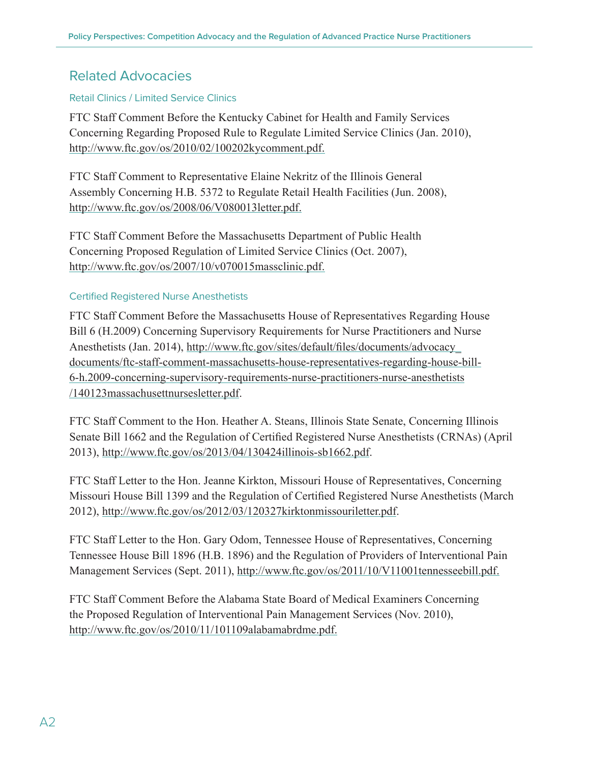## Related Advocacies

### Retail Clinics / Limited Service Clinics

FTC Staff Comment Before the Kentucky Cabinet for Health and Family Services Concerning Regarding Proposed Rule to Regulate Limited Service Clinics (Jan. 2010), http://www.ftc.gov/os/2010/02/100202kycomment.pdf.

FTC Staff Comment to Representative Elaine Nekritz of the Illinois General Assembly Concerning H.B. 5372 to Regulate Retail Health Facilities (Jun. 2008), http://www.ftc.gov/os/2008/06/V080013letter.pdf.

FTC Staff Comment Before the Massachusetts Department of Public Health Concerning Proposed Regulation of Limited Service Clinics (Oct. 2007), http://www.ftc.gov/os/2007/10/v070015massclinic.pdf.

### Certified Registered Nurse Anesthetists

FTC Staff Comment Before the Massachusetts House of Representatives Regarding House Bill 6 (H.2009) Concerning Supervisory Requirements for Nurse Practitioners and Nurse Anesthetists (Jan. 2014), http://www.ftc.gov/sites/default/files/documents/advocacy_documents/ftc-staff-comment-massachusetts-house-representatives-regarding-house-bill-6-h.2009-concerning-supervisory-requirements-nurse-practitioners-nurse-anesthetists/140123massachusettnursesletter.pdf.

FTC Staff Comment to the Hon. Heather A. Steans, Illinois State Senate, Concerning Illinois Senate Bill 1662 and the Regulation of Certified Registered Nurse Anesthetists (CRNAs) (April 2013), http://www.ftc.gov/os/2013/04/130424illinois-sb1662.pdf.

FTC Staff Letter to the Hon. Jeanne Kirkton, Missouri House of Representatives, Concerning Missouri House Bill 1399 and the Regulation of Certified Registered Nurse Anesthetists (March 2012), http://www.ftc.gov/os/2012/03/120327kirktonmissourilettter.pdf.

FTC Staff Letter to the Hon. Gary Odom, Tennessee House of Representatives, Concerning Tennessee House Bill 1896 (H.B. 1896) and the Regulation of Providers of Interventional Pain Management Services (Sept. 2011), http://www.ftc.gov/os/2011/10/V11001tennesseebill.pdf.

FTC Staff Comment Before the Alabama State Board of Medical Examiners Concerning the Proposed Regulation of Interventional Pain Management Services (Nov. 2010), http://www.ftc.gov/os/2010/11/101109alabamabrdme.pdf.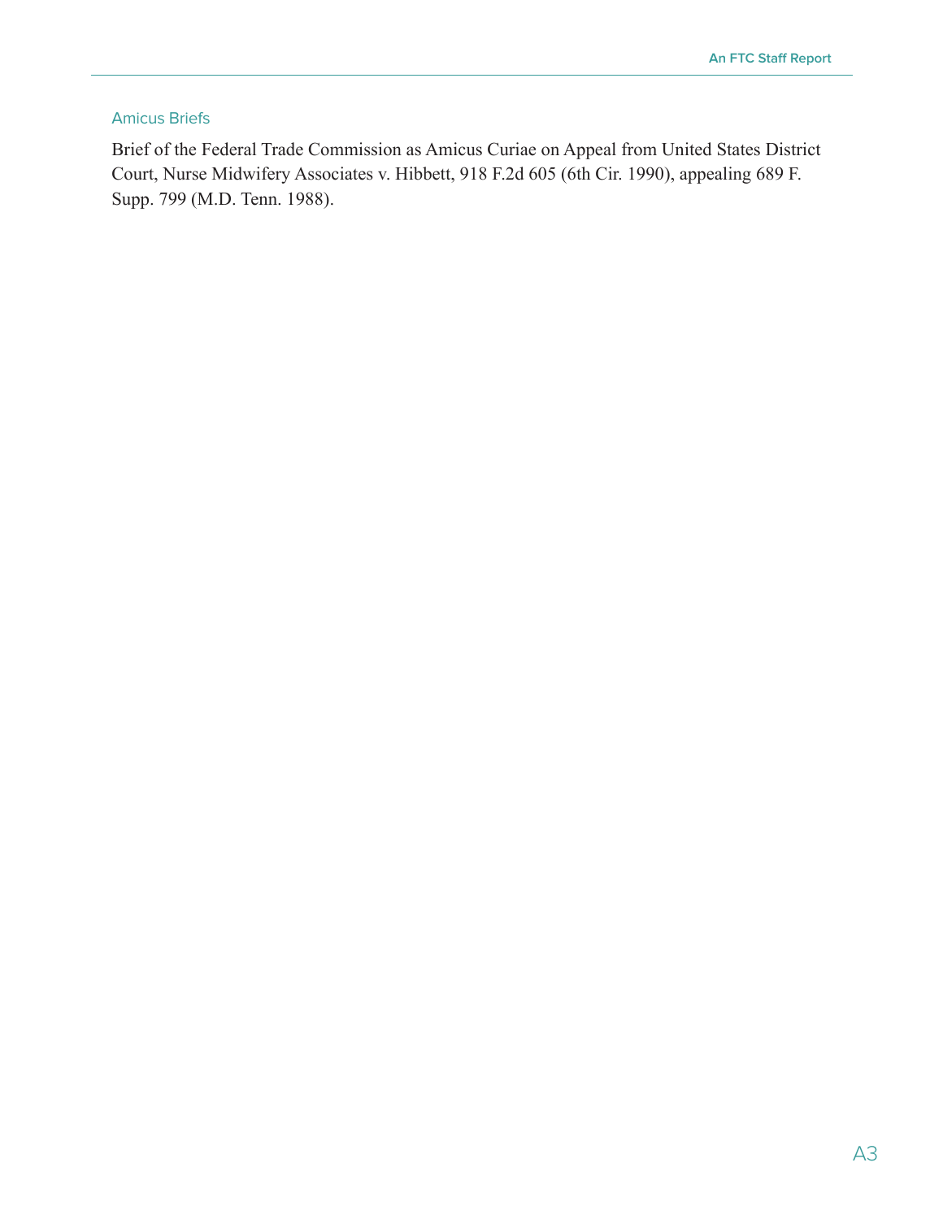### Amicus Briefs

Brief of the Federal Trade Commission as Amicus Curiae on Appeal from United States District Court, Nurse Midwifery Associates v. Hibbett, 918 F.2d 605 (6th Cir. 1990), appealing 689 F. Supp. 799 (M.D. Tenn. 1988).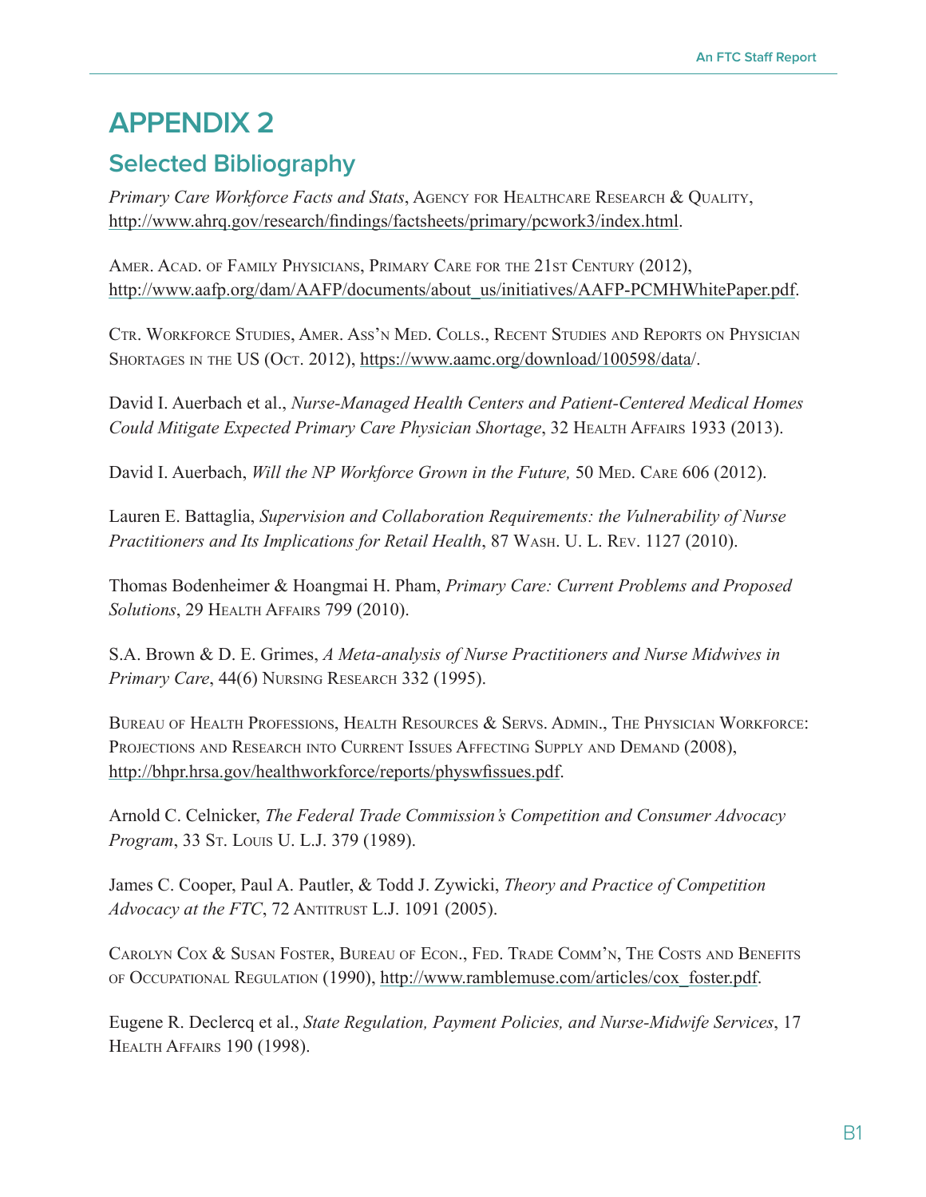# APPENDIX 2

## Selected Bibliography

*Primary Care Workforce Facts and Stats*, Agency for Healthcare Research & Quality, http://www.ahrq.gov/research/findings/factsheets/primary/pcwork3/index.html.

Amer. Acad. of Family Physicians, Primary Care for the 21st Century (2012), http://www.aafp.org/dam/AAFP/documents/about_us/initiatives/AAFP-PCMHWhitePaper.pdf.

Ctr. Workforce Studies, Amer. Ass'n Med. Colls., Recent Studies and Reports on Physician Shortages in the US (Oct. 2012), https://www.aamc.org/download/100598/data/.

David I. Auerbach et al., *Nurse-Managed Health Centers and Patient-Centered Medical Homes Could Mitigate Expected Primary Care Physician Shortage*, 32 Health Affairs 1933 (2013).

David I. Auerbach, *Will the NP Workforce Grown in the Future,* 50 Med. Care 606 (2012).

Lauren E. Battaglia, *Supervision and Collaboration Requirements: the Vulnerability of Nurse Practitioners and Its Implications for Retail Health*, 87 Wash. U. L. Rev. 1127 (2010).

Thomas Bodenheimer & Hoangmai H. Pham, *Primary Care: Current Problems and Proposed Solutions*, 29 Health Affairs 799 (2010).

S.A. Brown & D. E. Grimes, *A Meta-analysis of Nurse Practitioners and Nurse Midwives in Primary Care*, 44(6) Nursing Research 332 (1995).

Bureau of Health Professions, Health Resources & Servs. Admin., The Physician Workforce: Projections and Research into Current Issues Affecting Supply and Demand (2008), http://bhpr.hrsa.gov/healthworkforce/reports/physwfissues.pdf.

Arnold C. Celnicker, *The Federal Trade Commission's Competition and Consumer Advocacy Program*, 33 St. Louis U. L.J. 379 (1989).

James C. Cooper, Paul A. Pautler, & Todd J. Zywicki, *Theory and Practice of Competition Advocacy at the FTC*, 72 Antitrust L.J. 1091 (2005).

Carolyn Cox & Susan Foster, Bureau of Econ., Fed. Trade Comm'n, The Costs and Benefits of Occupational Regulation (1990), http://www.ramblemuse.com/articles/cox_foster.pdf.

Eugene R. Declercq et al., *State Regulation, Payment Policies, and Nurse-Midwife Services*, 17 Health Affairs 190 (1998).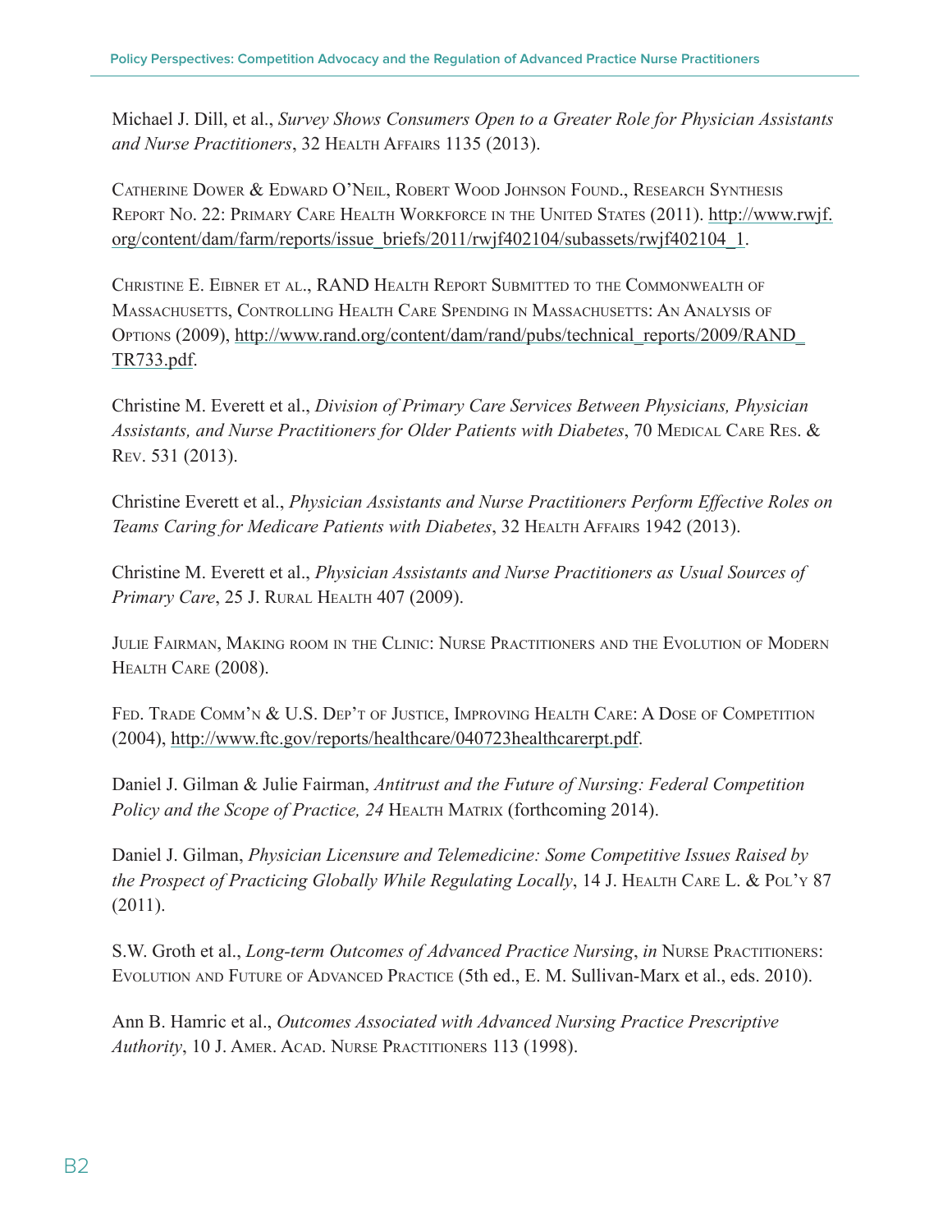Michael J. Dill, et al., *Survey Shows Consumers Open to a Greater Role for Physician Assistants and Nurse Practitioners*, 32 Health Affairs 1135 (2013).

Catherine Dower & Edward O'Neil, Robert Wood Johnson Found., Research Synthesis Report No. 22: Primary Care Health Workforce in the United States (2011). http://www.rwjf.org/content/dam/farm/reports/issue_briefs/2011/rwjf402104/subassets/rwjf402104_1.

Christine E. Eibner et al., RAND Health Report Submitted to the Commonwealth of Massachusetts, Controlling Health Care Spending in Massachusetts: An Analysis of Options (2009), http://www.rand.org/content/dam/rand/pubs/technical_reports/2009/RAND_TR733.pdf.

Christine M. Everett et al., *Division of Primary Care Services Between Physicians, Physician Assistants, and Nurse Practitioners for Older Patients with Diabetes*, 70 Medical Care Res. & Rev. 531 (2013).

Christine Everett et al., *Physician Assistants and Nurse Practitioners Perform Effective Roles on Teams Caring for Medicare Patients with Diabetes*, 32 Health Affairs 1942 (2013).

Christine M. Everett et al., *Physician Assistants and Nurse Practitioners as Usual Sources of Primary Care*, 25 J. Rural Health 407 (2009).

Julie Fairman, Making room in the Clinic: Nurse Practitioners and the Evolution of Modern Health Care (2008).

Fed. Trade Comm'n & U.S. Dep't of Justice, Improving Health Care: A Dose of Competition (2004), http://www.ftc.gov/reports/healthcare/040723healthcarerpt.pdf.

Daniel J. Gilman & Julie Fairman, *Antitrust and the Future of Nursing: Federal Competition Policy and the Scope of Practice, 24* Health Matrix (forthcoming 2014).

Daniel J. Gilman, *Physician Licensure and Telemedicine: Some Competitive Issues Raised by the Prospect of Practicing Globally While Regulating Locally*, 14 J. Health Care L. & Pol'y 87 (2011).

S.W. Groth et al., *Long-term Outcomes of Advanced Practice Nursing*, *in* Nurse Practitioners: Evolution and Future of Advanced Practice (5th ed., E. M. Sullivan-Marx et al., eds. 2010).

Ann B. Hamric et al., *Outcomes Associated with Advanced Nursing Practice Prescriptive Authority*, 10 J. Amer. Acad. Nurse Practitioners 113 (1998).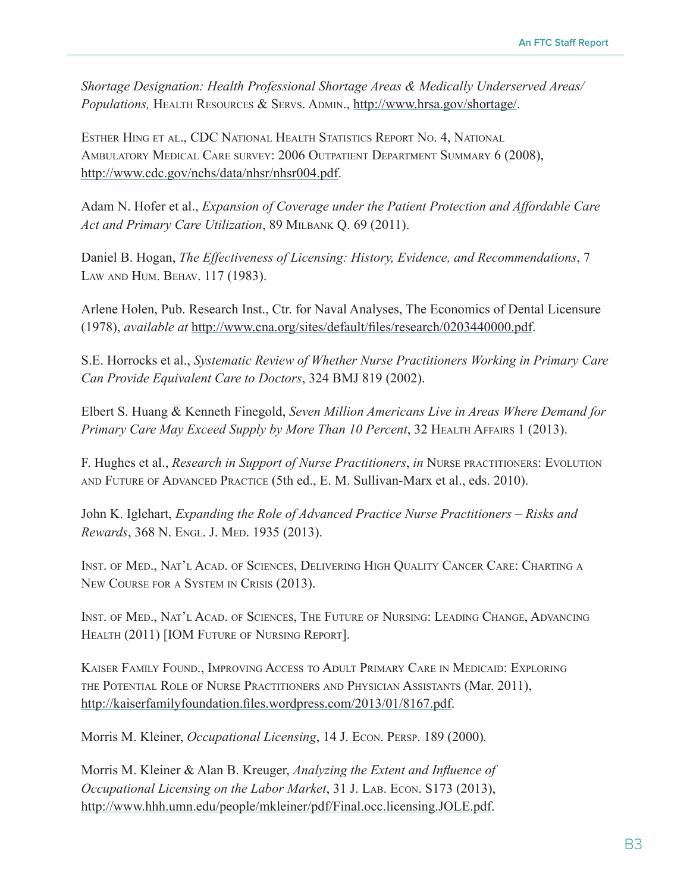*Shortage Designation: Health Professional Shortage Areas & Medically Underserved Areas/ Populations,* Health Resources & Servs. Admin., http://www.hrsa.gov/shortage/.

Esther Hing et al., CDC National Health Statistics Report No. 4, National Ambulatory Medical Care survey: 2006 Outpatient Department Summary 6 (2008), http://www.cdc.gov/nchs/data/nhsr/nhsr004.pdf.

Adam N. Hofer et al., *Expansion of Coverage under the Patient Protection and Affordable Care Act and Primary Care Utilization*, 89 Milbank Q. 69 (2011).

Daniel B. Hogan, *The Effectiveness of Licensing: History, Evidence, and Recommendations*, 7 Law and Hum. Behav. 117 (1983).

Arlene Holen, Pub. Research Inst., Ctr. for Naval Analyses, The Economics of Dental Licensure (1978), *available at* http://www.cna.org/sites/default/files/research/0203440000.pdf.

S.E. Horrocks et al., *Systematic Review of Whether Nurse Practitioners Working in Primary Care Can Provide Equivalent Care to Doctors*, 324 BMJ 819 (2002).

Elbert S. Huang & Kenneth Finegold, *Seven Million Americans Live in Areas Where Demand for Primary Care May Exceed Supply by More Than 10 Percent*, 32 Health Affairs 1 (2013).

F. Hughes et al., *Research in Support of Nurse Practitioners*, *in* Nurse practitioners: Evolution and Future of Advanced Practice (5th ed., E. M. Sullivan-Marx et al., eds. 2010).

John K. Iglehart, *Expanding the Role of Advanced Practice Nurse Practitioners – Risks and Rewards*, 368 N. Engl. J. Med. 1935 (2013).

Inst. of Med., Nat'l Acad. of Sciences, Delivering High Quality Cancer Care: Charting a New Course for a System in Crisis (2013).

Inst. of Med., Nat'l Acad. of Sciences, The Future of Nursing: Leading Change, Advancing Health (2011) [IOM Future of Nursing Report].

Kaiser Family Found., Improving Access to Adult Primary Care in Medicaid: Exploring the Potential Role of Nurse Practitioners and Physician Assistants (Mar. 2011), http://kaiserfamilyfoundation.files.wordpress.com/2013/01/8167.pdf.

Morris M. Kleiner, *Occupational Licensing*, 14 J. Econ. Persp. 189 (2000).

Morris M. Kleiner & Alan B. Kreuger, *Analyzing the Extent and Influence of Occupational Licensing on the Labor Market*, 31 J. Lab. Econ. S173 (2013), http://www.hhh.umn.edu/people/mkleiner/pdf/Final.occ.licensing.JOLE.pdf.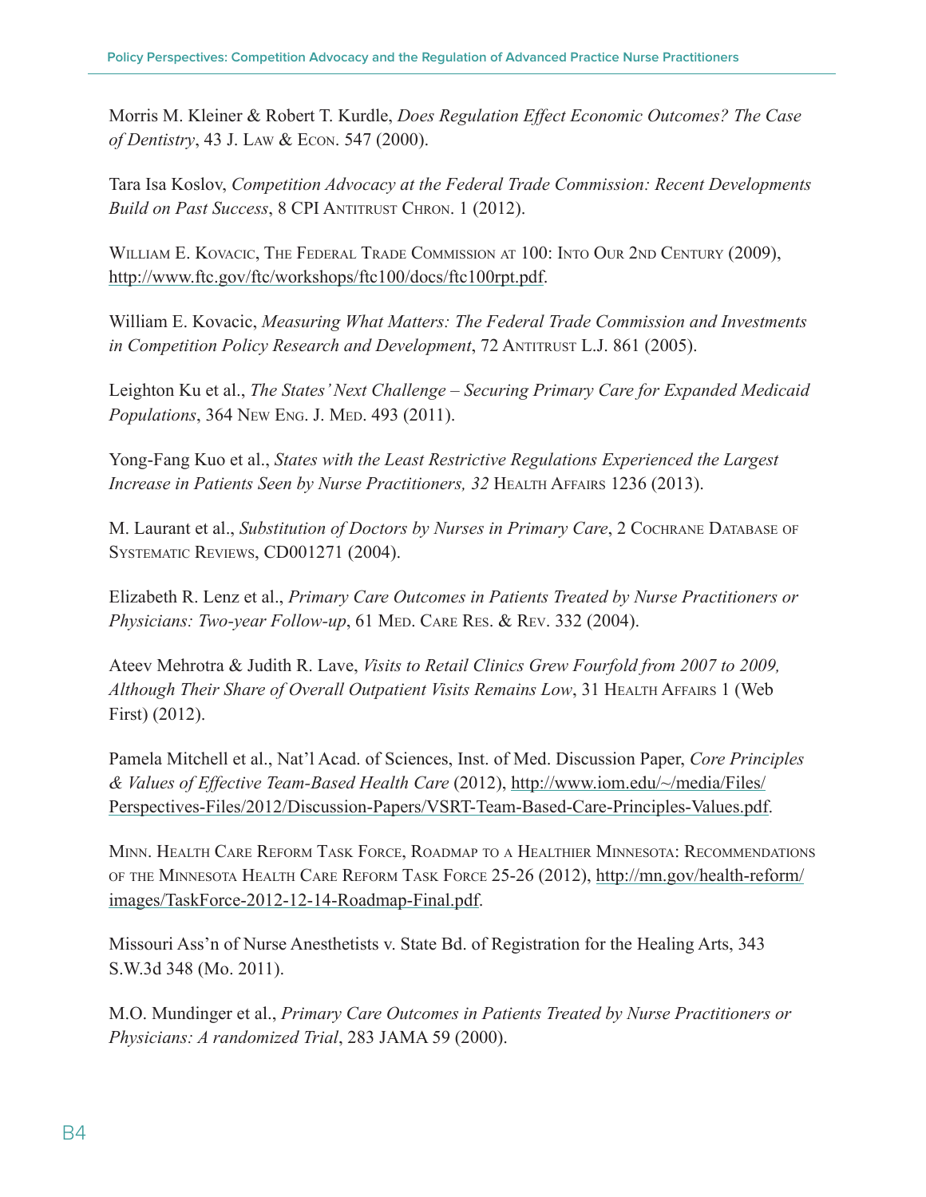Morris M. Kleiner & Robert T. Kurdle, *Does Regulation Effect Economic Outcomes? The Case of Dentistry*, 43 J. Law & Econ. 547 (2000).

Tara Isa Koslov, *Competition Advocacy at the Federal Trade Commission: Recent Developments Build on Past Success*, 8 CPI Antitrust Chron. 1 (2012).

William E. Kovacic, The Federal Trade Commission at 100: Into Our 2nd Century (2009), http://www.ftc.gov/ftc/workshops/ftc100/docs/ftc100rpt.pdf.

William E. Kovacic, *Measuring What Matters: The Federal Trade Commission and Investments in Competition Policy Research and Development*, 72 Antitrust L.J. 861 (2005).

Leighton Ku et al., *The States' Next Challenge – Securing Primary Care for Expanded Medicaid Populations*, 364 New Eng. J. Med. 493 (2011).

Yong-Fang Kuo et al., *States with the Least Restrictive Regulations Experienced the Largest Increase in Patients Seen by Nurse Practitioners, 32* Health Affairs 1236 (2013).

M. Laurant et al., *Substitution of Doctors by Nurses in Primary Care*, 2 Cochrane Database of Systematic Reviews, CD001271 (2004).

Elizabeth R. Lenz et al., *Primary Care Outcomes in Patients Treated by Nurse Practitioners or Physicians: Two-year Follow-up*, 61 Med. Care Res. & Rev. 332 (2004).

Ateev Mehrotra & Judith R. Lave, *Visits to Retail Clinics Grew Fourfold from 2007 to 2009, Although Their Share of Overall Outpatient Visits Remains Low*, 31 Health Affairs 1 (Web First) (2012).

Pamela Mitchell et al., Nat'l Acad. of Sciences, Inst. of Med. Discussion Paper, *Core Principles & Values of Effective Team-Based Health Care* (2012), http://www.iom.edu/~/media/Files/Perspectives-Files/2012/Discussion-Papers/VSRT-Team-Based-Care-Principles-Values.pdf.

Minn. Health Care Reform Task Force, Roadmap to a Healthier Minnesota: Recommendations of the Minnesota Health Care Reform Task Force 25-26 (2012), http://mn.gov/health-reform/images/TaskForce-2012-12-14-Roadmap-Final.pdf.

Missouri Ass'n of Nurse Anesthetists v. State Bd. of Registration for the Healing Arts, 343 S.W.3d 348 (Mo. 2011).

M.O. Mundinger et al., *Primary Care Outcomes in Patients Treated by Nurse Practitioners or Physicians: A randomized Trial*, 283 JAMA 59 (2000).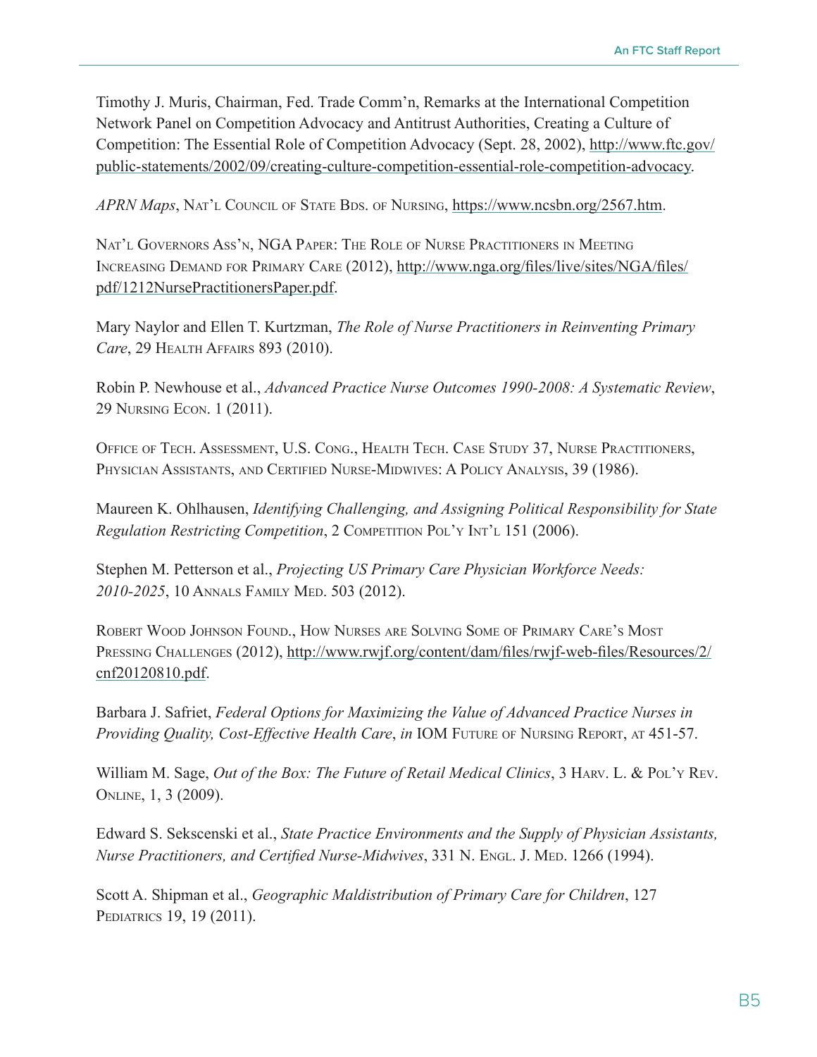Timothy J. Muris, Chairman, Fed. Trade Comm'n, Remarks at the International Competition Network Panel on Competition Advocacy and Antitrust Authorities, Creating a Culture of Competition: The Essential Role of Competition Advocacy (Sept. 28, 2002), http://www.ftc.gov/public-statements/2002/09/creating-culture-competition-essential-role-competition-advocacy.

*APRN Maps*, Nat'l Council of State Bds. of Nursing, https://www.ncsbn.org/2567.htm.

Nat'l Governors Ass'n, NGA Paper: The Role of Nurse Practitioners in Meeting Increasing Demand for Primary Care (2012), http://www.nga.org/files/live/sites/NGA/files/pdf/1212NursePractitionersPaper.pdf.

Mary Naylor and Ellen T. Kurtzman, *The Role of Nurse Practitioners in Reinventing Primary Care*, 29 Health Affairs 893 (2010).

Robin P. Newhouse et al., *Advanced Practice Nurse Outcomes 1990-2008: A Systematic Review*, 29 Nursing Econ. 1 (2011).

Office of Tech. Assessment, U.S. Cong., Health Tech. Case Study 37, Nurse Practitioners, Physician Assistants, and Certified Nurse-Midwives: A Policy Analysis, 39 (1986).

Maureen K. Ohlhausen, *Identifying Challenging, and Assigning Political Responsibility for State Regulation Restricting Competition*, 2 Competition Pol'y Int'l 151 (2006).

Stephen M. Petterson et al., *Projecting US Primary Care Physician Workforce Needs: 2010-2025*, 10 Annals Family Med. 503 (2012).

Robert Wood Johnson Found., How Nurses are Solving Some of Primary Care's Most Pressing Challenges (2012), http://www.rwjf.org/content/dam/files/rwjf-web-files/Resources/2/cnf20120810.pdf.

Barbara J. Safriet, *Federal Options for Maximizing the Value of Advanced Practice Nurses in Providing Quality, Cost-Effective Health Care*, *in* IOM Future of Nursing Report, at 451-57.

William M. Sage, *Out of the Box: The Future of Retail Medical Clinics*, 3 Harv. L. & Pol'y Rev. Online, 1, 3 (2009).

Edward S. Sekscenski et al., *State Practice Environments and the Supply of Physician Assistants, Nurse Practitioners, and Certified Nurse-Midwives*, 331 N. Engl. J. Med. 1266 (1994).

Scott A. Shipman et al., *Geographic Maldistribution of Primary Care for Children*, 127 Pediatrics 19, 19 (2011).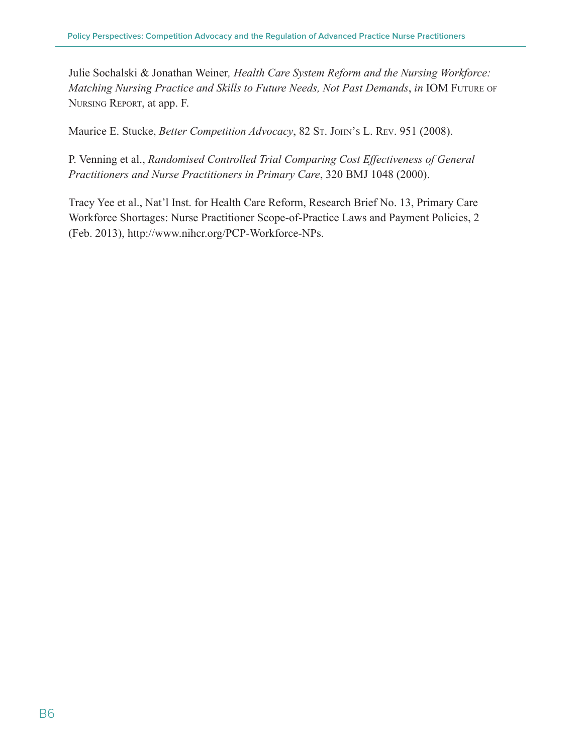Julie Sochalski & Jonathan Weiner*, Health Care System Reform and the Nursing Workforce: Matching Nursing Practice and Skills to Future Needs, Not Past Demands*, *in* IOM Future of Nursing Report, at app. F.

Maurice E. Stucke, *Better Competition Advocacy*, 82 St. John's L. Rev. 951 (2008).

P. Venning et al., *Randomised Controlled Trial Comparing Cost Effectiveness of General Practitioners and Nurse Practitioners in Primary Care*, 320 BMJ 1048 (2000).

Tracy Yee et al., Nat'l Inst. for Health Care Reform, Research Brief No. 13, Primary Care Workforce Shortages: Nurse Practitioner Scope-of-Practice Laws and Payment Policies, 2 (Feb. 2013), http://www.nihcr.org/PCP-Workforce-NPs.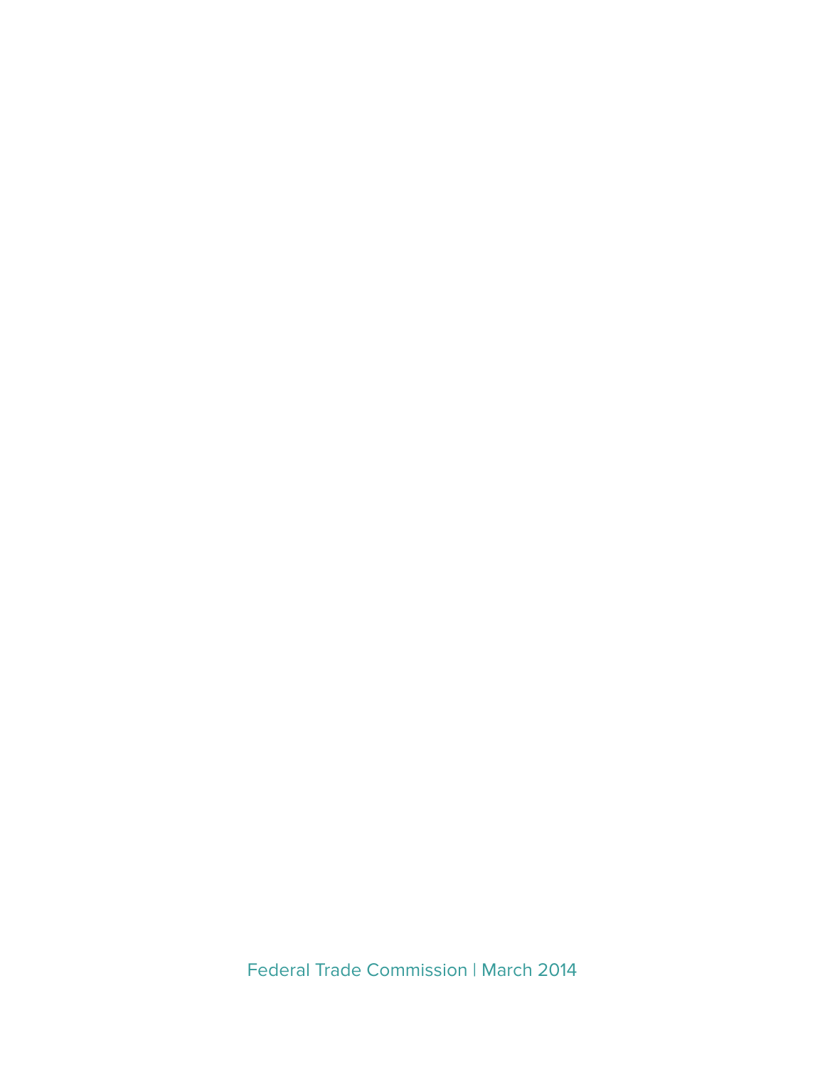Federal Trade Commission | March 2014